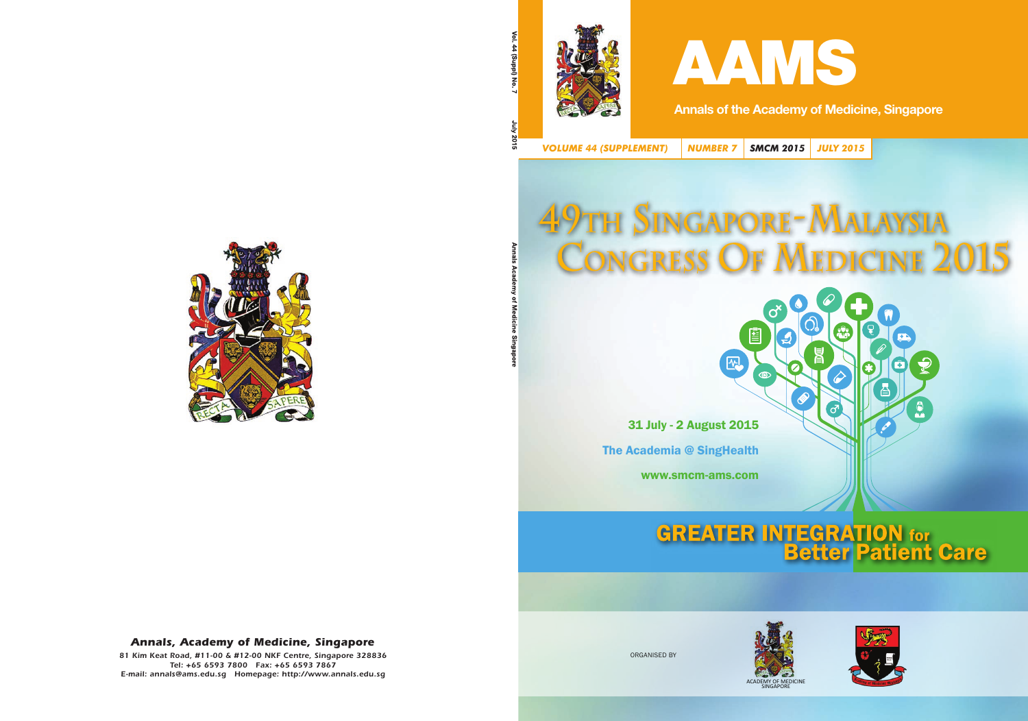**Annals, Academy of Medicine, Singapore**

81 Kim Keat Road, #11-00 & #12-00 NKF Centre, Singapore 328836
Tel: +65 6593 7800 Fax: +65 6593 7867
E-mail: annals@ams.edu.sg Homepage: http://www.annals.edu.sg

Vol. 44 (Suppl) No. 7 July 2015

Annals Academy of Medicine Singapore

# AAMS

**Annals of the Academy of Medicine, Singapore**

*VOLUME 44 (SUPPLEMENT)* | *NUMBER 7* | ***SMCM 2015*** | *JULY 2015*

# 49TH SINGAPORE-MALAYSIA CONGRESS OF MEDICINE 2015

**31 July - 2 August 2015**

**The Academia @ SingHealth**

**www.smcm-ams.com**

## GREATER INTEGRATION for Better Patient Care

ORGANISED BY

ACADEMY OF MEDICINE SINGAPORE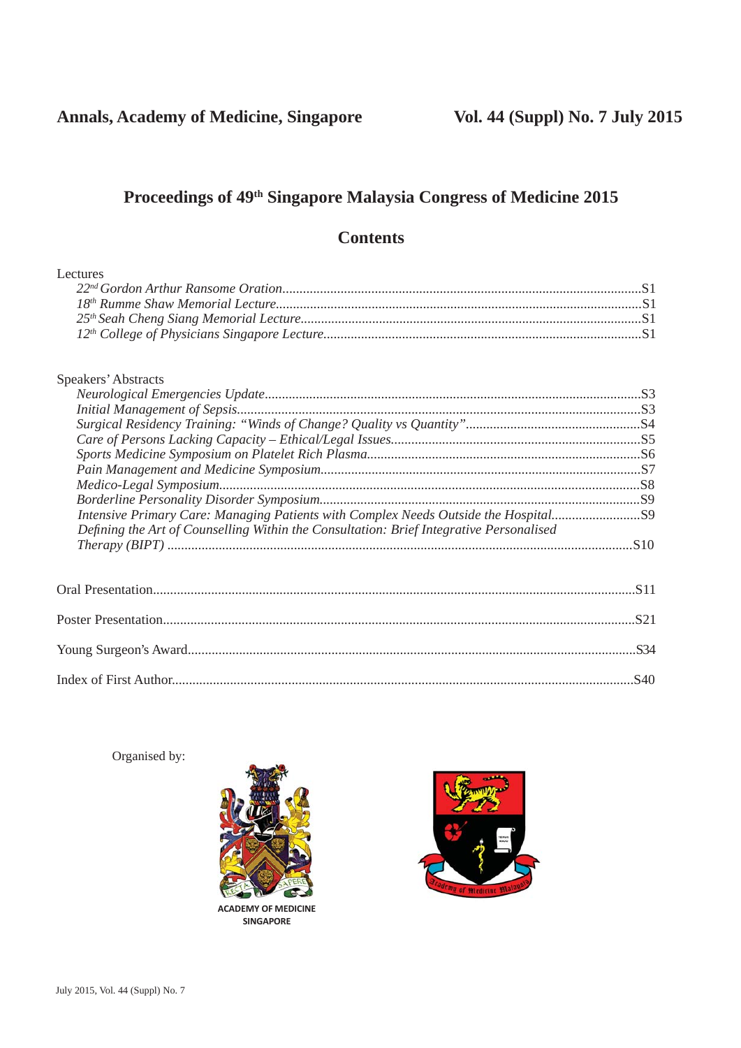## Proceedings of 49th Singapore Malaysia Congress of Medicine 2015

### Contents

Lectures

- *22nd Gordon Arthur Ransome Oration*.....S1
- *18th Rumme Shaw Memorial Lecture*.....S1
- *25th Seah Cheng Siang Memorial Lecture*.....S1
- *12th College of Physicians Singapore Lecture*.....S1

Speakers' Abstracts

- *Neurological Emergencies Update*.....S3
- *Initial Management of Sepsis*.....S3
- *Surgical Residency Training: "Winds of Change? Quality vs Quantity"*.....S4
- *Care of Persons Lacking Capacity – Ethical/Legal Issues*.....S5
- *Sports Medicine Symposium on Platelet Rich Plasma*.....S6
- *Pain Management and Medicine Symposium*.....S7
- *Medico-Legal Symposium*.....S8
- *Borderline Personality Disorder Symposium*.....S9
- *Intensive Primary Care: Managing Patients with Complex Needs Outside the Hospital*.....S9
- *Defining the Art of Counselling Within the Consultation: Brief Integrative Personalised Therapy (BIPT)*.....S10

Oral Presentation.....S11

Poster Presentation.....S21

Young Surgeon's Award.....S34

Index of First Author.....S40

Organised by:

ACADEMY OF MEDICINE SINGAPORE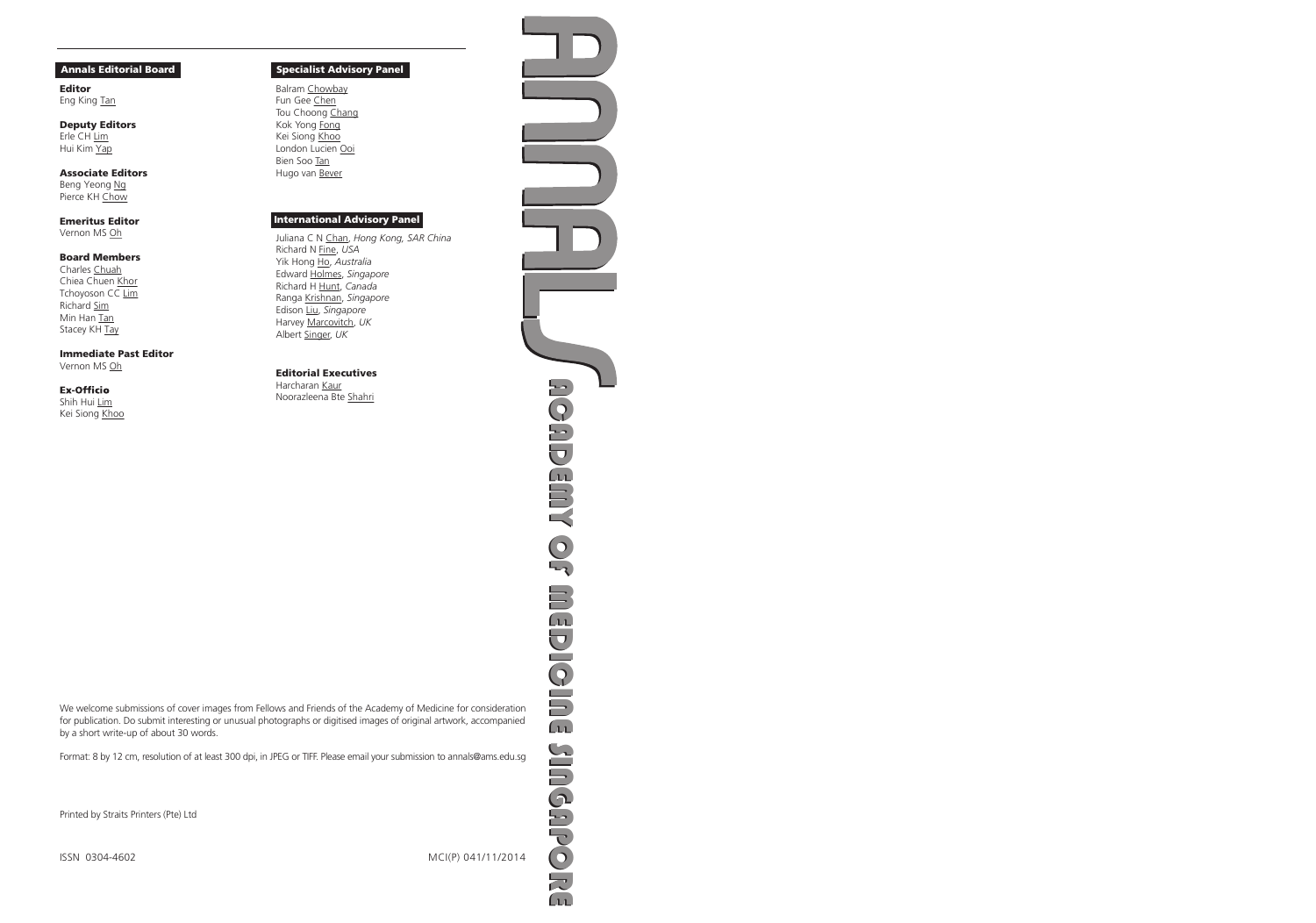## Annals Editorial Board

**Editor**
Eng King Tan

**Deputy Editors**
Erle CH Lim
Hui Kim Yap

**Associate Editors**
Beng Yeong Ng
Pierce KH Chow

**Emeritus Editor**
Vernon MS Oh

**Board Members**
Charles Chuah
Chiea Chuen Khor
Tchoyoson CC Lim
Richard Sim
Min Han Tan
Stacey KH Tay

**Immediate Past Editor**
Vernon MS Oh

**Ex-Officio**
Shih Hui Lim
Kei Siong Khoo

## Specialist Advisory Panel

Balram Chowbay
Fun Gee Chen
Tou Choong Chang
Kok Yong Fong
Kei Siong Khoo
London Lucien Ooi
Bien Soo Tan
Hugo van Bever

## International Advisory Panel

Juliana C N Chan, *Hong Kong, SAR China*
Richard N Fine, *USA*
Yik Hong Ho, *Australia*
Edward Holmes, *Singapore*
Richard H Hunt, *Canada*
Ranga Krishnan, *Singapore*
Edison Liu, *Singapore*
Harvey Marcovitch, *UK*
Albert Singer, *UK*

**Editorial Executives**
Harcharan Kaur
Noorazleena Bte Shahri

# ANNALS
## ACADEMY OF MEDICINE SINGAPORE

We welcome submissions of cover images from Fellows and Friends of the Academy of Medicine for consideration for publication. Do submit interesting or unusual photographs or digitised images of original artwork, accompanied by a short write-up of about 30 words.

Format: 8 by 12 cm, resolution of at least 300 dpi, in JPEG or TIFF. Please email your submission to annals@ams.edu.sg

Printed by Straits Printers (Pte) Ltd

ISSN 0304-4602

MCI(P) 041/11/2014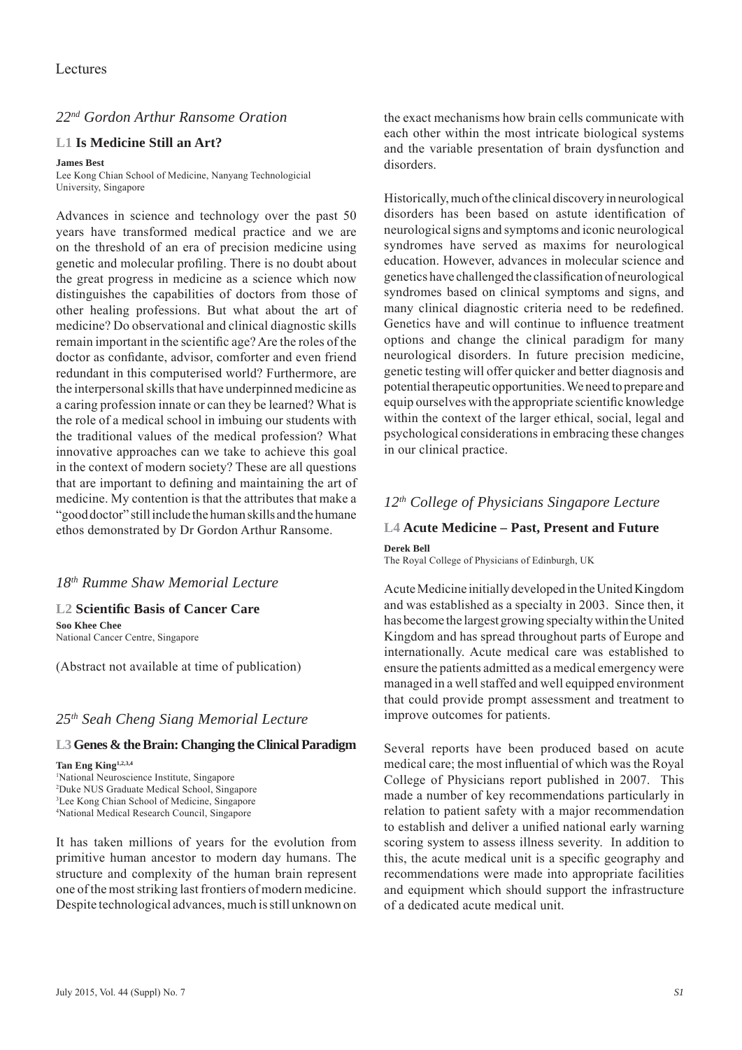# Lectures

## *22nd Gordon Arthur Ransome Oration*

### L1 Is Medicine Still an Art?

**James Best**
Lee Kong Chian School of Medicine, Nanyang Technologicial University, Singapore

Advances in science and technology over the past 50 years have transformed medical practice and we are on the threshold of an era of precision medicine using genetic and molecular profiling. There is no doubt about the great progress in medicine as a science which now distinguishes the capabilities of doctors from those of other healing professions. But what about the art of medicine? Do observational and clinical diagnostic skills remain important in the scientific age? Are the roles of the doctor as confidante, advisor, comforter and even friend redundant in this computerised world? Furthermore, are the interpersonal skills that have underpinned medicine as a caring profession innate or can they be learned? What is the role of a medical school in imbuing our students with the traditional values of the medical profession? What innovative approaches can we take to achieve this goal in the context of modern society? These are all questions that are important to defining and maintaining the art of medicine. My contention is that the attributes that make a "good doctor" still include the human skills and the humane ethos demonstrated by Dr Gordon Arthur Ransome.

## *18th Rumme Shaw Memorial Lecture*

### L2 Scientific Basis of Cancer Care

**Soo Khee Chee**
National Cancer Centre, Singapore

(Abstract not available at time of publication)

## *25th Seah Cheng Siang Memorial Lecture*

### L3 Genes & the Brain: Changing the Clinical Paradigm

**Tan Eng King**[1,2,3,4]
[1]National Neuroscience Institute, Singapore
[2]Duke NUS Graduate Medical School, Singapore
[3]Lee Kong Chian School of Medicine, Singapore
[4]National Medical Research Council, Singapore

It has taken millions of years for the evolution from primitive human ancestor to modern day humans. The structure and complexity of the human brain represent one of the most striking last frontiers of modern medicine. Despite technological advances, much is still unknown on the exact mechanisms how brain cells communicate with each other within the most intricate biological systems and the variable presentation of brain dysfunction and disorders.

Historically, much of the clinical discovery in neurological disorders has been based on astute identification of neurological signs and symptoms and iconic neurological syndromes have served as maxims for neurological education. However, advances in molecular science and genetics have challenged the classification of neurological syndromes based on clinical symptoms and signs, and many clinical diagnostic criteria need to be redefined. Genetics have and will continue to influence treatment options and change the clinical paradigm for many neurological disorders. In future precision medicine, genetic testing will offer quicker and better diagnosis and potential therapeutic opportunities. We need to prepare and equip ourselves with the appropriate scientific knowledge within the context of the larger ethical, social, legal and psychological considerations in embracing these changes in our clinical practice.

## *12th College of Physicians Singapore Lecture*

### L4 Acute Medicine – Past, Present and Future

**Derek Bell**
The Royal College of Physicians of Edinburgh, UK

Acute Medicine initially developed in the United Kingdom and was established as a specialty in 2003. Since then, it has become the largest growing specialty within the United Kingdom and has spread throughout parts of Europe and internationally. Acute medical care was established to ensure the patients admitted as a medical emergency were managed in a well staffed and well equipped environment that could provide prompt assessment and treatment to improve outcomes for patients.

Several reports have been produced based on acute medical care; the most influential of which was the Royal College of Physicians report published in 2007. This made a number of key recommendations particularly in relation to patient safety with a major recommendation to establish and deliver a unified national early warning scoring system to assess illness severity. In addition to this, the acute medical unit is a specific geography and recommendations were made into appropriate facilities and equipment which should support the infrastructure of a dedicated acute medical unit.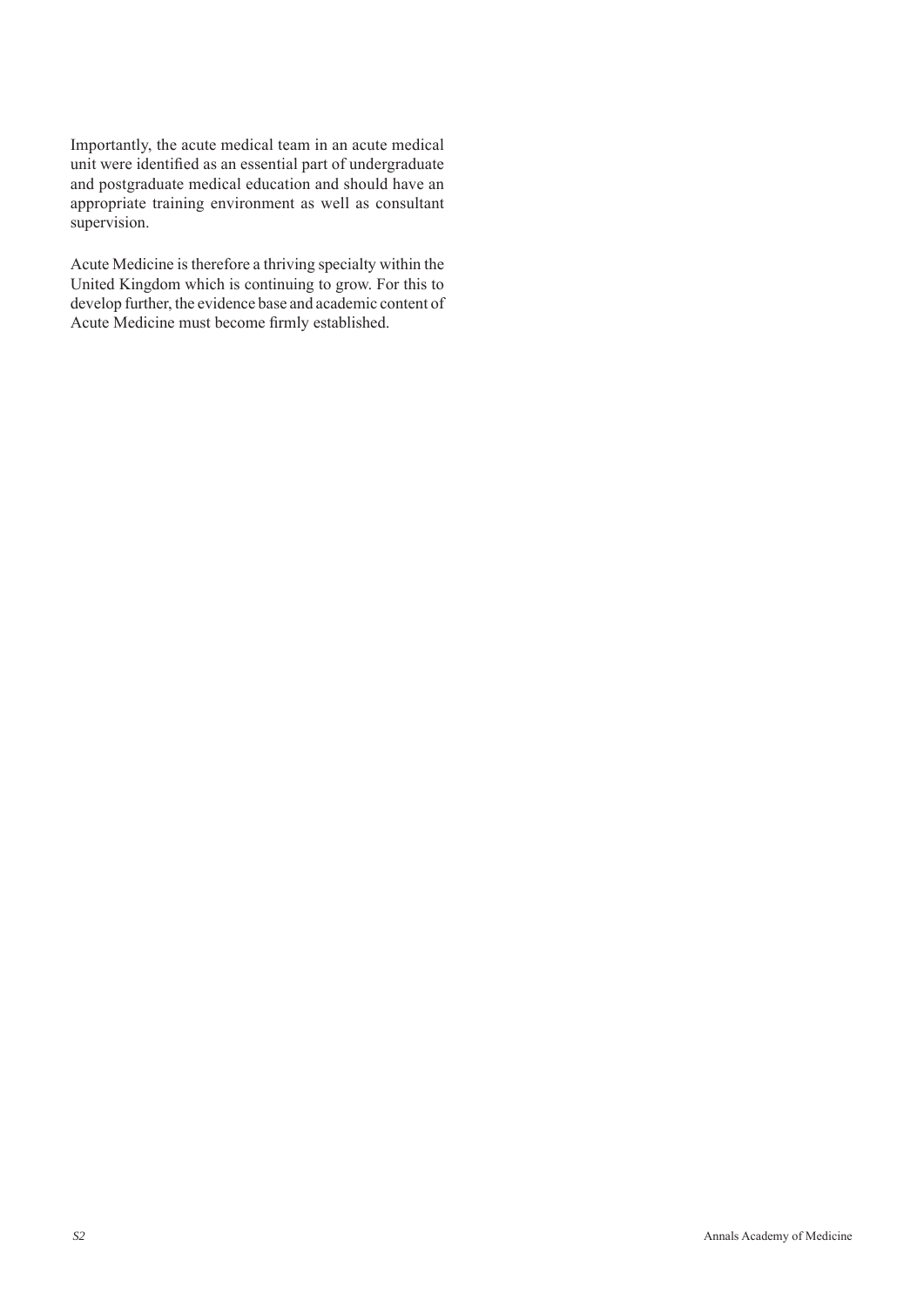Importantly, the acute medical team in an acute medical unit were identified as an essential part of undergraduate and postgraduate medical education and should have an appropriate training environment as well as consultant supervision.

Acute Medicine is therefore a thriving specialty within the United Kingdom which is continuing to grow. For this to develop further, the evidence base and academic content of Acute Medicine must become firmly established.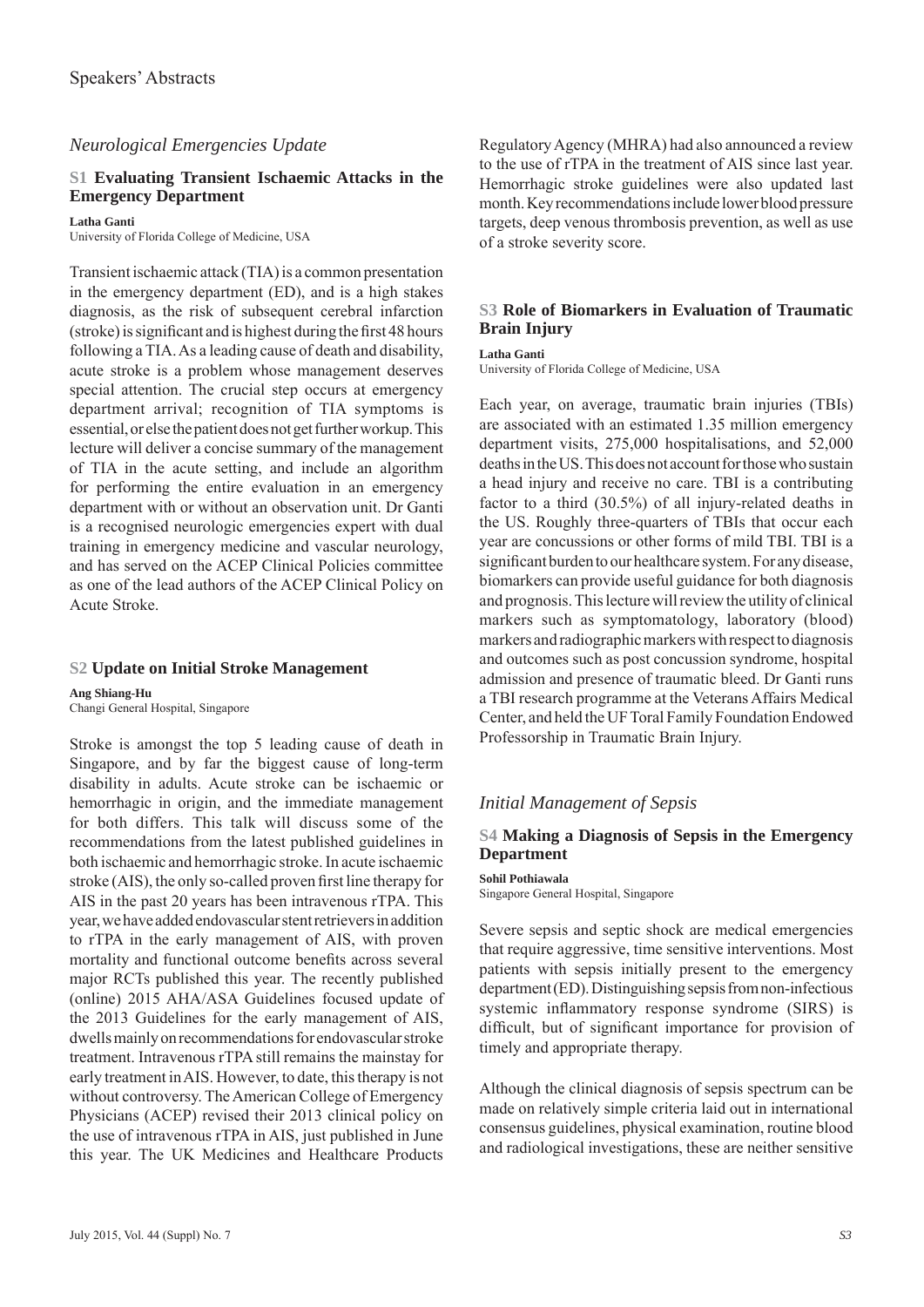## *Neurological Emergencies Update*

### S1 Evaluating Transient Ischaemic Attacks in the Emergency Department

**Latha Ganti**
University of Florida College of Medicine, USA

Transient ischaemic attack (TIA) is a common presentation in the emergency department (ED), and is a high stakes diagnosis, as the risk of subsequent cerebral infarction (stroke) is significant and is highest during the first 48 hours following a TIA. As a leading cause of death and disability, acute stroke is a problem whose management deserves special attention. The crucial step occurs at emergency department arrival; recognition of TIA symptoms is essential, or else the patient does not get further workup. This lecture will deliver a concise summary of the management of TIA in the acute setting, and include an algorithm for performing the entire evaluation in an emergency department with or without an observation unit. Dr Ganti is a recognised neurologic emergencies expert with dual training in emergency medicine and vascular neurology, and has served on the ACEP Clinical Policies committee as one of the lead authors of the ACEP Clinical Policy on Acute Stroke.

### S2 Update on Initial Stroke Management

**Ang Shiang-Hu**
Changi General Hospital, Singapore

Stroke is amongst the top 5 leading cause of death in Singapore, and by far the biggest cause of long-term disability in adults. Acute stroke can be ischaemic or hemorrhagic in origin, and the immediate management for both differs. This talk will discuss some of the recommendations from the latest published guidelines in both ischaemic and hemorrhagic stroke. In acute ischaemic stroke (AIS), the only so-called proven first line therapy for AIS in the past 20 years has been intravenous rTPA. This year, we have added endovascular stent retrievers in addition to rTPA in the early management of AIS, with proven mortality and functional outcome benefits across several major RCTs published this year. The recently published (online) 2015 AHA/ASA Guidelines focused update of the 2013 Guidelines for the early management of AIS, dwells mainly on recommendations for endovascular stroke treatment. Intravenous rTPA still remains the mainstay for early treatment in AIS. However, to date, this therapy is not without controversy. The American College of Emergency Physicians (ACEP) revised their 2013 clinical policy on the use of intravenous rTPA in AIS, just published in June this year. The UK Medicines and Healthcare Products Regulatory Agency (MHRA) had also announced a review to the use of rTPA in the treatment of AIS since last year. Hemorrhagic stroke guidelines were also updated last month. Key recommendations include lower blood pressure targets, deep venous thrombosis prevention, as well as use of a stroke severity score.

### S3 Role of Biomarkers in Evaluation of Traumatic Brain Injury

**Latha Ganti**
University of Florida College of Medicine, USA

Each year, on average, traumatic brain injuries (TBIs) are associated with an estimated 1.35 million emergency department visits, 275,000 hospitalisations, and 52,000 deaths in the US. This does not account for those who sustain a head injury and receive no care. TBI is a contributing factor to a third (30.5%) of all injury-related deaths in the US. Roughly three-quarters of TBIs that occur each year are concussions or other forms of mild TBI. TBI is a significant burden to our healthcare system. For any disease, biomarkers can provide useful guidance for both diagnosis and prognosis. This lecture will review the utility of clinical markers such as symptomatology, laboratory (blood) markers and radiographic markers with respect to diagnosis and outcomes such as post concussion syndrome, hospital admission and presence of traumatic bleed. Dr Ganti runs a TBI research programme at the Veterans Affairs Medical Center, and held the UF Toral Family Foundation Endowed Professorship in Traumatic Brain Injury.

## *Initial Management of Sepsis*

### S4 Making a Diagnosis of Sepsis in the Emergency Department

**Sohil Pothiawala**
Singapore General Hospital, Singapore

Severe sepsis and septic shock are medical emergencies that require aggressive, time sensitive interventions. Most patients with sepsis initially present to the emergency department (ED). Distinguishing sepsis from non-infectious systemic inflammatory response syndrome (SIRS) is difficult, but of significant importance for provision of timely and appropriate therapy.

Although the clinical diagnosis of sepsis spectrum can be made on relatively simple criteria laid out in international consensus guidelines, physical examination, routine blood and radiological investigations, these are neither sensitive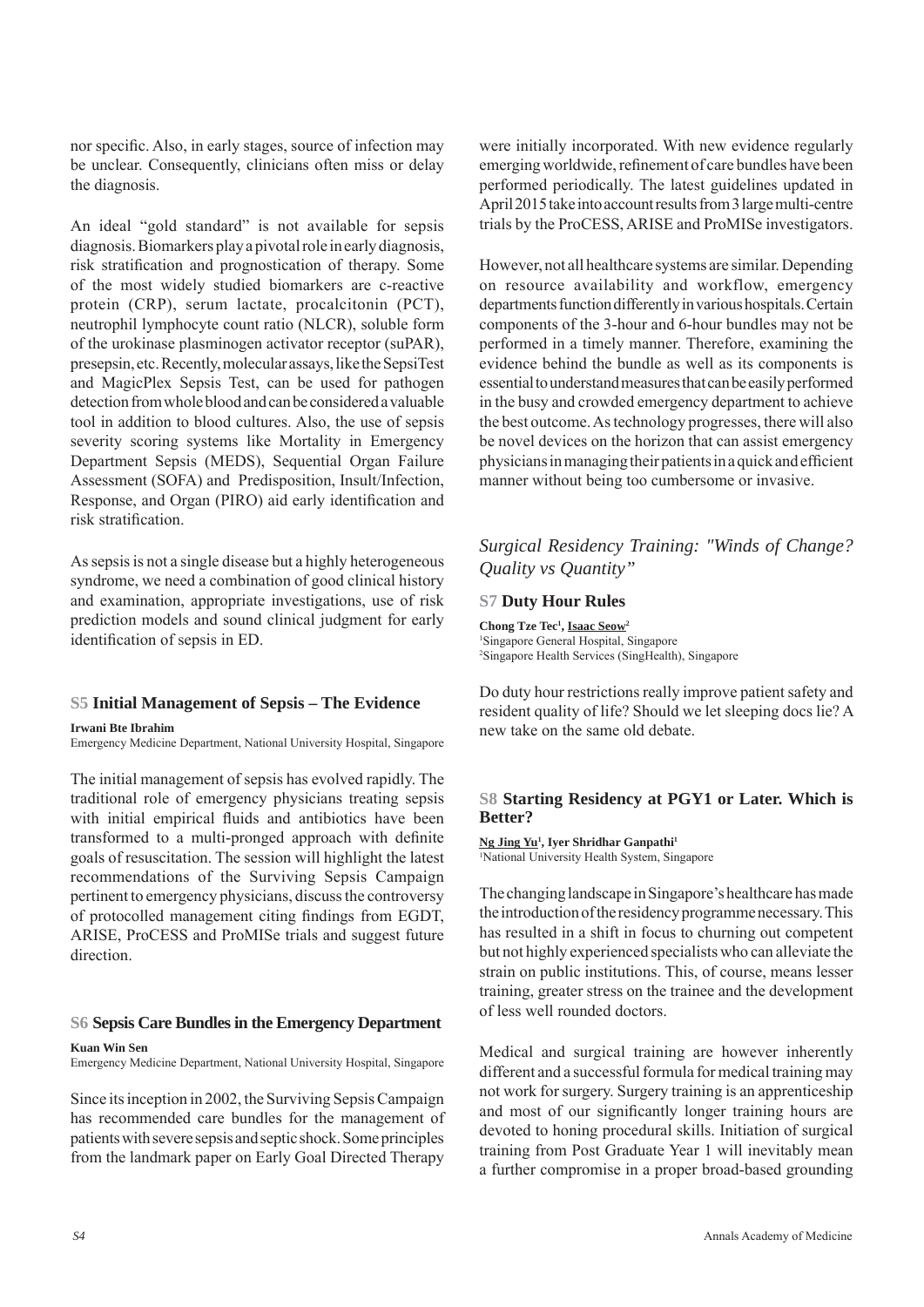nor specific. Also, in early stages, source of infection may be unclear. Consequently, clinicians often miss or delay the diagnosis.

An ideal "gold standard" is not available for sepsis diagnosis. Biomarkers play a pivotal role in early diagnosis, risk stratification and prognostication of therapy. Some of the most widely studied biomarkers are c-reactive protein (CRP), serum lactate, procalcitonin (PCT), neutrophil lymphocyte count ratio (NLCR), soluble form of the urokinase plasminogen activator receptor (suPAR), presepsin, etc. Recently, molecular assays, like the SepsiTest and MagicPlex Sepsis Test, can be used for pathogen detection from whole blood and can be considered a valuable tool in addition to blood cultures. Also, the use of sepsis severity scoring systems like Mortality in Emergency Department Sepsis (MEDS), Sequential Organ Failure Assessment (SOFA) and Predisposition, Insult/Infection, Response, and Organ (PIRO) aid early identification and risk stratification.

As sepsis is not a single disease but a highly heterogeneous syndrome, we need a combination of good clinical history and examination, appropriate investigations, use of risk prediction models and sound clinical judgment for early identification of sepsis in ED.

### S5 Initial Management of Sepsis – The Evidence

**Irwani Bte Ibrahim**
Emergency Medicine Department, National University Hospital, Singapore

The initial management of sepsis has evolved rapidly. The traditional role of emergency physicians treating sepsis with initial empirical fluids and antibiotics have been transformed to a multi-pronged approach with definite goals of resuscitation. The session will highlight the latest recommendations of the Surviving Sepsis Campaign pertinent to emergency physicians, discuss the controversy of protocolled management citing findings from EGDT, ARISE, ProCESS and ProMISe trials and suggest future direction.

### S6 Sepsis Care Bundles in the Emergency Department

**Kuan Win Sen**
Emergency Medicine Department, National University Hospital, Singapore

Since its inception in 2002, the Surviving Sepsis Campaign has recommended care bundles for the management of patients with severe sepsis and septic shock. Some principles from the landmark paper on Early Goal Directed Therapy were initially incorporated. With new evidence regularly emerging worldwide, refinement of care bundles have been performed periodically. The latest guidelines updated in April 2015 take into account results from 3 large multi-centre trials by the ProCESS, ARISE and ProMISe investigators.

However, not all healthcare systems are similar. Depending on resource availability and workflow, emergency departments function differently in various hospitals. Certain components of the 3-hour and 6-hour bundles may not be performed in a timely manner. Therefore, examining the evidence behind the bundle as well as its components is essential to understand measures that can be easily performed in the busy and crowded emergency department to achieve the best outcome. As technology progresses, there will also be novel devices on the horizon that can assist emergency physicians in managing their patients in a quick and efficient manner without being too cumbersome or invasive.

## *Surgical Residency Training: "Winds of Change? Quality vs Quantity"*

### S7 Duty Hour Rules

**Chong Tze Tec[1], Isaac Seow[2]**
[1]Singapore General Hospital, Singapore
[2]Singapore Health Services (SingHealth), Singapore

Do duty hour restrictions really improve patient safety and resident quality of life? Should we let sleeping docs lie? A new take on the same old debate.

### S8 Starting Residency at PGY1 or Later. Which is Better?

**Ng Jing Yu[1], Iyer Shridhar Ganpathi[1]**
[1]National University Health System, Singapore

The changing landscape in Singapore's healthcare has made the introduction of the residency programme necessary. This has resulted in a shift in focus to churning out competent but not highly experienced specialists who can alleviate the strain on public institutions. This, of course, means lesser training, greater stress on the trainee and the development of less well rounded doctors.

Medical and surgical training are however inherently different and a successful formula for medical training may not work for surgery. Surgery training is an apprenticeship and most of our significantly longer training hours are devoted to honing procedural skills. Initiation of surgical training from Post Graduate Year 1 will inevitably mean a further compromise in a proper broad-based grounding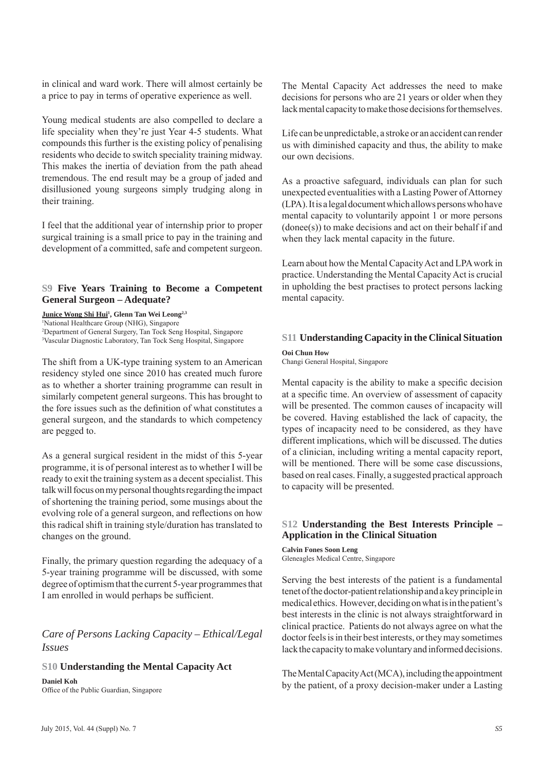in clinical and ward work. There will almost certainly be a price to pay in terms of operative experience as well.

Young medical students are also compelled to declare a life speciality when they're just Year 4-5 students. What compounds this further is the existing policy of penalising residents who decide to switch speciality training midway. This makes the inertia of deviation from the path ahead tremendous. The end result may be a group of jaded and disillusioned young surgeons simply trudging along in their training.

I feel that the additional year of internship prior to proper surgical training is a small price to pay in the training and development of a committed, safe and competent surgeon.

### S9 Five Years Training to Become a Competent General Surgeon – Adequate?

**Junice Wong Shi Hui[1], Glenn Tan Wei Leong[2,3]**

[1]National Healthcare Group (NHG), Singapore
[2]Department of General Surgery, Tan Tock Seng Hospital, Singapore
[3]Vascular Diagnostic Laboratory, Tan Tock Seng Hospital, Singapore

The shift from a UK-type training system to an American residency styled one since 2010 has created much furore as to whether a shorter training programme can result in similarly competent general surgeons. This has brought to the fore issues such as the definition of what constitutes a general surgeon, and the standards to which competency are pegged to.

As a general surgical resident in the midst of this 5-year programme, it is of personal interest as to whether I will be ready to exit the training system as a decent specialist. This talk will focus on my personal thoughts regarding the impact of shortening the training period, some musings about the evolving role of a general surgeon, and reflections on how this radical shift in training style/duration has translated to changes on the ground.

Finally, the primary question regarding the adequacy of a 5-year training programme will be discussed, with some degree of optimism that the current 5-year programmes that I am enrolled in would perhaps be sufficient.

## *Care of Persons Lacking Capacity – Ethical/Legal Issues*

### S10 Understanding the Mental Capacity Act

**Daniel Koh**
Office of the Public Guardian, Singapore

The Mental Capacity Act addresses the need to make decisions for persons who are 21 years or older when they lack mental capacity to make those decisions for themselves.

Life can be unpredictable, a stroke or an accident can render us with diminished capacity and thus, the ability to make our own decisions.

As a proactive safeguard, individuals can plan for such unexpected eventualities with a Lasting Power of Attorney (LPA). It is a legal document which allows persons who have mental capacity to voluntarily appoint 1 or more persons (donee(s)) to make decisions and act on their behalf if and when they lack mental capacity in the future.

Learn about how the Mental Capacity Act and LPA work in practice. Understanding the Mental Capacity Act is crucial in upholding the best practises to protect persons lacking mental capacity.

### S11 Understanding Capacity in the Clinical Situation

**Ooi Chun How**
Changi General Hospital, Singapore

Mental capacity is the ability to make a specific decision at a specific time. An overview of assessment of capacity will be presented. The common causes of incapacity will be covered. Having established the lack of capacity, the types of incapacity need to be considered, as they have different implications, which will be discussed. The duties of a clinician, including writing a mental capacity report, will be mentioned. There will be some case discussions, based on real cases. Finally, a suggested practical approach to capacity will be presented.

### S12 Understanding the Best Interests Principle – Application in the Clinical Situation

**Calvin Fones Soon Leng**
Gleneagles Medical Centre, Singapore

Serving the best interests of the patient is a fundamental tenet of the doctor-patient relationship and a key principle in medical ethics. However, deciding on what is in the patient's best interests in the clinic is not always straightforward in clinical practice. Patients do not always agree on what the doctor feels is in their best interests, or they may sometimes lack the capacity to make voluntary and informed decisions.

The Mental Capacity Act (MCA), including the appointment by the patient, of a proxy decision-maker under a Lasting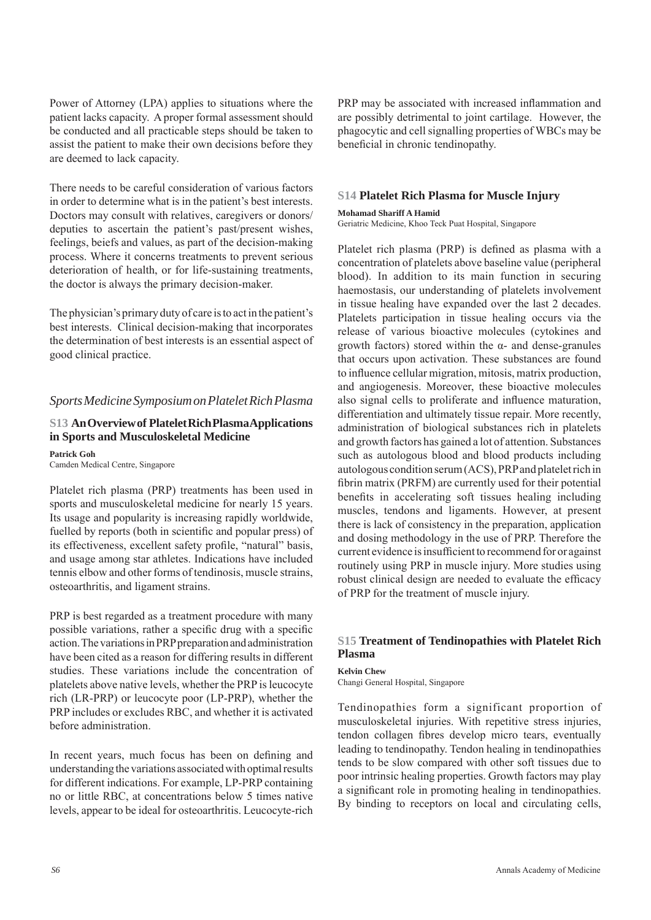Power of Attorney (LPA) applies to situations where the patient lacks capacity. A proper formal assessment should be conducted and all practicable steps should be taken to assist the patient to make their own decisions before they are deemed to lack capacity.

There needs to be careful consideration of various factors in order to determine what is in the patient's best interests. Doctors may consult with relatives, caregivers or donors/ deputies to ascertain the patient's past/present wishes, feelings, beiefs and values, as part of the decision-making process. Where it concerns treatments to prevent serious deterioration of health, or for life-sustaining treatments, the doctor is always the primary decision-maker.

The physician's primary duty of care is to act in the patient's best interests. Clinical decision-making that incorporates the determination of best interests is an essential aspect of good clinical practice.

## *Sports Medicine Symposium on Platelet Rich Plasma*

### S13 An Overview of Platelet Rich Plasma Applications in Sports and Musculoskeletal Medicine

**Patrick Goh**
Camden Medical Centre, Singapore

Platelet rich plasma (PRP) treatments has been used in sports and musculoskeletal medicine for nearly 15 years. Its usage and popularity is increasing rapidly worldwide, fuelled by reports (both in scientific and popular press) of its effectiveness, excellent safety profile, "natural" basis, and usage among star athletes. Indications have included tennis elbow and other forms of tendinosis, muscle strains, osteoarthritis, and ligament strains.

PRP is best regarded as a treatment procedure with many possible variations, rather a specific drug with a specific action. The variations in PRP preparation and administration have been cited as a reason for differing results in different studies. These variations include the concentration of platelets above native levels, whether the PRP is leucocyte rich (LR-PRP) or leucocyte poor (LP-PRP), whether the PRP includes or excludes RBC, and whether it is activated before administration.

In recent years, much focus has been on defining and understanding the variations associated with optimal results for different indications. For example, LP-PRP containing no or little RBC, at concentrations below 5 times native levels, appear to be ideal for osteoarthritis. Leucocyte-rich PRP may be associated with increased inflammation and are possibly detrimental to joint cartilage. However, the phagocytic and cell signalling properties of WBCs may be beneficial in chronic tendinopathy.

### S14 Platelet Rich Plasma for Muscle Injury

**Mohamad Shariff A Hamid**
Geriatric Medicine, Khoo Teck Puat Hospital, Singapore

Platelet rich plasma (PRP) is defined as plasma with a concentration of platelets above baseline value (peripheral blood). In addition to its main function in securing haemostasis, our understanding of platelets involvement in tissue healing have expanded over the last 2 decades. Platelets participation in tissue healing occurs via the release of various bioactive molecules (cytokines and growth factors) stored within the α- and dense-granules that occurs upon activation. These substances are found to influence cellular migration, mitosis, matrix production, and angiogenesis. Moreover, these bioactive molecules also signal cells to proliferate and influence maturation, differentiation and ultimately tissue repair. More recently, administration of biological substances rich in platelets and growth factors has gained a lot of attention. Substances such as autologous blood and blood products including autologous condition serum (ACS), PRP and platelet rich in fibrin matrix (PRFM) are currently used for their potential benefits in accelerating soft tissues healing including muscles, tendons and ligaments. However, at present there is lack of consistency in the preparation, application and dosing methodology in the use of PRP. Therefore the current evidence is insufficient to recommend for or against routinely using PRP in muscle injury. More studies using robust clinical design are needed to evaluate the efficacy of PRP for the treatment of muscle injury.

### S15 Treatment of Tendinopathies with Platelet Rich Plasma

**Kelvin Chew**
Changi General Hospital, Singapore

Tendinopathies form a significant proportion of musculoskeletal injuries. With repetitive stress injuries, tendon collagen fibres develop micro tears, eventually leading to tendinopathy. Tendon healing in tendinopathies tends to be slow compared with other soft tissues due to poor intrinsic healing properties. Growth factors may play a significant role in promoting healing in tendinopathies. By binding to receptors on local and circulating cells,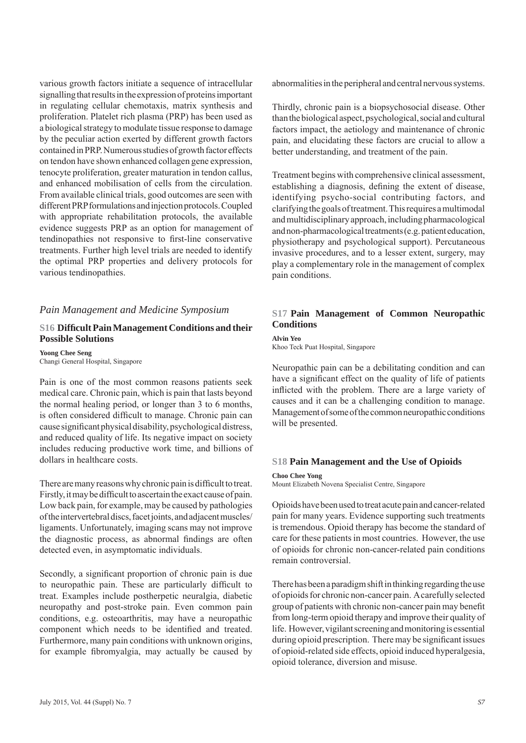various growth factors initiate a sequence of intracellular signalling that results in the expression of proteins important in regulating cellular chemotaxis, matrix synthesis and proliferation. Platelet rich plasma (PRP) has been used as a biological strategy to modulate tissue response to damage by the peculiar action exerted by different growth factors contained in PRP. Numerous studies of growth factor effects on tendon have shown enhanced collagen gene expression, tenocyte proliferation, greater maturation in tendon callus, and enhanced mobilisation of cells from the circulation. From available clinical trials, good outcomes are seen with different PRP formulations and injection protocols. Coupled with appropriate rehabilitation protocols, the available evidence suggests PRP as an option for management of tendinopathies not responsive to first-line conservative treatments. Further high level trials are needed to identify the optimal PRP properties and delivery protocols for various tendinopathies.

## *Pain Management and Medicine Symposium*

### S16 Difficult Pain Management Conditions and their Possible Solutions

**Yoong Chee Seng**
Changi General Hospital, Singapore

Pain is one of the most common reasons patients seek medical care. Chronic pain, which is pain that lasts beyond the normal healing period, or longer than 3 to 6 months, is often considered difficult to manage. Chronic pain can cause significant physical disability, psychological distress, and reduced quality of life. Its negative impact on society includes reducing productive work time, and billions of dollars in healthcare costs.

There are many reasons why chronic pain is difficult to treat. Firstly, it may be difficult to ascertain the exact cause of pain. Low back pain, for example, may be caused by pathologies of the intervertebral discs, facet joints, and adjacent muscles/ligaments. Unfortunately, imaging scans may not improve the diagnostic process, as abnormal findings are often detected even, in asymptomatic individuals.

Secondly, a significant proportion of chronic pain is due to neuropathic pain. These are particularly difficult to treat. Examples include postherpetic neuralgia, diabetic neuropathy and post-stroke pain. Even common pain conditions, e.g. osteoarthritis, may have a neuropathic component which needs to be identified and treated. Furthermore, many pain conditions with unknown origins, for example fibromyalgia, may actually be caused by abnormalities in the peripheral and central nervous systems.

Thirdly, chronic pain is a biopsychosocial disease. Other than the biological aspect, psychological, social and cultural factors impact, the aetiology and maintenance of chronic pain, and elucidating these factors are crucial to allow a better understanding, and treatment of the pain.

Treatment begins with comprehensive clinical assessment, establishing a diagnosis, defining the extent of disease, identifying psycho-social contributing factors, and clarifying the goals of treatment. This requires a multimodal and multidisciplinary approach, including pharmacological and non-pharmacological treatments (e.g. patient education, physiotherapy and psychological support). Percutaneous invasive procedures, and to a lesser extent, surgery, may play a complementary role in the management of complex pain conditions.

### S17 Pain Management of Common Neuropathic Conditions

**Alvin Yeo**
Khoo Teck Puat Hospital, Singapore

Neuropathic pain can be a debilitating condition and can have a significant effect on the quality of life of patients inflicted with the problem. There are a large variety of causes and it can be a challenging condition to manage. Management of some of the common neuropathic conditions will be presented.

### S18 Pain Management and the Use of Opioids

**Choo Chee Yong**
Mount Elizabeth Novena Specialist Centre, Singapore

Opioids have been used to treat acute pain and cancer-related pain for many years. Evidence supporting such treatments is tremendous. Opioid therapy has become the standard of care for these patients in most countries. However, the use of opioids for chronic non-cancer-related pain conditions remain controversial.

There has been a paradigm shift in thinking regarding the use of opioids for chronic non-cancer pain. A carefully selected group of patients with chronic non-cancer pain may benefit from long-term opioid therapy and improve their quality of life. However, vigilant screening and monitoring is essential during opioid prescription. There may be significant issues of opioid-related side effects, opioid induced hyperalgesia, opioid tolerance, diversion and misuse.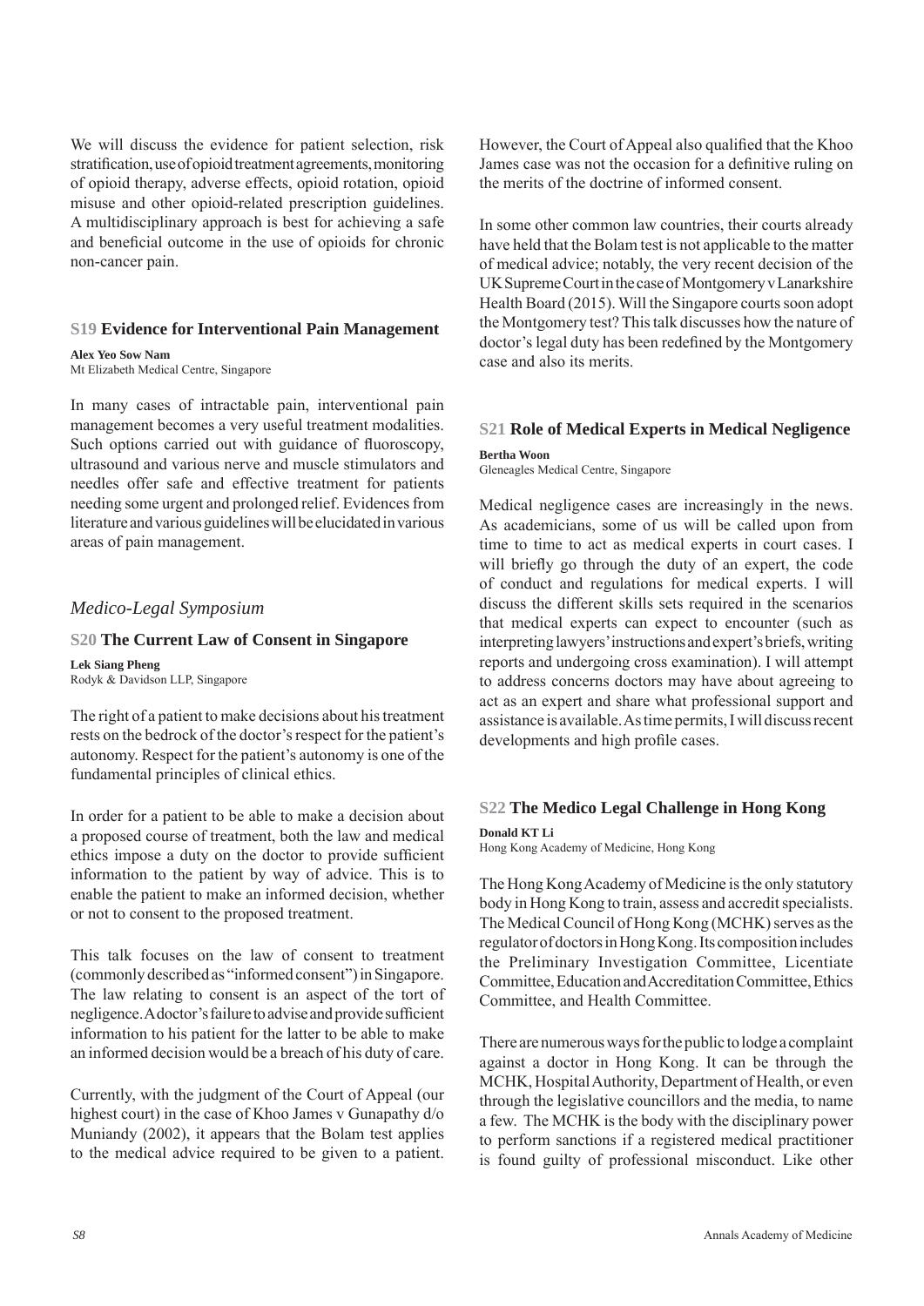We will discuss the evidence for patient selection, risk stratification, use of opioid treatment agreements, monitoring of opioid therapy, adverse effects, opioid rotation, opioid misuse and other opioid-related prescription guidelines. A multidisciplinary approach is best for achieving a safe and beneficial outcome in the use of opioids for chronic non-cancer pain.

### S19 Evidence for Interventional Pain Management

**Alex Yeo Sow Nam**
Mt Elizabeth Medical Centre, Singapore

In many cases of intractable pain, interventional pain management becomes a very useful treatment modalities. Such options carried out with guidance of fluoroscopy, ultrasound and various nerve and muscle stimulators and needles offer safe and effective treatment for patients needing some urgent and prolonged relief. Evidences from literature and various guidelines will be elucidated in various areas of pain management.

## *Medico-Legal Symposium*

### S20 The Current Law of Consent in Singapore

**Lek Siang Pheng**
Rodyk & Davidson LLP, Singapore

The right of a patient to make decisions about his treatment rests on the bedrock of the doctor's respect for the patient's autonomy. Respect for the patient's autonomy is one of the fundamental principles of clinical ethics.

In order for a patient to be able to make a decision about a proposed course of treatment, both the law and medical ethics impose a duty on the doctor to provide sufficient information to the patient by way of advice. This is to enable the patient to make an informed decision, whether or not to consent to the proposed treatment.

This talk focuses on the law of consent to treatment (commonly described as "informed consent") in Singapore. The law relating to consent is an aspect of the tort of negligence. A doctor's failure to advise and provide sufficient information to his patient for the latter to be able to make an informed decision would be a breach of his duty of care.

Currently, with the judgment of the Court of Appeal (our highest court) in the case of Khoo James v Gunapathy d/o Muniandy (2002), it appears that the Bolam test applies to the medical advice required to be given to a patient. However, the Court of Appeal also qualified that the Khoo James case was not the occasion for a definitive ruling on the merits of the doctrine of informed consent.

In some other common law countries, their courts already have held that the Bolam test is not applicable to the matter of medical advice; notably, the very recent decision of the UK Supreme Court in the case of Montgomery v Lanarkshire Health Board (2015). Will the Singapore courts soon adopt the Montgomery test? This talk discusses how the nature of doctor's legal duty has been redefined by the Montgomery case and also its merits.

### S21 Role of Medical Experts in Medical Negligence

**Bertha Woon**
Gleneagles Medical Centre, Singapore

Medical negligence cases are increasingly in the news. As academicians, some of us will be called upon from time to time to act as medical experts in court cases. I will briefly go through the duty of an expert, the code of conduct and regulations for medical experts. I will discuss the different skills sets required in the scenarios that medical experts can expect to encounter (such as interpreting lawyers' instructions and expert's briefs, writing reports and undergoing cross examination). I will attempt to address concerns doctors may have about agreeing to act as an expert and share what professional support and assistance is available. As time permits, I will discuss recent developments and high profile cases.

### S22 The Medico Legal Challenge in Hong Kong

**Donald KT Li**
Hong Kong Academy of Medicine, Hong Kong

The Hong Kong Academy of Medicine is the only statutory body in Hong Kong to train, assess and accredit specialists. The Medical Council of Hong Kong (MCHK) serves as the regulator of doctors in Hong Kong. Its composition includes the Preliminary Investigation Committee, Licentiate Committee, Education and Accreditation Committee, Ethics Committee, and Health Committee.

There are numerous ways for the public to lodge a complaint against a doctor in Hong Kong. It can be through the MCHK, Hospital Authority, Department of Health, or even through the legislative councillors and the media, to name a few. The MCHK is the body with the disciplinary power to perform sanctions if a registered medical practitioner is found guilty of professional misconduct. Like other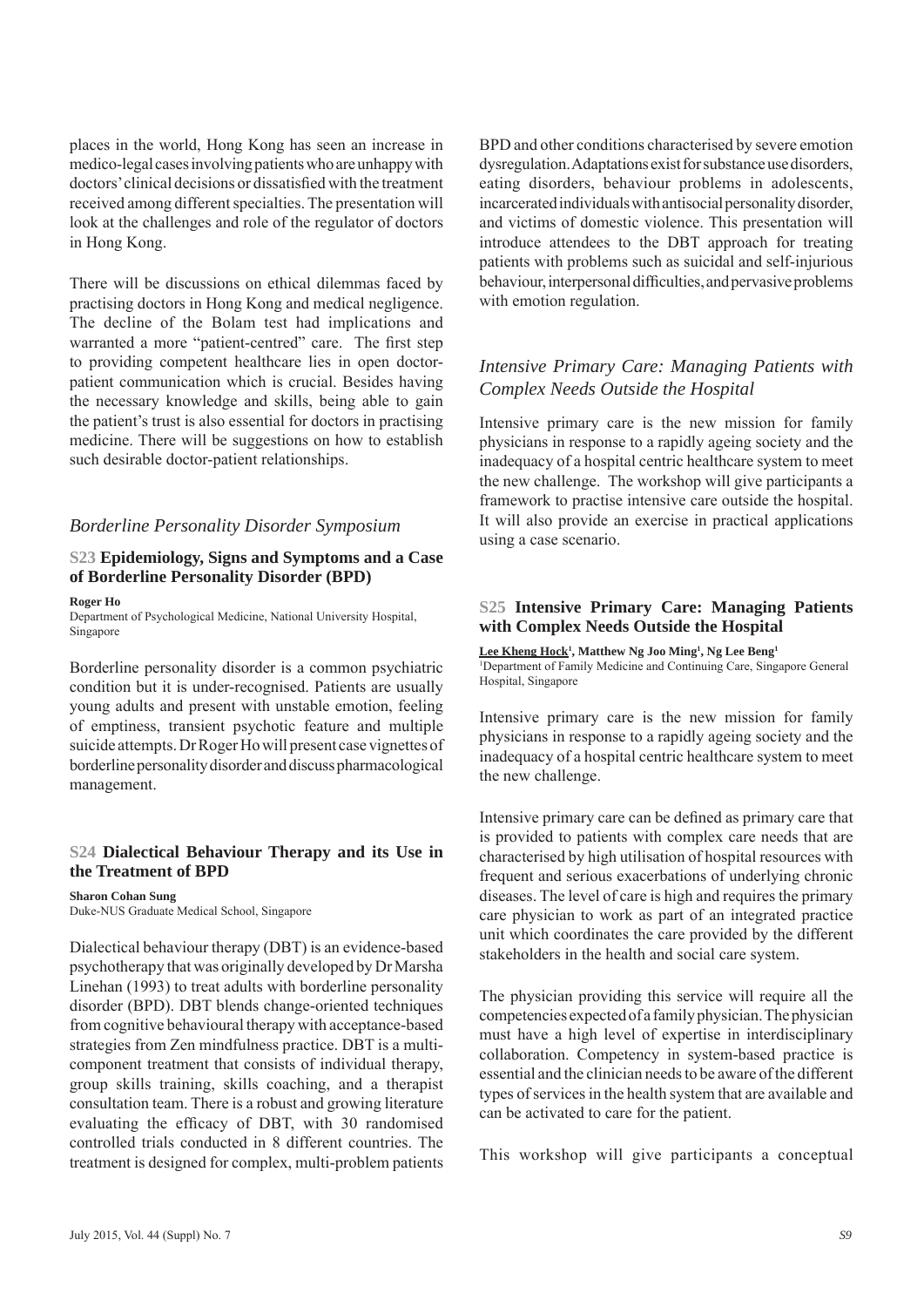places in the world, Hong Kong has seen an increase in medico-legal cases involving patients who are unhappy with doctors' clinical decisions or dissatisfied with the treatment received among different specialties. The presentation will look at the challenges and role of the regulator of doctors in Hong Kong.

There will be discussions on ethical dilemmas faced by practising doctors in Hong Kong and medical negligence. The decline of the Bolam test had implications and warranted a more "patient-centred" care. The first step to providing competent healthcare lies in open doctor-patient communication which is crucial. Besides having the necessary knowledge and skills, being able to gain the patient's trust is also essential for doctors in practising medicine. There will be suggestions on how to establish such desirable doctor-patient relationships.

## *Borderline Personality Disorder Symposium*

### S23 Epidemiology, Signs and Symptoms and a Case of Borderline Personality Disorder (BPD)

**Roger Ho**
Department of Psychological Medicine, National University Hospital, Singapore

Borderline personality disorder is a common psychiatric condition but it is under-recognised. Patients are usually young adults and present with unstable emotion, feeling of emptiness, transient psychotic feature and multiple suicide attempts. Dr Roger Ho will present case vignettes of borderline personality disorder and discuss pharmacological management.

### S24 Dialectical Behaviour Therapy and its Use in the Treatment of BPD

**Sharon Cohan Sung**
Duke-NUS Graduate Medical School, Singapore

Dialectical behaviour therapy (DBT) is an evidence-based psychotherapy that was originally developed by Dr Marsha Linehan (1993) to treat adults with borderline personality disorder (BPD). DBT blends change-oriented techniques from cognitive behavioural therapy with acceptance-based strategies from Zen mindfulness practice. DBT is a multi-component treatment that consists of individual therapy, group skills training, skills coaching, and a therapist consultation team. There is a robust and growing literature evaluating the efficacy of DBT, with 30 randomised controlled trials conducted in 8 different countries. The treatment is designed for complex, multi-problem patients BPD and other conditions characterised by severe emotion dysregulation. Adaptations exist for substance use disorders, eating disorders, behaviour problems in adolescents, incarcerated individuals with antisocial personality disorder, and victims of domestic violence. This presentation will introduce attendees to the DBT approach for treating patients with problems such as suicidal and self-injurious behaviour, interpersonal difficulties, and pervasive problems with emotion regulation.

## *Intensive Primary Care: Managing Patients with Complex Needs Outside the Hospital*

Intensive primary care is the new mission for family physicians in response to a rapidly ageing society and the inadequacy of a hospital centric healthcare system to meet the new challenge. The workshop will give participants a framework to practise intensive care outside the hospital. It will also provide an exercise in practical applications using a case scenario.

### S25 Intensive Primary Care: Managing Patients with Complex Needs Outside the Hospital

**Lee Kheng Hock[1], Matthew Ng Joo Ming[1], Ng Lee Beng[1]**
[1]Department of Family Medicine and Continuing Care, Singapore General Hospital, Singapore

Intensive primary care is the new mission for family physicians in response to a rapidly ageing society and the inadequacy of a hospital centric healthcare system to meet the new challenge.

Intensive primary care can be defined as primary care that is provided to patients with complex care needs that are characterised by high utilisation of hospital resources with frequent and serious exacerbations of underlying chronic diseases. The level of care is high and requires the primary care physician to work as part of an integrated practice unit which coordinates the care provided by the different stakeholders in the health and social care system.

The physician providing this service will require all the competencies expected of a family physician. The physician must have a high level of expertise in interdisciplinary collaboration. Competency in system-based practice is essential and the clinician needs to be aware of the different types of services in the health system that are available and can be activated to care for the patient.

This workshop will give participants a conceptual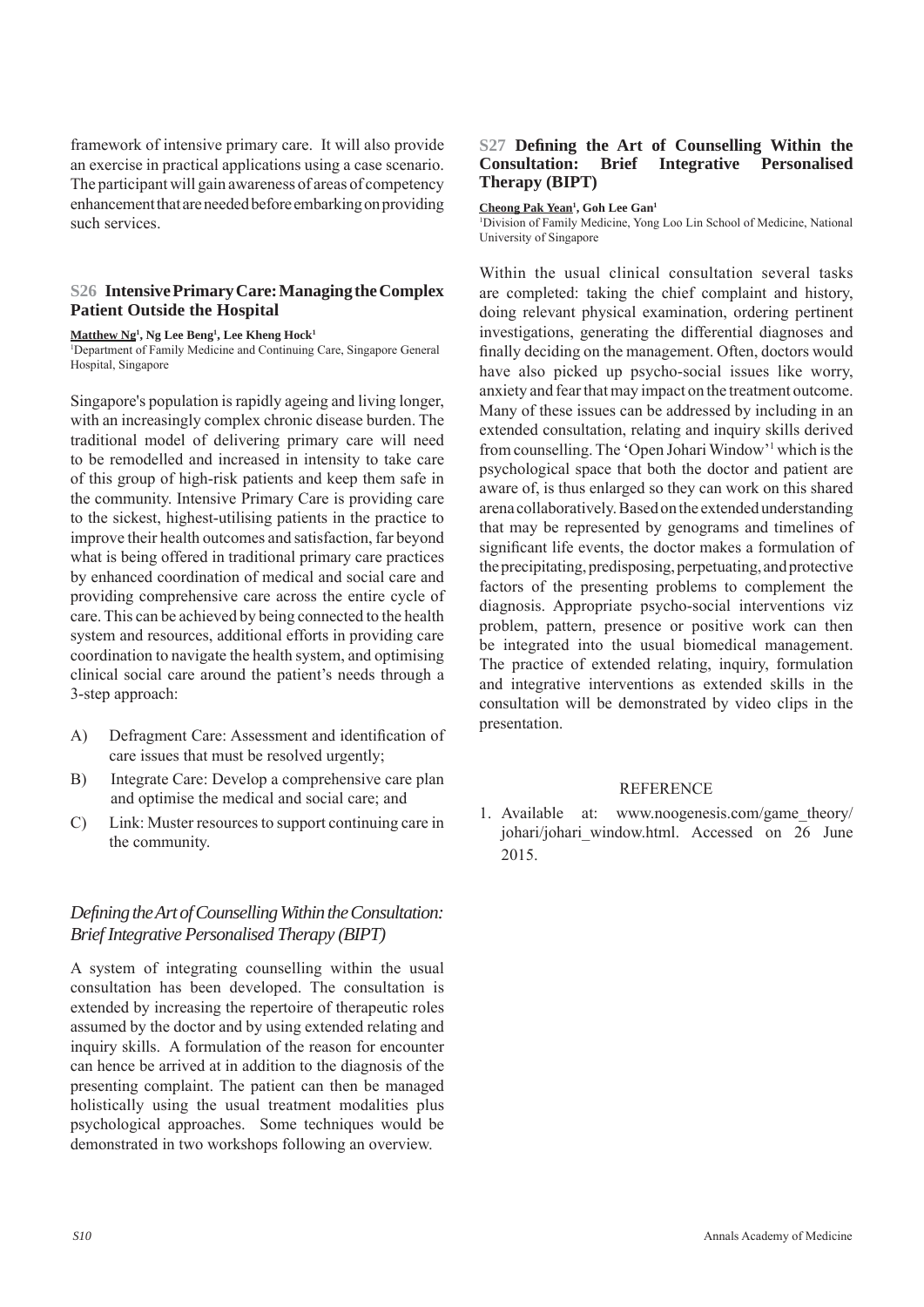framework of intensive primary care. It will also provide an exercise in practical applications using a case scenario. The participant will gain awareness of areas of competency enhancement that are needed before embarking on providing such services.

## S26 Intensive Primary Care: Managing the Complex Patient Outside the Hospital

**Matthew Ng[1], Ng Lee Beng[1], Lee Kheng Hock[1]**

[1]Department of Family Medicine and Continuing Care, Singapore General Hospital, Singapore

Singapore's population is rapidly ageing and living longer, with an increasingly complex chronic disease burden. The traditional model of delivering primary care will need to be remodelled and increased in intensity to take care of this group of high-risk patients and keep them safe in the community. Intensive Primary Care is providing care to the sickest, highest-utilising patients in the practice to improve their health outcomes and satisfaction, far beyond what is being offered in traditional primary care practices by enhanced coordination of medical and social care and providing comprehensive care across the entire cycle of care. This can be achieved by being connected to the health system and resources, additional efforts in providing care coordination to navigate the health system, and optimising clinical social care around the patient's needs through a 3-step approach:

A) Defragment Care: Assessment and identification of care issues that must be resolved urgently;

B) Integrate Care: Develop a comprehensive care plan and optimise the medical and social care; and

C) Link: Muster resources to support continuing care in the community.

### *Defining the Art of Counselling Within the Consultation: Brief Integrative Personalised Therapy (BIPT)*

A system of integrating counselling within the usual consultation has been developed. The consultation is extended by increasing the repertoire of therapeutic roles assumed by the doctor and by using extended relating and inquiry skills. A formulation of the reason for encounter can hence be arrived at in addition to the diagnosis of the presenting complaint. The patient can then be managed holistically using the usual treatment modalities plus psychological approaches. Some techniques would be demonstrated in two workshops following an overview.

## S27 Defining the Art of Counselling Within the Consultation: Brief Integrative Personalised Therapy (BIPT)

**Cheong Pak Yean[1], Goh Lee Gan[1]**

[1]Division of Family Medicine, Yong Loo Lin School of Medicine, National University of Singapore

Within the usual clinical consultation several tasks are completed: taking the chief complaint and history, doing relevant physical examination, ordering pertinent investigations, generating the differential diagnoses and finally deciding on the management. Often, doctors would have also picked up psycho-social issues like worry, anxiety and fear that may impact on the treatment outcome. Many of these issues can be addressed by including in an extended consultation, relating and inquiry skills derived from counselling. The 'Open Johari Window'[1] which is the psychological space that both the doctor and patient are aware of, is thus enlarged so they can work on this shared arena collaboratively. Based on the extended understanding that may be represented by genograms and timelines of significant life events, the doctor makes a formulation of the precipitating, predisposing, perpetuating, and protective factors of the presenting problems to complement the diagnosis. Appropriate psycho-social interventions viz problem, pattern, presence or positive work can then be integrated into the usual biomedical management. The practice of extended relating, inquiry, formulation and integrative interventions as extended skills in the consultation will be demonstrated by video clips in the presentation.

### REFERENCE

1. Available at: www.noogenesis.com/game_theory/johari/johari_window.html. Accessed on 26 June 2015.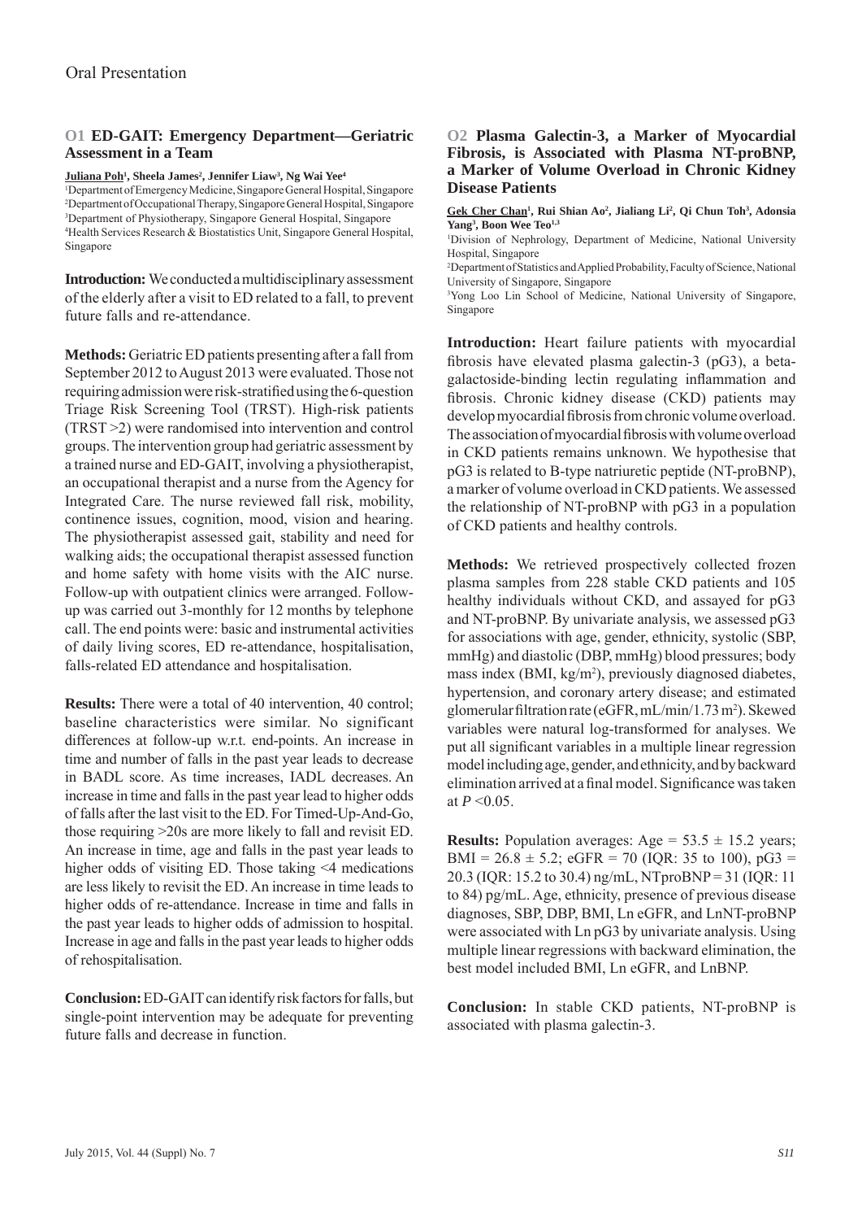# Oral Presentation

## O1 ED-GAIT: Emergency Department—Geriatric Assessment in a Team

**Juliana Poh**[1], **Sheela James**[2], **Jennifer Liaw**[3], **Ng Wai Yee**[4]

[1]Department of Emergency Medicine, Singapore General Hospital, Singapore
[2]Department of Occupational Therapy, Singapore General Hospital, Singapore
[3]Department of Physiotherapy, Singapore General Hospital, Singapore
[4]Health Services Research & Biostatistics Unit, Singapore General Hospital, Singapore

**Introduction:** We conducted a multidisciplinary assessment of the elderly after a visit to ED related to a fall, to prevent future falls and re-attendance.

**Methods:** Geriatric ED patients presenting after a fall from September 2012 to August 2013 were evaluated. Those not requiring admission were risk-stratified using the 6-question Triage Risk Screening Tool (TRST). High-risk patients (TRST >2) were randomised into intervention and control groups. The intervention group had geriatric assessment by a trained nurse and ED-GAIT, involving a physiotherapist, an occupational therapist and a nurse from the Agency for Integrated Care. The nurse reviewed fall risk, mobility, continence issues, cognition, mood, vision and hearing. The physiotherapist assessed gait, stability and need for walking aids; the occupational therapist assessed function and home safety with home visits with the AIC nurse. Follow-up with outpatient clinics were arranged. Follow-up was carried out 3-monthly for 12 months by telephone call. The end points were: basic and instrumental activities of daily living scores, ED re-attendance, hospitalisation, falls-related ED attendance and hospitalisation.

**Results:** There were a total of 40 intervention, 40 control; baseline characteristics were similar. No significant differences at follow-up w.r.t. end-points. An increase in time and number of falls in the past year leads to decrease in BADL score. As time increases, IADL decreases. An increase in time and falls in the past year lead to higher odds of falls after the last visit to the ED. For Timed-Up-And-Go, those requiring >20s are more likely to fall and revisit ED. An increase in time, age and falls in the past year leads to higher odds of visiting ED. Those taking <4 medications are less likely to revisit the ED. An increase in time leads to higher odds of re-attendance. Increase in time and falls in the past year leads to higher odds of admission to hospital. Increase in age and falls in the past year leads to higher odds of rehospitalisation.

**Conclusion:** ED-GAIT can identify risk factors for falls, but single-point intervention may be adequate for preventing future falls and decrease in function.

## O2 Plasma Galectin-3, a Marker of Myocardial Fibrosis, is Associated with Plasma NT-proBNP, a Marker of Volume Overload in Chronic Kidney Disease Patients

**Gek Cher Chan**[1], **Rui Shian Ao**[2], **Jialiang Li**[2], **Qi Chun Toh**[3], **Adonsia Yang**[3], **Boon Wee Teo**[1,3]

[1]Division of Nephrology, Department of Medicine, National University Hospital, Singapore
[2]Department of Statistics and Applied Probability, Faculty of Science, National University of Singapore, Singapore
[3]Yong Loo Lin School of Medicine, National University of Singapore, Singapore

**Introduction:** Heart failure patients with myocardial fibrosis have elevated plasma galectin-3 (pG3), a beta-galactoside-binding lectin regulating inflammation and fibrosis. Chronic kidney disease (CKD) patients may develop myocardial fibrosis from chronic volume overload. The association of myocardial fibrosis with volume overload in CKD patients remains unknown. We hypothesise that pG3 is related to B-type natriuretic peptide (NT-proBNP), a marker of volume overload in CKD patients. We assessed the relationship of NT-proBNP with pG3 in a population of CKD patients and healthy controls.

**Methods:** We retrieved prospectively collected frozen plasma samples from 228 stable CKD patients and 105 healthy individuals without CKD, and assayed for pG3 and NT-proBNP. By univariate analysis, we assessed pG3 for associations with age, gender, ethnicity, systolic (SBP, mmHg) and diastolic (DBP, mmHg) blood pressures; body mass index (BMI, kg/m$^2$), previously diagnosed diabetes, hypertension, and coronary artery disease; and estimated glomerular filtration rate (eGFR, mL/min/1.73 m$^2$). Skewed variables were natural log-transformed for analyses. We put all significant variables in a multiple linear regression model including age, gender, and ethnicity, and by backward elimination arrived at a final model. Significance was taken at $P$ <0.05.

**Results:** Population averages: Age = 53.5 ± 15.2 years; BMI = 26.8 ± 5.2; eGFR = 70 (IQR: 35 to 100), pG3 = 20.3 (IQR: 15.2 to 30.4) ng/mL, NTproBNP = 31 (IQR: 11 to 84) pg/mL. Age, ethnicity, presence of previous disease diagnoses, SBP, DBP, BMI, Ln eGFR, and LnNT-proBNP were associated with Ln pG3 by univariate analysis. Using multiple linear regressions with backward elimination, the best model included BMI, Ln eGFR, and LnBNP.

**Conclusion:** In stable CKD patients, NT-proBNP is associated with plasma galectin-3.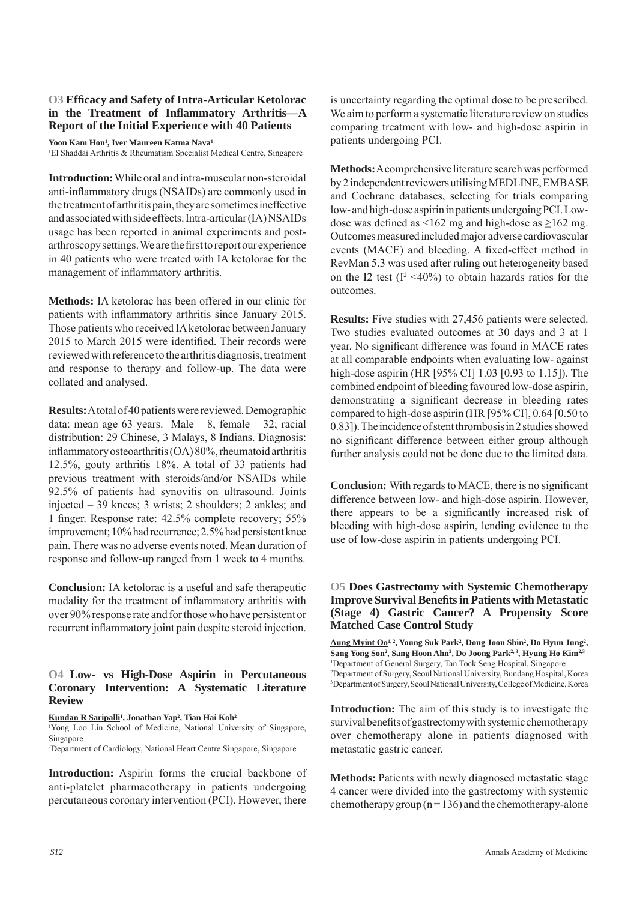### O3 Efficacy and Safety of Intra-Articular Ketolorac in the Treatment of Inflammatory Arthritis—A Report of the Initial Experience with 40 Patients

**Yoon Kam Hon[1], Iver Maureen Katma Nava[1]**
[1]El Shaddai Arthritis & Rheumatism Specialist Medical Centre, Singapore

**Introduction:** While oral and intra-muscular non-steroidal anti-inflammatory drugs (NSAIDs) are commonly used in the treatment of arthritis pain, they are sometimes ineffective and associated with side effects. Intra-articular (IA) NSAIDs usage has been reported in animal experiments and post-arthroscopy settings. We are the first to report our experience in 40 patients who were treated with IA ketolorac for the management of inflammatory arthritis.

**Methods:** IA ketolorac has been offered in our clinic for patients with inflammatory arthritis since January 2015. Those patients who received IA ketolorac between January 2015 to March 2015 were identified. Their records were reviewed with reference to the arthritis diagnosis, treatment and response to therapy and follow-up. The data were collated and analysed.

**Results:** A total of 40 patients were reviewed. Demographic data: mean age 63 years. Male – 8, female – 32; racial distribution: 29 Chinese, 3 Malays, 8 Indians. Diagnosis: inflammatory osteoarthritis (OA) 80%, rheumatoid arthritis 12.5%, gouty arthritis 18%. A total of 33 patients had previous treatment with steroids/and/or NSAIDs while 92.5% of patients had synovitis on ultrasound. Joints injected – 39 knees; 3 wrists; 2 shoulders; 2 ankles; and 1 finger. Response rate: 42.5% complete recovery; 55% improvement; 10% had recurrence; 2.5% had persistent knee pain. There was no adverse events noted. Mean duration of response and follow-up ranged from 1 week to 4 months.

**Conclusion:** IA ketolorac is a useful and safe therapeutic modality for the treatment of inflammatory arthritis with over 90% response rate and for those who have persistent or recurrent inflammatory joint pain despite steroid injection.

### O4 Low- vs High-Dose Aspirin in Percutaneous Coronary Intervention: A Systematic Literature Review

**Kundan R Saripalli[1], Jonathan Yap[2], Tian Hai Koh[2]**
[1]Yong Loo Lin School of Medicine, National University of Singapore, Singapore
[2]Department of Cardiology, National Heart Centre Singapore, Singapore

**Introduction:** Aspirin forms the crucial backbone of anti-platelet pharmacotherapy in patients undergoing percutaneous coronary intervention (PCI). However, there is uncertainty regarding the optimal dose to be prescribed. We aim to perform a systematic literature review on studies comparing treatment with low- and high-dose aspirin in patients undergoing PCI.

**Methods:** A comprehensive literature search was performed by 2 independent reviewers utilising MEDLINE, EMBASE and Cochrane databases, selecting for trials comparing low- and high-dose aspirin in patients undergoing PCI. Low-dose was defined as <162 mg and high-dose as ≥162 mg. Outcomes measured included major adverse cardiovascular events (MACE) and bleeding. A fixed-effect method in RevMan 5.3 was used after ruling out heterogeneity based on the I2 test ($I^2$ <40%) to obtain hazards ratios for the outcomes.

**Results:** Five studies with 27,456 patients were selected. Two studies evaluated outcomes at 30 days and 3 at 1 year. No significant difference was found in MACE rates at all comparable endpoints when evaluating low- against high-dose aspirin (HR [95% CI] 1.03 [0.93 to 1.15]). The combined endpoint of bleeding favoured low-dose aspirin, demonstrating a significant decrease in bleeding rates compared to high-dose aspirin (HR [95% CI], 0.64 [0.50 to 0.83]). The incidence of stent thrombosis in 2 studies showed no significant difference between either group although further analysis could not be done due to the limited data.

**Conclusion:** With regards to MACE, there is no significant difference between low- and high-dose aspirin. However, there appears to be a significantly increased risk of bleeding with high-dose aspirin, lending evidence to the use of low-dose aspirin in patients undergoing PCI.

### O5 Does Gastrectomy with Systemic Chemotherapy Improve Survival Benefits in Patients with Metastatic (Stage 4) Gastric Cancer? A Propensity Score Matched Case Control Study

**Aung Myint Oo[1,2], Young Suk Park[2], Dong Joon Shin[2], Do Hyun Jung[2], Sang Yong Son[2], Sang Hoon Ahn[2], Do Joong Park[2,3], Hyung Ho Kim[2,3]**
[1]Department of General Surgery, Tan Tock Seng Hospital, Singapore
[2]Department of Surgery, Seoul National University, Bundang Hospital, Korea
[3]Department of Surgery, Seoul National University, College of Medicine, Korea

**Introduction:** The aim of this study is to investigate the survival benefits of gastrectomy with systemic chemotherapy over chemotherapy alone in patients diagnosed with metastatic gastric cancer.

**Methods:** Patients with newly diagnosed metastatic stage 4 cancer were divided into the gastrectomy with systemic chemotherapy group (n = 136) and the chemotherapy-alone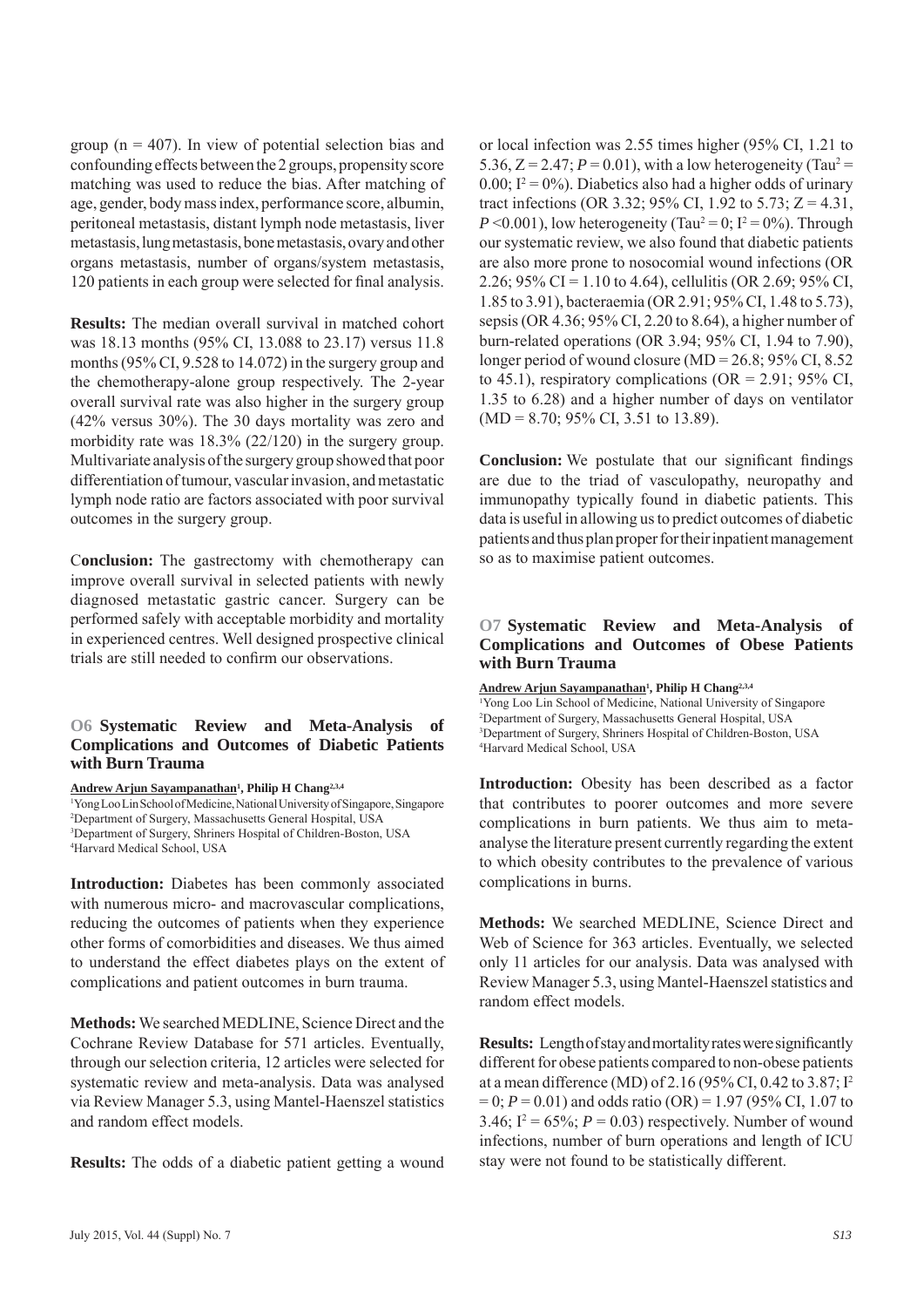group (n = 407). In view of potential selection bias and confounding effects between the 2 groups, propensity score matching was used to reduce the bias. After matching of age, gender, body mass index, performance score, albumin, peritoneal metastasis, distant lymph node metastasis, liver metastasis, lung metastasis, bone metastasis, ovary and other organs metastasis, number of organs/system metastasis, 120 patients in each group were selected for final analysis.

**Results:** The median overall survival in matched cohort was 18.13 months (95% CI, 13.088 to 23.17) versus 11.8 months (95% CI, 9.528 to 14.072) in the surgery group and the chemotherapy-alone group respectively. The 2-year overall survival rate was also higher in the surgery group (42% versus 30%). The 30 days mortality was zero and morbidity rate was 18.3% (22/120) in the surgery group. Multivariate analysis of the surgery group showed that poor differentiation of tumour, vascular invasion, and metastatic lymph node ratio are factors associated with poor survival outcomes in the surgery group.

C**onclusion:** The gastrectomy with chemotherapy can improve overall survival in selected patients with newly diagnosed metastatic gastric cancer. Surgery can be performed safely with acceptable morbidity and mortality in experienced centres. Well designed prospective clinical trials are still needed to confirm our observations.

### O6 Systematic Review and Meta-Analysis of Complications and Outcomes of Diabetic Patients with Burn Trauma

**Andrew Arjun Sayampanathan**[1], **Philip H Chang**[2,3,4]

[1]Yong Loo Lin School of Medicine, National University of Singapore, Singapore
[2]Department of Surgery, Massachusetts General Hospital, USA
[3]Department of Surgery, Shriners Hospital of Children-Boston, USA
[4]Harvard Medical School, USA

**Introduction:** Diabetes has been commonly associated with numerous micro- and macrovascular complications, reducing the outcomes of patients when they experience other forms of comorbidities and diseases. We thus aimed to understand the effect diabetes plays on the extent of complications and patient outcomes in burn trauma.

**Methods:** We searched MEDLINE, Science Direct and the Cochrane Review Database for 571 articles. Eventually, through our selection criteria, 12 articles were selected for systematic review and meta-analysis. Data was analysed via Review Manager 5.3, using Mantel-Haenszel statistics and random effect models.

**Results:** The odds of a diabetic patient getting a wound or local infection was 2.55 times higher (95% CI, 1.21 to 5.36, Z = 2.47; $P = 0.01$), with a low heterogeneity ($Tau^2 = 0.00$; $I^2 = 0\%$). Diabetics also had a higher odds of urinary tract infections (OR 3.32; 95% CI, 1.92 to 5.73; Z = 4.31, $P < 0.001$), low heterogeneity ($Tau^2 = 0$; $I^2 = 0\%$). Through our systematic review, we also found that diabetic patients are also more prone to nosocomial wound infections (OR 2.26; 95% CI = 1.10 to 4.64), cellulitis (OR 2.69; 95% CI, 1.85 to 3.91), bacteraemia (OR 2.91; 95% CI, 1.48 to 5.73), sepsis (OR 4.36; 95% CI, 2.20 to 8.64), a higher number of burn-related operations (OR 3.94; 95% CI, 1.94 to 7.90), longer period of wound closure (MD = 26.8; 95% CI, 8.52 to 45.1), respiratory complications (OR = 2.91; 95% CI, 1.35 to 6.28) and a higher number of days on ventilator (MD = 8.70; 95% CI, 3.51 to 13.89).

**Conclusion:** We postulate that our significant findings are due to the triad of vasculopathy, neuropathy and immunopathy typically found in diabetic patients. This data is useful in allowing us to predict outcomes of diabetic patients and thus plan proper for their inpatient management so as to maximise patient outcomes.

### O7 Systematic Review and Meta-Analysis of Complications and Outcomes of Obese Patients with Burn Trauma

**Andrew Arjun Sayampanathan**[1], **Philip H Chang**[2,3,4]

[1]Yong Loo Lin School of Medicine, National University of Singapore
[2]Department of Surgery, Massachusetts General Hospital, USA
[3]Department of Surgery, Shriners Hospital of Children-Boston, USA
[4]Harvard Medical School, USA

**Introduction:** Obesity has been described as a factor that contributes to poorer outcomes and more severe complications in burn patients. We thus aim to meta-analyse the literature present currently regarding the extent to which obesity contributes to the prevalence of various complications in burns.

**Methods:** We searched MEDLINE, Science Direct and Web of Science for 363 articles. Eventually, we selected only 11 articles for our analysis. Data was analysed with Review Manager 5.3, using Mantel-Haenszel statistics and random effect models.

**Results:** Length of stay and mortality rates were significantly different for obese patients compared to non-obese patients at a mean difference (MD) of 2.16 (95% CI, 0.42 to 3.87; $I^2 = 0$; $P = 0.01$) and odds ratio (OR) = 1.97 (95% CI, 1.07 to 3.46; $I^2 = 65\%$; $P = 0.03$) respectively. Number of wound infections, number of burn operations and length of ICU stay were not found to be statistically different.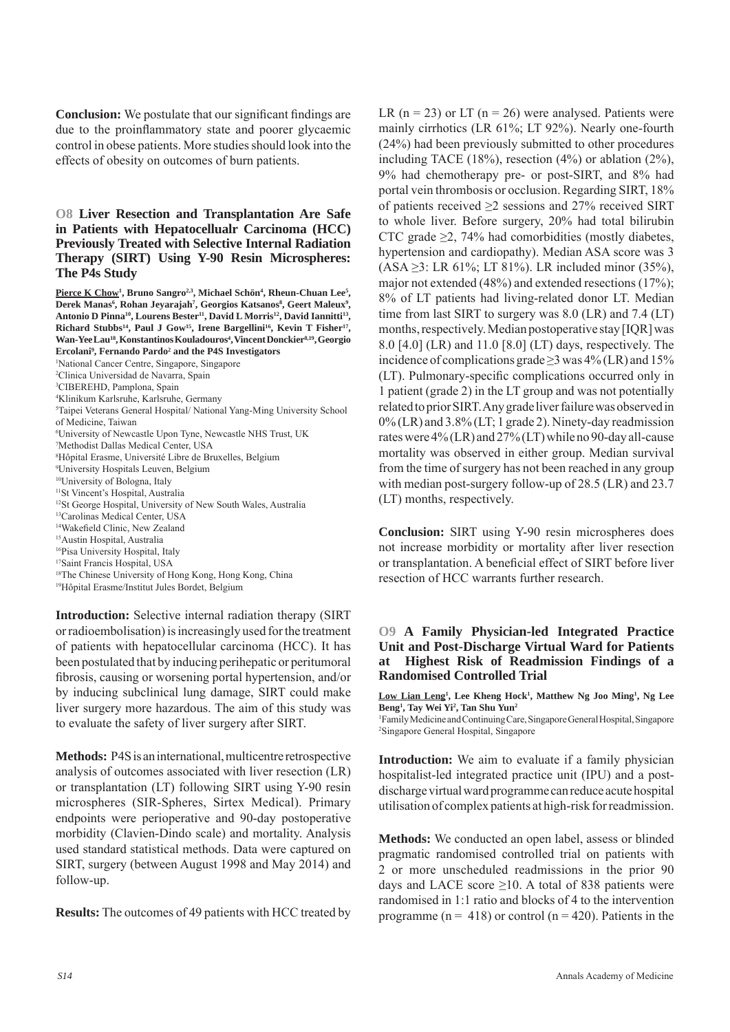**Conclusion:** We postulate that our significant findings are due to the proinflammatory state and poorer glycaemic control in obese patients. More studies should look into the effects of obesity on outcomes of burn patients.

### O8 Liver Resection and Transplantation Are Safe in Patients with Hepatocellualr Carcinoma (HCC) Previously Treated with Selective Internal Radiation Therapy (SIRT) Using Y-90 Resin Microspheres: The P4s Study

**Pierce K Chow[1], Bruno Sangro[2,3], Michael Schön[4], Rheun-Chuan Lee[5], Derek Manas[6], Rohan Jeyarajah[7], Georgios Katsanos[8], Geert Maleux[9], Antonio D Pinna[10], Lourens Bester[11], David L Morris[12], David Iannitti[13], Richard Stubbs[14], Paul J Gow[15], Irene Bargellini[16], Kevin T Fisher[17], Wan-Yee Lau[18], Konstantinos Kouladouros[4], Vincent Donckier[8,19], Georgio Ercolani[9], Fernando Pardo[2] and the P4S Investigators**

[1]National Cancer Centre, Singapore, Singapore
[2]Clinica Universidad de Navarra, Spain
[3]CIBEREHD, Pamplona, Spain
[4]Klinikum Karlsruhe, Karlsruhe, Germany
[5]Taipei Veterans General Hospital/ National Yang-Ming University School of Medicine, Taiwan
[6]University of Newcastle Upon Tyne, Newcastle NHS Trust, UK
[7]Methodist Dallas Medical Center, USA
[8]Hôpital Erasme, Université Libre de Bruxelles, Belgium
[9]University Hospitals Leuven, Belgium
[10]University of Bologna, Italy
[11]St Vincent's Hospital, Australia
[12]St George Hospital, University of New South Wales, Australia
[13]Carolinas Medical Center, USA
[14]Wakefield Clinic, New Zealand
[15]Austin Hospital, Australia
[16]Pisa University Hospital, Italy
[17]Saint Francis Hospital, USA
[18]The Chinese University of Hong Kong, Hong Kong, China
[19]Hôpital Erasme/Institut Jules Bordet, Belgium

**Introduction:** Selective internal radiation therapy (SIRT or radioembolisation) is increasingly used for the treatment of patients with hepatocellular carcinoma (HCC). It has been postulated that by inducing perihepatic or peritumoral fibrosis, causing or worsening portal hypertension, and/or by inducing subclinical lung damage, SIRT could make liver surgery more hazardous. The aim of this study was to evaluate the safety of liver surgery after SIRT.

**Methods:** P4S is an international, multicentre retrospective analysis of outcomes associated with liver resection (LR) or transplantation (LT) following SIRT using Y-90 resin microspheres (SIR-Spheres, Sirtex Medical). Primary endpoints were perioperative and 90-day postoperative morbidity (Clavien-Dindo scale) and mortality. Analysis used standard statistical methods. Data were captured on SIRT, surgery (between August 1998 and May 2014) and follow-up.

**Results:** The outcomes of 49 patients with HCC treated by LR ($n = 23$) or LT ($n = 26$) were analysed. Patients were mainly cirrhotics (LR 61%; LT 92%). Nearly one-fourth (24%) had been previously submitted to other procedures including TACE (18%), resection (4%) or ablation (2%), 9% had chemotherapy pre- or post-SIRT, and 8% had portal vein thrombosis or occlusion. Regarding SIRT, 18% of patients received $\geq$2 sessions and 27% received SIRT to whole liver. Before surgery, 20% had total bilirubin CTC grade $\geq$2, 74% had comorbidities (mostly diabetes, hypertension and cardiopathy). Median ASA score was 3 (ASA $\geq$3: LR 61%; LT 81%). LR included minor (35%), major not extended (48%) and extended resections (17%); 8% of LT patients had living-related donor LT. Median time from last SIRT to surgery was 8.0 (LR) and 7.4 (LT) months, respectively. Median postoperative stay [IQR] was 8.0 [4.0] (LR) and 11.0 [8.0] (LT) days, respectively. The incidence of complications grade $\geq$3 was 4% (LR) and 15% (LT). Pulmonary-specific complications occurred only in 1 patient (grade 2) in the LT group and was not potentially related to prior SIRT. Any grade liver failure was observed in 0% (LR) and 3.8% (LT; 1 grade 2). Ninety-day readmission rates were 4% (LR) and 27% (LT) while no 90-day all-cause mortality was observed in either group. Median survival from the time of surgery has not been reached in any group with median post-surgery follow-up of 28.5 (LR) and 23.7 (LT) months, respectively.

**Conclusion:** SIRT using Y-90 resin microspheres does not increase morbidity or mortality after liver resection or transplantation. A beneficial effect of SIRT before liver resection of HCC warrants further research.

### O9 A Family Physician-led Integrated Practice Unit and Post-Discharge Virtual Ward for Patients at Highest Risk of Readmission Findings of a Randomised Controlled Trial

**Low Lian Leng[1], Lee Kheng Hock[1], Matthew Ng Joo Ming[1], Ng Lee Beng[1], Tay Wei Yi[2], Tan Shu Yun[2]**

[1]Family Medicine and Continuing Care, Singapore General Hospital, Singapore
[2]Singapore General Hospital, Singapore

**Introduction:** We aim to evaluate if a family physician hospitalist-led integrated practice unit (IPU) and a post-discharge virtual ward programme can reduce acute hospital utilisation of complex patients at high-risk for readmission.

**Methods:** We conducted an open label, assess or blinded pragmatic randomised controlled trial on patients with 2 or more unscheduled readmissions in the prior 90 days and LACE score $\geq$10. A total of 838 patients were randomised in 1:1 ratio and blocks of 4 to the intervention programme ($n = 418$) or control ($n = 420$). Patients in the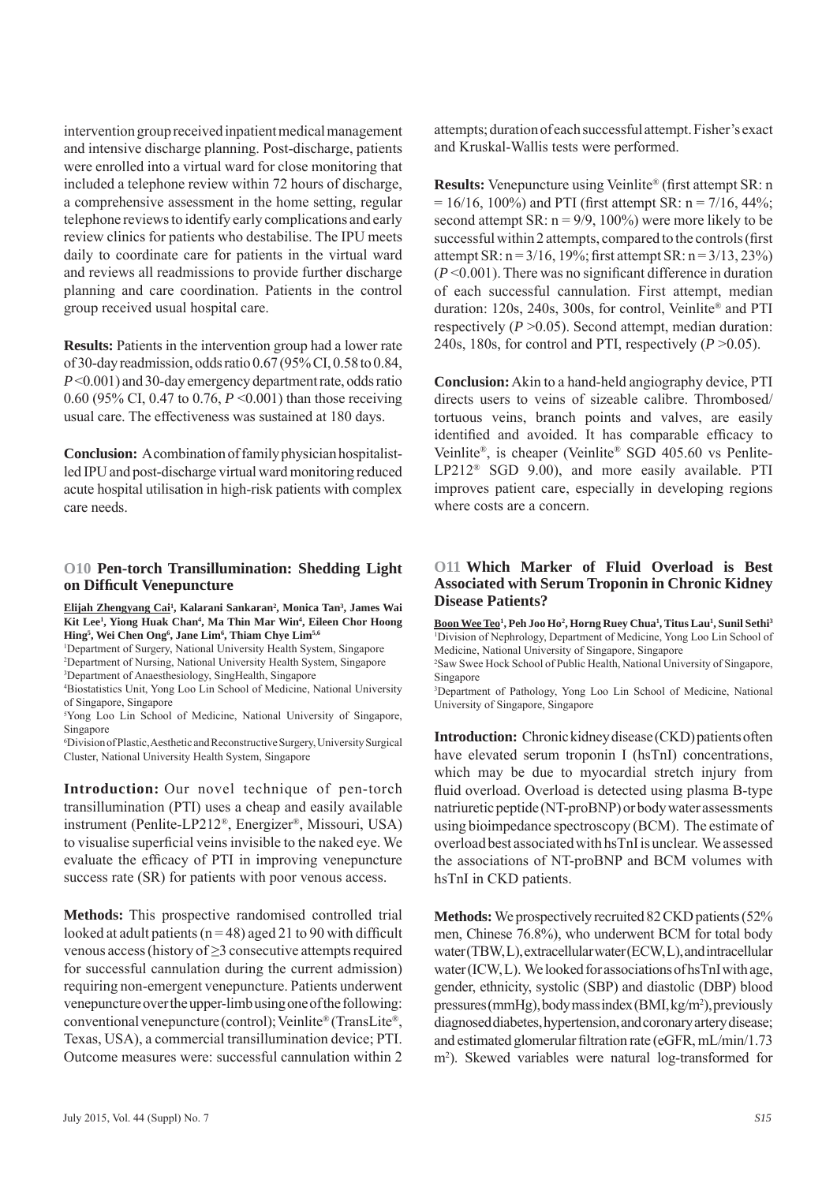intervention group received inpatient medical management and intensive discharge planning. Post-discharge, patients were enrolled into a virtual ward for close monitoring that included a telephone review within 72 hours of discharge, a comprehensive assessment in the home setting, regular telephone reviews to identify early complications and early review clinics for patients who destabilise. The IPU meets daily to coordinate care for patients in the virtual ward and reviews all readmissions to provide further discharge planning and care coordination. Patients in the control group received usual hospital care.

**Results:** Patients in the intervention group had a lower rate of 30-day readmission, odds ratio 0.67 (95% CI, 0.58 to 0.84, *P* <0.001) and 30-day emergency department rate, odds ratio 0.60 (95% CI, 0.47 to 0.76, *P* <0.001) than those receiving usual care. The effectiveness was sustained at 180 days.

**Conclusion:** A combination of family physician hospitalist-led IPU and post-discharge virtual ward monitoring reduced acute hospital utilisation in high-risk patients with complex care needs.

### O10 Pen-torch Transillumination: Shedding Light on Difficult Venepuncture

**Elijah Zhengyang Cai[1], Kalarani Sankaran[2], Monica Tan[3], James Wai Kit Lee[1], Yiong Huak Chan[4], Ma Thin Mar Win[4], Eileen Chor Hoong Hing[5], Wei Chen Ong[6], Jane Lim[6], Thiam Chye Lim[5,6]**

[1]Department of Surgery, National University Health System, Singapore
[2]Department of Nursing, National University Health System, Singapore
[3]Department of Anaesthesiology, SingHealth, Singapore
[4]Biostatistics Unit, Yong Loo Lin School of Medicine, National University of Singapore, Singapore
[5]Yong Loo Lin School of Medicine, National University of Singapore, Singapore
[6]Division of Plastic, Aesthetic and Reconstructive Surgery, University Surgical Cluster, National University Health System, Singapore

**Introduction:** Our novel technique of pen-torch transillumination (PTI) uses a cheap and easily available instrument (Penlite-LP212®, Energizer®, Missouri, USA) to visualise superficial veins invisible to the naked eye. We evaluate the efficacy of PTI in improving venepuncture success rate (SR) for patients with poor venous access.

**Methods:** This prospective randomised controlled trial looked at adult patients (n = 48) aged 21 to 90 with difficult venous access (history of ≥3 consecutive attempts required for successful cannulation during the current admission) requiring non-emergent venepuncture. Patients underwent venepuncture over the upper-limb using one of the following: conventional venepuncture (control); Veinlite® (TransLite®, Texas, USA), a commercial transillumination device; PTI. Outcome measures were: successful cannulation within 2 attempts; duration of each successful attempt. Fisher's exact and Kruskal-Wallis tests were performed.

**Results:** Venepuncture using Veinlite® (first attempt SR: n = 16/16, 100%) and PTI (first attempt SR: n = 7/16, 44%; second attempt SR: n = 9/9, 100%) were more likely to be successful within 2 attempts, compared to the controls (first attempt SR: n = 3/16, 19%; first attempt SR: n = 3/13, 23%) (*P* <0.001). There was no significant difference in duration of each successful cannulation. First attempt, median duration: 120s, 240s, 300s, for control, Veinlite® and PTI respectively (*P* >0.05). Second attempt, median duration: 240s, 180s, for control and PTI, respectively (*P* >0.05).

**Conclusion:** Akin to a hand-held angiography device, PTI directs users to veins of sizeable calibre. Thrombosed/tortuous veins, branch points and valves, are easily identified and avoided. It has comparable efficacy to Veinlite®, is cheaper (Veinlite® SGD 405.60 vs Penlite-LP212® SGD 9.00), and more easily available. PTI improves patient care, especially in developing regions where costs are a concern.

### O11 Which Marker of Fluid Overload is Best Associated with Serum Troponin in Chronic Kidney Disease Patients?

**Boon Wee Teo[1], Peh Joo Ho[2], Horng Ruey Chua[1], Titus Lau[1], Sunil Sethi[3]**

[1]Division of Nephrology, Department of Medicine, Yong Loo Lin School of Medicine, National University of Singapore, Singapore
[2]Saw Swee Hock School of Public Health, National University of Singapore, Singapore
[3]Department of Pathology, Yong Loo Lin School of Medicine, National University of Singapore, Singapore

**Introduction:** Chronic kidney disease (CKD) patients often have elevated serum troponin I (hsTnI) concentrations, which may be due to myocardial stretch injury from fluid overload. Overload is detected using plasma B-type natriuretic peptide (NT-proBNP) or body water assessments using bioimpedance spectroscopy (BCM). The estimate of overload best associated with hsTnI is unclear. We assessed the associations of NT-proBNP and BCM volumes with hsTnI in CKD patients.

**Methods:** We prospectively recruited 82 CKD patients (52% men, Chinese 76.8%), who underwent BCM for total body water (TBW, L), extracellular water (ECW, L), and intracellular water (ICW, L). We looked for associations of hsTnI with age, gender, ethnicity, systolic (SBP) and diastolic (DBP) blood pressures (mmHg), body mass index (BMI, kg/m$^2$), previously diagnosed diabetes, hypertension, and coronary artery disease; and estimated glomerular filtration rate (eGFR, mL/min/1.73 m$^2$). Skewed variables were natural log-transformed for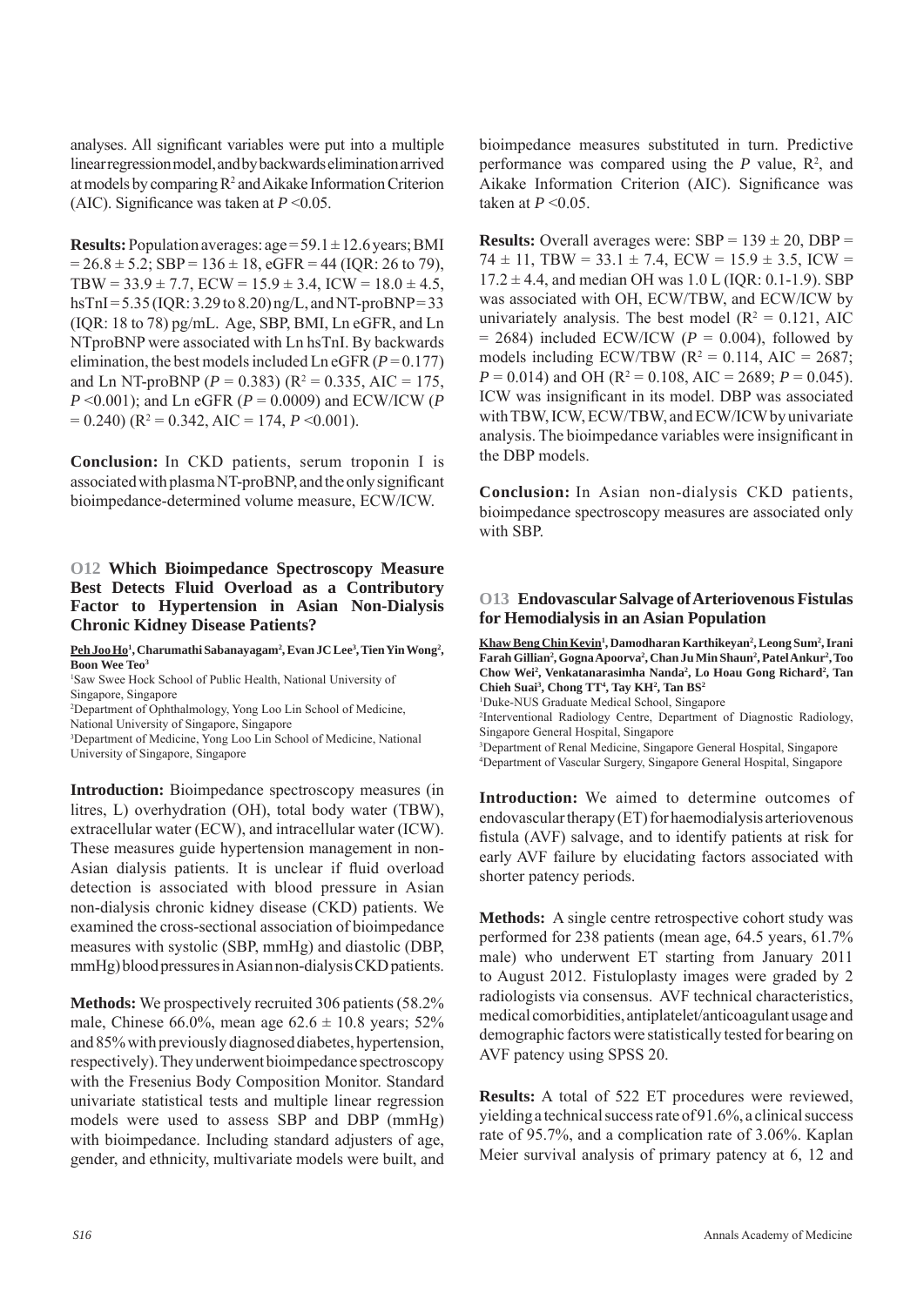analyses. All significant variables were put into a multiple linear regression model, and by backwards elimination arrived at models by comparing $R^2$ and Aikake Information Criterion (AIC). Significance was taken at $P$ <0.05.

**Results:** Population averages: age = 59.1 ± 12.6 years; BMI = 26.8 ± 5.2; SBP = 136 ± 18, eGFR = 44 (IQR: 26 to 79), TBW = 33.9 ± 7.7, ECW = 15.9 ± 3.4, ICW = 18.0 ± 4.5, hsTnI = 5.35 (IQR: 3.29 to 8.20) ng/L, and NT-proBNP = 33 (IQR: 18 to 78) pg/mL. Age, SBP, BMI, Ln eGFR, and Ln NTproBNP were associated with Ln hsTnI. By backwards elimination, the best models included Ln eGFR ($P$ = 0.177) and Ln NT-proBNP ($P$ = 0.383) ($R^2$ = 0.335, AIC = 175, $P$ <0.001); and Ln eGFR ($P$ = 0.0009) and ECW/ICW ($P$ = 0.240) ($R^2$ = 0.342, AIC = 174, $P$ <0.001).

**Conclusion:** In CKD patients, serum troponin I is associated with plasma NT-proBNP, and the only significant bioimpedance-determined volume measure, ECW/ICW.

## O12 Which Bioimpedance Spectroscopy Measure Best Detects Fluid Overload as a Contributory Factor to Hypertension in Asian Non-Dialysis Chronic Kidney Disease Patients?

**Peh Joo Ho**[1], **Charumathi Sabanayagam**[2], **Evan JC Lee**[3], **Tien Yin Wong**[2], **Boon Wee Teo**[3]

[1]Saw Swee Hock School of Public Health, National University of Singapore, Singapore
[2]Department of Ophthalmology, Yong Loo Lin School of Medicine, National University of Singapore, Singapore
[3]Department of Medicine, Yong Loo Lin School of Medicine, National University of Singapore, Singapore

**Introduction:** Bioimpedance spectroscopy measures (in litres, L) overhydration (OH), total body water (TBW), extracellular water (ECW), and intracellular water (ICW). These measures guide hypertension management in non-Asian dialysis patients. It is unclear if fluid overload detection is associated with blood pressure in Asian non-dialysis chronic kidney disease (CKD) patients. We examined the cross-sectional association of bioimpedance measures with systolic (SBP, mmHg) and diastolic (DBP, mmHg) blood pressures in Asian non-dialysis CKD patients.

**Methods:** We prospectively recruited 306 patients (58.2% male, Chinese 66.0%, mean age 62.6 ± 10.8 years; 52% and 85% with previously diagnosed diabetes, hypertension, respectively). They underwent bioimpedance spectroscopy with the Fresenius Body Composition Monitor. Standard univariate statistical tests and multiple linear regression models were used to assess SBP and DBP (mmHg) with bioimpedance. Including standard adjusters of age, gender, and ethnicity, multivariate models were built, and bioimpedance measures substituted in turn. Predictive performance was compared using the $P$ value, $R^2$, and Aikake Information Criterion (AIC). Significance was taken at $P$ <0.05.

**Results:** Overall averages were: SBP = 139 ± 20, DBP = 74 ± 11, TBW = 33.1 ± 7.4, ECW = 15.9 ± 3.5, ICW = 17.2 ± 4.4, and median OH was 1.0 L (IQR: 0.1-1.9). SBP was associated with OH, ECW/TBW, and ECW/ICW by univariately analysis. The best model ($R^2$ = 0.121, AIC = 2684) included ECW/ICW ($P$ = 0.004), followed by models including ECW/TBW ($R^2$ = 0.114, AIC = 2687; $P$ = 0.014) and OH ($R^2$ = 0.108, AIC = 2689; $P$ = 0.045). ICW was insignificant in its model. DBP was associated with TBW, ICW, ECW/TBW, and ECW/ICW by univariate analysis. The bioimpedance variables were insignificant in the DBP models.

**Conclusion:** In Asian non-dialysis CKD patients, bioimpedance spectroscopy measures are associated only with SBP.

## O13 Endovascular Salvage of Arteriovenous Fistulas for Hemodialysis in an Asian Population

**Khaw Beng Chin Kevin**[1], **Damodharan Karthikeyan**[2], **Leong Sum**[2], **Irani Farah Gillian**[2], **Gogna Apoorva**[2], **Chan Ju Min Shaun**[2], **Patel Ankur**[2], **Too Chow Wei**[2], **Venkatanarasimha Nanda**[2], **Lo Hoau Gong Richard**[2], **Tan Chieh Suai**[3], **Chong TT**[4], **Tay KH**[2], **Tan BS**[2]

[1]Duke-NUS Graduate Medical School, Singapore
[2]Interventional Radiology Centre, Department of Diagnostic Radiology, Singapore General Hospital, Singapore
[3]Department of Renal Medicine, Singapore General Hospital, Singapore
[4]Department of Vascular Surgery, Singapore General Hospital, Singapore

**Introduction:** We aimed to determine outcomes of endovascular therapy (ET) for haemodialysis arteriovenous fistula (AVF) salvage, and to identify patients at risk for early AVF failure by elucidating factors associated with shorter patency periods.

**Methods:** A single centre retrospective cohort study was performed for 238 patients (mean age, 64.5 years, 61.7% male) who underwent ET starting from January 2011 to August 2012. Fistuloplasty images were graded by 2 radiologists via consensus. AVF technical characteristics, medical comorbidities, antiplatelet/anticoagulant usage and demographic factors were statistically tested for bearing on AVF patency using SPSS 20.

**Results:** A total of 522 ET procedures were reviewed, yielding a technical success rate of 91.6%, a clinical success rate of 95.7%, and a complication rate of 3.06%. Kaplan Meier survival analysis of primary patency at 6, 12 and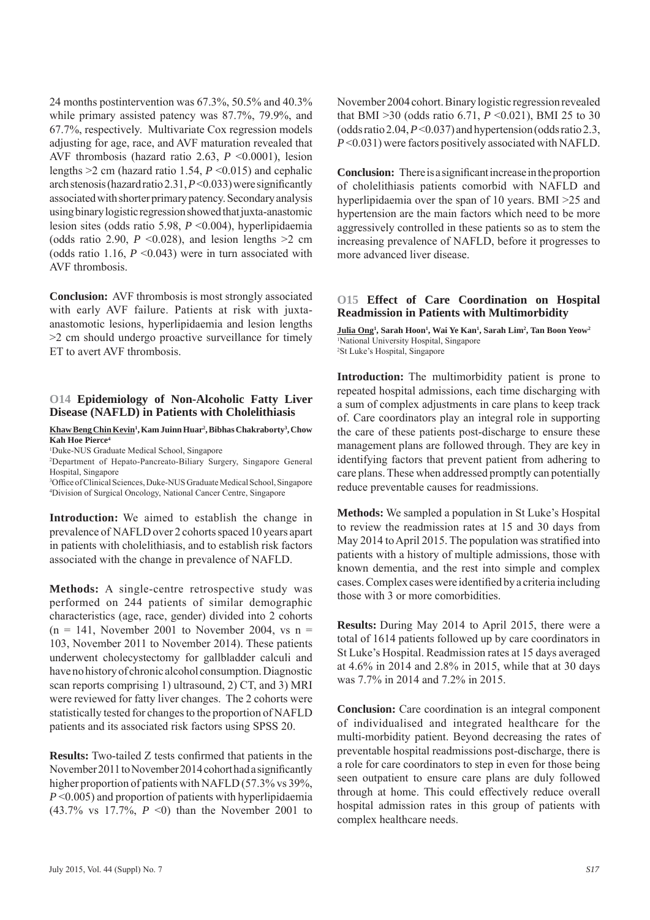24 months postintervention was 67.3%, 50.5% and 40.3% while primary assisted patency was 87.7%, 79.9%, and 67.7%, respectively. Multivariate Cox regression models adjusting for age, race, and AVF maturation revealed that AVF thrombosis (hazard ratio 2.63, $P$ <0.0001), lesion lengths >2 cm (hazard ratio 1.54, $P$ <0.015) and cephalic arch stenosis (hazard ratio 2.31, $P$ <0.033) were significantly associated with shorter primary patency. Secondary analysis using binary logistic regression showed that juxta-anastomic lesion sites (odds ratio 5.98, $P$ <0.004), hyperlipidaemia (odds ratio 2.90, $P$ <0.028), and lesion lengths >2 cm (odds ratio 1.16, $P$ <0.043) were in turn associated with AVF thrombosis.

**Conclusion:** AVF thrombosis is most strongly associated with early AVF failure. Patients at risk with juxta-anastomotic lesions, hyperlipidaemia and lesion lengths >2 cm should undergo proactive surveillance for timely ET to avert AVF thrombosis.

## O14 Epidemiology of Non-Alcoholic Fatty Liver Disease (NAFLD) in Patients with Cholelithiasis

**Khaw Beng Chin Kevin[1], Kam Juinn Huar[2], Bibhas Chakraborty[3], Chow Kah Hoe Pierce[4]**

[1]Duke-NUS Graduate Medical School, Singapore
[2]Department of Hepato-Pancreato-Biliary Surgery, Singapore General Hospital, Singapore
[3]Office of Clinical Sciences, Duke-NUS Graduate Medical School, Singapore
[4]Division of Surgical Oncology, National Cancer Centre, Singapore

**Introduction:** We aimed to establish the change in prevalence of NAFLD over 2 cohorts spaced 10 years apart in patients with cholelithiasis, and to establish risk factors associated with the change in prevalence of NAFLD.

**Methods:** A single-centre retrospective study was performed on 244 patients of similar demographic characteristics (age, race, gender) divided into 2 cohorts (n = 141, November 2001 to November 2004, vs n = 103, November 2011 to November 2014). These patients underwent cholecystectomy for gallbladder calculi and have no history of chronic alcohol consumption. Diagnostic scan reports comprising 1) ultrasound, 2) CT, and 3) MRI were reviewed for fatty liver changes. The 2 cohorts were statistically tested for changes to the proportion of NAFLD patients and its associated risk factors using SPSS 20.

**Results:** Two-tailed Z tests confirmed that patients in the November 2011 to November 2014 cohort had a significantly higher proportion of patients with NAFLD (57.3% vs 39%, $P$ <0.005) and proportion of patients with hyperlipidaemia (43.7% vs 17.7%, $P$ <0) than the November 2001 to November 2004 cohort. Binary logistic regression revealed that BMI >30 (odds ratio 6.71, $P$ <0.021), BMI 25 to 30 (odds ratio 2.04, $P$ <0.037) and hypertension (odds ratio 2.3, $P$ <0.031) were factors positively associated with NAFLD.

**Conclusion:** There is a significant increase in the proportion of cholelithiasis patients comorbid with NAFLD and hyperlipidaemia over the span of 10 years. BMI >25 and hypertension are the main factors which need to be more aggressively controlled in these patients so as to stem the increasing prevalence of NAFLD, before it progresses to more advanced liver disease.

## O15 Effect of Care Coordination on Hospital Readmission in Patients with Multimorbidity

**Julia Ong[1], Sarah Hoon[1], Wai Ye Kan[1], Sarah Lim[2], Tan Boon Yeow[2]**

[1]National University Hospital, Singapore
[2]St Luke's Hospital, Singapore

**Introduction:** The multimorbidity patient is prone to repeated hospital admissions, each time discharging with a sum of complex adjustments in care plans to keep track of. Care coordinators play an integral role in supporting the care of these patients post-discharge to ensure these management plans are followed through. They are key in identifying factors that prevent patient from adhering to care plans. These when addressed promptly can potentially reduce preventable causes for readmissions.

**Methods:** We sampled a population in St Luke's Hospital to review the readmission rates at 15 and 30 days from May 2014 to April 2015. The population was stratified into patients with a history of multiple admissions, those with known dementia, and the rest into simple and complex cases. Complex cases were identified by a criteria including those with 3 or more comorbidities.

**Results:** During May 2014 to April 2015, there were a total of 1614 patients followed up by care coordinators in St Luke's Hospital. Readmission rates at 15 days averaged at 4.6% in 2014 and 2.8% in 2015, while that at 30 days was 7.7% in 2014 and 7.2% in 2015.

**Conclusion:** Care coordination is an integral component of individualised and integrated healthcare for the multi-morbidity patient. Beyond decreasing the rates of preventable hospital readmissions post-discharge, there is a role for care coordinators to step in even for those being seen outpatient to ensure care plans are duly followed through at home. This could effectively reduce overall hospital admission rates in this group of patients with complex healthcare needs.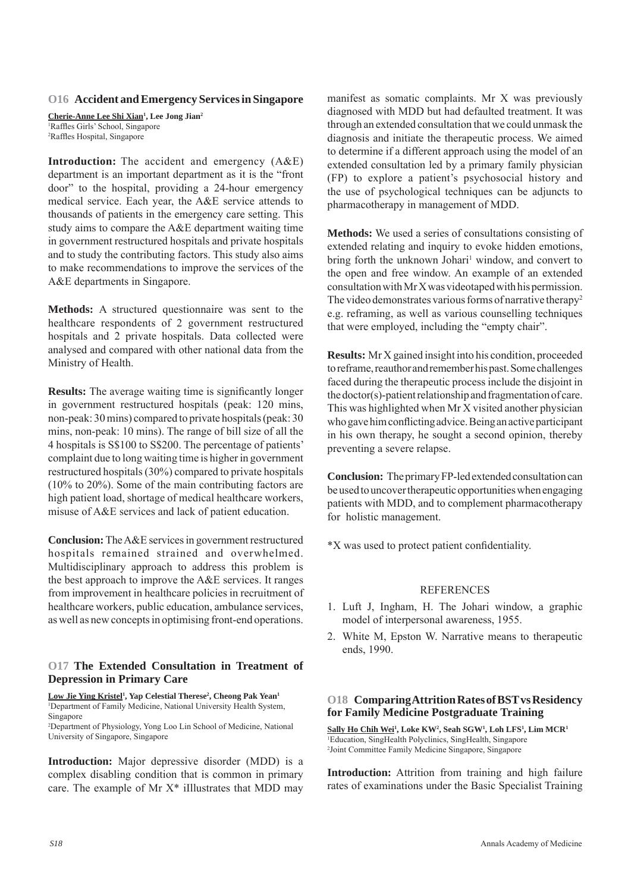## O16 Accident and Emergency Services in Singapore

**Cherie-Anne Lee Shi Xian**[1], **Lee Jong Jian**[2]

[1]Raffles Girls' School, Singapore
[2]Raffles Hospital, Singapore

**Introduction:** The accident and emergency (A&E) department is an important department as it is the "front door" to the hospital, providing a 24-hour emergency medical service. Each year, the A&E service attends to thousands of patients in the emergency care setting. This study aims to compare the A&E department waiting time in government restructured hospitals and private hospitals and to study the contributing factors. This study also aims to make recommendations to improve the services of the A&E departments in Singapore.

**Methods:** A structured questionnaire was sent to the healthcare respondents of 2 government restructured hospitals and 2 private hospitals. Data collected were analysed and compared with other national data from the Ministry of Health.

**Results:** The average waiting time is significantly longer in government restructured hospitals (peak: 120 mins, non-peak: 30 mins) compared to private hospitals (peak: 30 mins, non-peak: 10 mins). The range of bill size of all the 4 hospitals is S$100 to S$200. The percentage of patients' complaint due to long waiting time is higher in government restructured hospitals (30%) compared to private hospitals (10% to 20%). Some of the main contributing factors are high patient load, shortage of medical healthcare workers, misuse of A&E services and lack of patient education.

**Conclusion:** The A&E services in government restructured hospitals remained strained and overwhelmed. Multidisciplinary approach to address this problem is the best approach to improve the A&E services. It ranges from improvement in healthcare policies in recruitment of healthcare workers, public education, ambulance services, as well as new concepts in optimising front-end operations.

## O17 The Extended Consultation in Treatment of Depression in Primary Care

**Low Jie Ying Kristel**[1], **Yap Celestial Therese**[2], **Cheong Pak Yean**[1]

[1]Department of Family Medicine, National University Health System, Singapore
[2]Department of Physiology, Yong Loo Lin School of Medicine, National University of Singapore, Singapore

**Introduction:** Major depressive disorder (MDD) is a complex disabling condition that is common in primary care. The example of Mr X* iIllustrates that MDD may manifest as somatic complaints. Mr X was previously diagnosed with MDD but had defaulted treatment. It was through an extended consultation that we could unmask the diagnosis and initiate the therapeutic process. We aimed to determine if a different approach using the model of an extended consultation led by a primary family physician (FP) to explore a patient's psychosocial history and the use of psychological techniques can be adjuncts to pharmacotherapy in management of MDD.

**Methods:** We used a series of consultations consisting of extended relating and inquiry to evoke hidden emotions, bring forth the unknown Johari[1] window, and convert to the open and free window. An example of an extended consultation with Mr X was videotaped with his permission. The video demonstrates various forms of narrative therapy[2] e.g. reframing, as well as various counselling techniques that were employed, including the "empty chair".

**Results:** Mr X gained insight into his condition, proceeded to reframe, reauthor and remember his past. Some challenges faced during the therapeutic process include the disjoint in the doctor(s)-patient relationship and fragmentation of care. This was highlighted when Mr X visited another physician who gave him conflicting advice. Being an active participant in his own therapy, he sought a second opinion, thereby preventing a severe relapse.

**Conclusion:** The primary FP-led extended consultation can be used to uncover therapeutic opportunities when engaging patients with MDD, and to complement pharmacotherapy for holistic management.

*X was used to protect patient confidentiality.

REFERENCES

1. Luft J, Ingham, H. The Johari window, a graphic model of interpersonal awareness, 1955.
2. White M, Epston W. Narrative means to therapeutic ends, 1990.

## O18 Comparing Attrition Rates of BST vs Residency for Family Medicine Postgraduate Training

**Sally Ho Chih Wei**[1], **Loke KW**[2], **Seah SGW**[1], **Loh LFS**[1], **Lim MCR**[1]

[1]Education, SingHealth Polyclinics, SingHealth, Singapore
[2]Joint Committee Family Medicine Singapore, Singapore

**Introduction:** Attrition from training and high failure rates of examinations under the Basic Specialist Training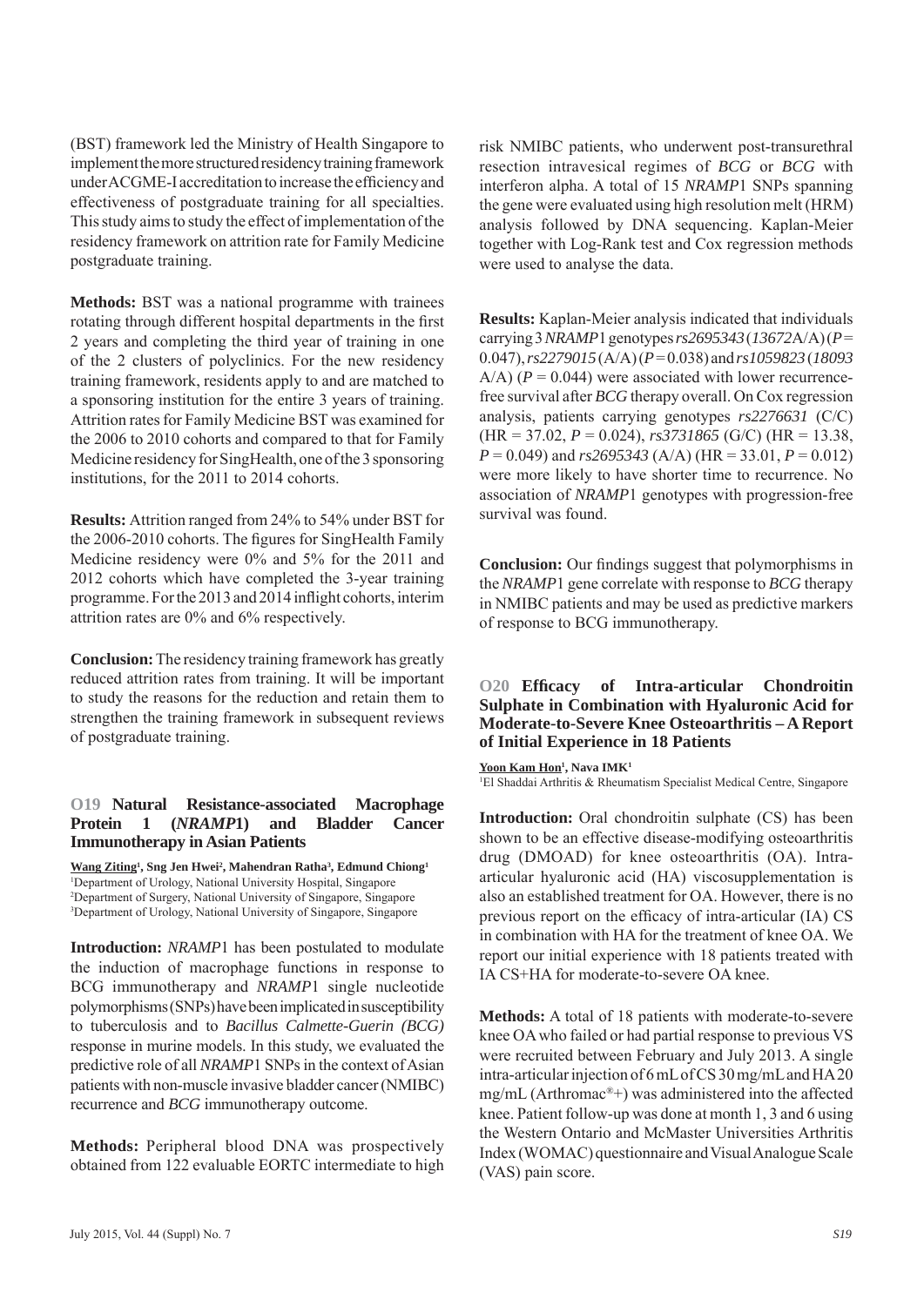(BST) framework led the Ministry of Health Singapore to implement the more structured residency training framework under ACGME-I accreditation to increase the efficiency and effectiveness of postgraduate training for all specialties. This study aims to study the effect of implementation of the residency framework on attrition rate for Family Medicine postgraduate training.

**Methods:** BST was a national programme with trainees rotating through different hospital departments in the first 2 years and completing the third year of training in one of the 2 clusters of polyclinics. For the new residency training framework, residents apply to and are matched to a sponsoring institution for the entire 3 years of training. Attrition rates for Family Medicine BST was examined for the 2006 to 2010 cohorts and compared to that for Family Medicine residency for SingHealth, one of the 3 sponsoring institutions, for the 2011 to 2014 cohorts.

**Results:** Attrition ranged from 24% to 54% under BST for the 2006-2010 cohorts. The figures for SingHealth Family Medicine residency were 0% and 5% for the 2011 and 2012 cohorts which have completed the 3-year training programme. For the 2013 and 2014 inflight cohorts, interim attrition rates are 0% and 6% respectively.

**Conclusion:** The residency training framework has greatly reduced attrition rates from training. It will be important to study the reasons for the reduction and retain them to strengthen the training framework in subsequent reviews of postgraduate training.

### O19 Natural Resistance-associated Macrophage Protein 1 (*NRAMP*1) and Bladder Cancer Immunotherapy in Asian Patients

<u>Wang Ziting</u>[1], Sng Jen Hwei[2], Mahendran Ratha[3], Edmund Chiong[1]

[1]Department of Urology, National University Hospital, Singapore
[2]Department of Surgery, National University of Singapore, Singapore
[3]Department of Urology, National University of Singapore, Singapore

**Introduction:** *NRAMP*1 has been postulated to modulate the induction of macrophage functions in response to BCG immunotherapy and *NRAMP*1 single nucleotide polymorphisms (SNPs) have been implicated in susceptibility to tuberculosis and to *Bacillus Calmette-Guerin (BCG)* response in murine models. In this study, we evaluated the predictive role of all *NRAMP*1 SNPs in the context of Asian patients with non-muscle invasive bladder cancer (NMIBC) recurrence and *BCG* immunotherapy outcome.

**Methods:** Peripheral blood DNA was prospectively obtained from 122 evaluable EORTC intermediate to high risk NMIBC patients, who underwent post-transurethral resection intravesical regimes of *BCG* or *BCG* with interferon alpha. A total of 15 *NRAMP*1 SNPs spanning the gene were evaluated using high resolution melt (HRM) analysis followed by DNA sequencing. Kaplan-Meier together with Log-Rank test and Cox regression methods were used to analyse the data.

**Results:** Kaplan-Meier analysis indicated that individuals carrying 3 *NRAMP*1 genotypes *rs2695343* (*13672*A/A) ($P$ = 0.047), *rs2279015* (A/A) ($P$ = 0.038) and *rs1059823* (*18093* A/A) ($P$ = 0.044) were associated with lower recurrence-free survival after *BCG* therapy overall. On Cox regression analysis, patients carrying genotypes *rs2276631* (C/C) (HR = 37.02, $P$ = 0.024), *rs3731865* (G/C) (HR = 13.38, $P$ = 0.049) and *rs2695343* (A/A) (HR = 33.01, $P$ = 0.012) were more likely to have shorter time to recurrence. No association of *NRAMP*1 genotypes with progression-free survival was found.

**Conclusion:** Our findings suggest that polymorphisms in the *NRAMP*1 gene correlate with response to *BCG* therapy in NMIBC patients and may be used as predictive markers of response to BCG immunotherapy.

### O20 Efficacy of Intra-articular Chondroitin Sulphate in Combination with Hyaluronic Acid for Moderate-to-Severe Knee Osteoarthritis – A Report of Initial Experience in 18 Patients

<u>Yoon Kam Hon</u>[1], Nava IMK[1]

[1]El Shaddai Arthritis & Rheumatism Specialist Medical Centre, Singapore

**Introduction:** Oral chondroitin sulphate (CS) has been shown to be an effective disease-modifying osteoarthritis drug (DMOAD) for knee osteoarthritis (OA). Intra-articular hyaluronic acid (HA) viscosupplementation is also an established treatment for OA. However, there is no previous report on the efficacy of intra-articular (IA) CS in combination with HA for the treatment of knee OA. We report our initial experience with 18 patients treated with IA CS+HA for moderate-to-severe OA knee.

**Methods:** A total of 18 patients with moderate-to-severe knee OA who failed or had partial response to previous VS were recruited between February and July 2013. A single intra-articular injection of 6 mL of CS 30 mg/mL and HA 20 mg/mL (Arthromac®+) was administered into the affected knee. Patient follow-up was done at month 1, 3 and 6 using the Western Ontario and McMaster Universities Arthritis Index (WOMAC) questionnaire and Visual Analogue Scale (VAS) pain score.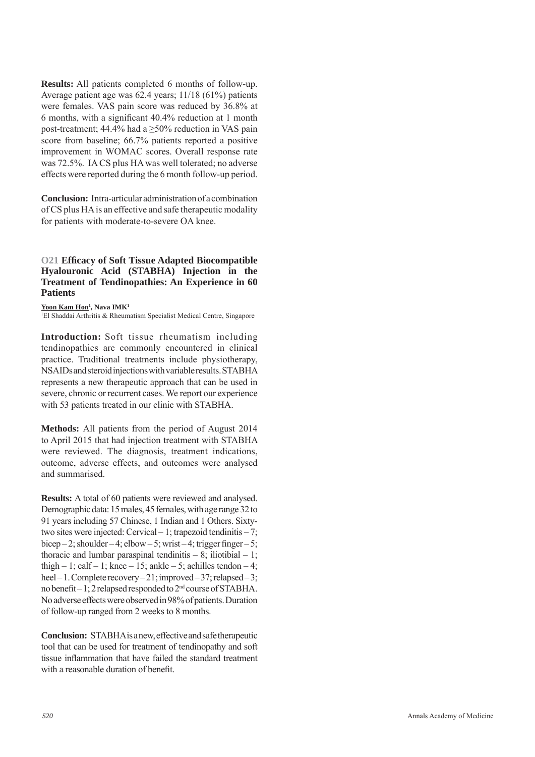**Results:** All patients completed 6 months of follow-up. Average patient age was 62.4 years; 11/18 (61%) patients were females. VAS pain score was reduced by 36.8% at 6 months, with a significant 40.4% reduction at 1 month post-treatment; 44.4% had a ≥50% reduction in VAS pain score from baseline; 66.7% patients reported a positive improvement in WOMAC scores. Overall response rate was 72.5%. IA CS plus HA was well tolerated; no adverse effects were reported during the 6 month follow-up period.

**Conclusion:** Intra-articular administration of a combination of CS plus HA is an effective and safe therapeutic modality for patients with moderate-to-severe OA knee.

## O21 Efficacy of Soft Tissue Adapted Biocompatible Hyalouronic Acid (STABHA) Injection in the Treatment of Tendinopathies: An Experience in 60 Patients

**Yoon Kam Hon[1], Nava IMK[1]**

[1]El Shaddai Arthritis & Rheumatism Specialist Medical Centre, Singapore

**Introduction:** Soft tissue rheumatism including tendinopathies are commonly encountered in clinical practice. Traditional treatments include physiotherapy, NSAIDs and steroid injections with variable results. STABHA represents a new therapeutic approach that can be used in severe, chronic or recurrent cases. We report our experience with 53 patients treated in our clinic with STABHA.

**Methods:** All patients from the period of August 2014 to April 2015 that had injection treatment with STABHA were reviewed. The diagnosis, treatment indications, outcome, adverse effects, and outcomes were analysed and summarised.

**Results:** A total of 60 patients were reviewed and analysed. Demographic data: 15 males, 45 females, with age range 32 to 91 years including 57 Chinese, 1 Indian and 1 Others. Sixty-two sites were injected: Cervical – 1; trapezoid tendinitis – 7; bicep – 2; shoulder – 4; elbow – 5; wrist – 4; trigger finger – 5; thoracic and lumbar paraspinal tendinitis – 8; iliotibial – 1; thigh – 1; calf – 1; knee – 15; ankle – 5; achilles tendon – 4; heel – 1. Complete recovery – 21; improved – 37; relapsed – 3; no benefit – 1; 2 relapsed responded to 2nd course of STABHA. No adverse effects were observed in 98% of patients. Duration of follow-up ranged from 2 weeks to 8 months.

**Conclusion:** STABHA is a new, effective and safe therapeutic tool that can be used for treatment of tendinopathy and soft tissue inflammation that have failed the standard treatment with a reasonable duration of benefit.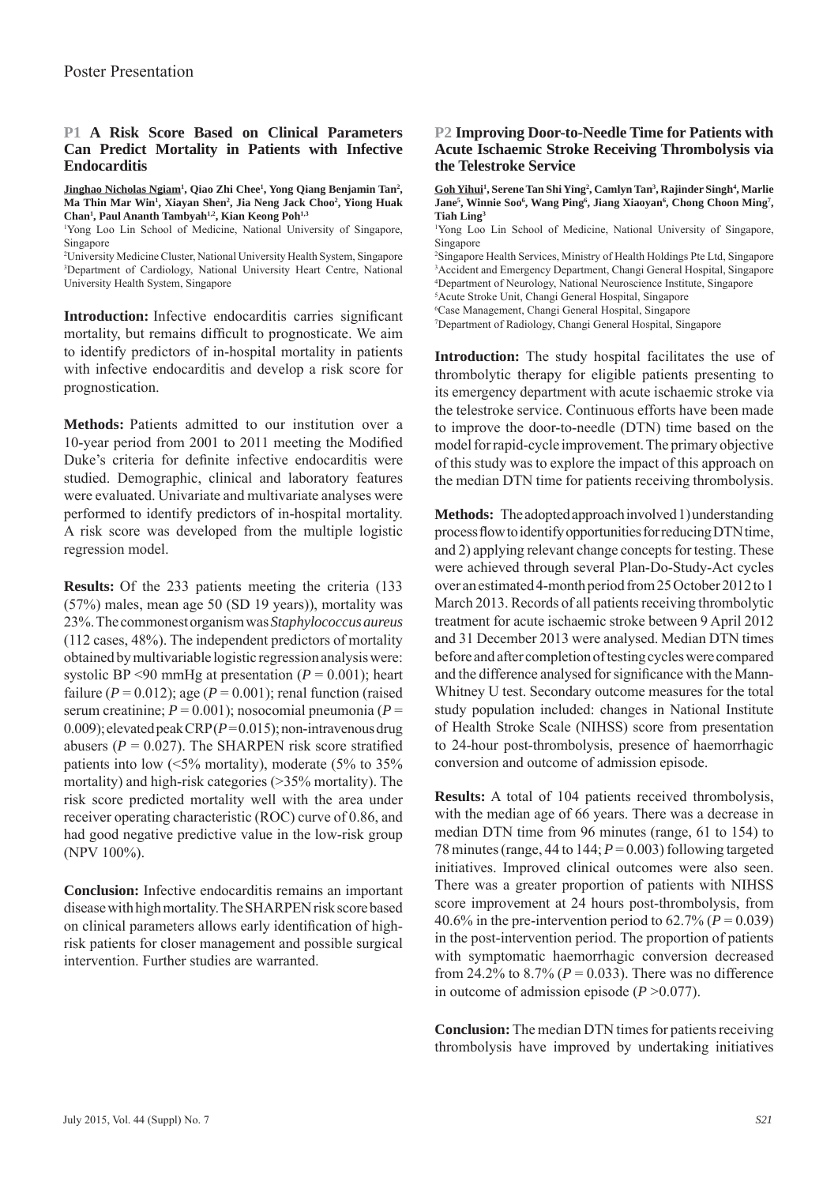Poster Presentation

## P1 A Risk Score Based on Clinical Parameters Can Predict Mortality in Patients with Infective Endocarditis

**Jinghao Nicholas Ngiam[1], Qiao Zhi Chee[1], Yong Qiang Benjamin Tan[2], Ma Thin Mar Win[1], Xiayan Shen[2], Jia Neng Jack Choo[2], Yiong Huak Chan[1], Paul Ananth Tambyah[1,2], Kian Keong Poh[1,3]**

[1]Yong Loo Lin School of Medicine, National University of Singapore, Singapore

[2]University Medicine Cluster, National University Health System, Singapore

[3]Department of Cardiology, National University Heart Centre, National University Health System, Singapore

**Introduction:** Infective endocarditis carries significant mortality, but remains difficult to prognosticate. We aim to identify predictors of in-hospital mortality in patients with infective endocarditis and develop a risk score for prognostication.

**Methods:** Patients admitted to our institution over a 10-year period from 2001 to 2011 meeting the Modified Duke's criteria for definite infective endocarditis were studied. Demographic, clinical and laboratory features were evaluated. Univariate and multivariate analyses were performed to identify predictors of in-hospital mortality. A risk score was developed from the multiple logistic regression model.

**Results:** Of the 233 patients meeting the criteria (133 (57%) males, mean age 50 (SD 19 years)), mortality was 23%. The commonest organism was *Staphylococcus aureus* (112 cases, 48%). The independent predictors of mortality obtained by multivariable logistic regression analysis were: systolic BP <90 mmHg at presentation ($P = 0.001$); heart failure ($P = 0.012$); age ($P = 0.001$); renal function (raised serum creatinine; $P = 0.001$); nosocomial pneumonia ($P = 0.009$); elevated peak CRP ($P = 0.015$); non-intravenous drug abusers ($P = 0.027$). The SHARPEN risk score stratified patients into low (<5% mortality), moderate (5% to 35% mortality) and high-risk categories (>35% mortality). The risk score predicted mortality well with the area under receiver operating characteristic (ROC) curve of 0.86, and had good negative predictive value in the low-risk group (NPV 100%).

**Conclusion:** Infective endocarditis remains an important disease with high mortality. The SHARPEN risk score based on clinical parameters allows early identification of high-risk patients for closer management and possible surgical intervention. Further studies are warranted.

## P2 Improving Door-to-Needle Time for Patients with Acute Ischaemic Stroke Receiving Thrombolysis via the Telestroke Service

**Goh Yihui[1], Serene Tan Shi Ying[2], Camlyn Tan[3], Rajinder Singh[4], Marlie Jane[5], Winnie Soo[6], Wang Ping[6], Jiang Xiaoyan[6], Chong Choon Ming[7], Tiah Ling[3]**

[1]Yong Loo Lin School of Medicine, National University of Singapore, Singapore

[2]Singapore Health Services, Ministry of Health Holdings Pte Ltd, Singapore

[3]Accident and Emergency Department, Changi General Hospital, Singapore

[4]Department of Neurology, National Neuroscience Institute, Singapore

[5]Acute Stroke Unit, Changi General Hospital, Singapore

[6]Case Management, Changi General Hospital, Singapore

[7]Department of Radiology, Changi General Hospital, Singapore

**Introduction:** The study hospital facilitates the use of thrombolytic therapy for eligible patients presenting to its emergency department with acute ischaemic stroke via the telestroke service. Continuous efforts have been made to improve the door-to-needle (DTN) time based on the model for rapid-cycle improvement. The primary objective of this study was to explore the impact of this approach on the median DTN time for patients receiving thrombolysis.

**Methods:** The adopted approach involved 1) understanding process flow to identify opportunities for reducing DTN time, and 2) applying relevant change concepts for testing. These were achieved through several Plan-Do-Study-Act cycles over an estimated 4-month period from 25 October 2012 to 1 March 2013. Records of all patients receiving thrombolytic treatment for acute ischaemic stroke between 9 April 2012 and 31 December 2013 were analysed. Median DTN times before and after completion of testing cycles were compared and the difference analysed for significance with the Mann-Whitney U test. Secondary outcome measures for the total study population included: changes in National Institute of Health Stroke Scale (NIHSS) score from presentation to 24-hour post-thrombolysis, presence of haemorrhagic conversion and outcome of admission episode.

**Results:** A total of 104 patients received thrombolysis, with the median age of 66 years. There was a decrease in median DTN time from 96 minutes (range, 61 to 154) to 78 minutes (range, 44 to 144; $P = 0.003$) following targeted initiatives. Improved clinical outcomes were also seen. There was a greater proportion of patients with NIHSS score improvement at 24 hours post-thrombolysis, from 40.6% in the pre-intervention period to 62.7% ($P = 0.039$) in the post-intervention period. The proportion of patients with symptomatic haemorrhagic conversion decreased from 24.2% to 8.7% ($P = 0.033$). There was no difference in outcome of admission episode ($P > 0.077$).

**Conclusion:** The median DTN times for patients receiving thrombolysis have improved by undertaking initiatives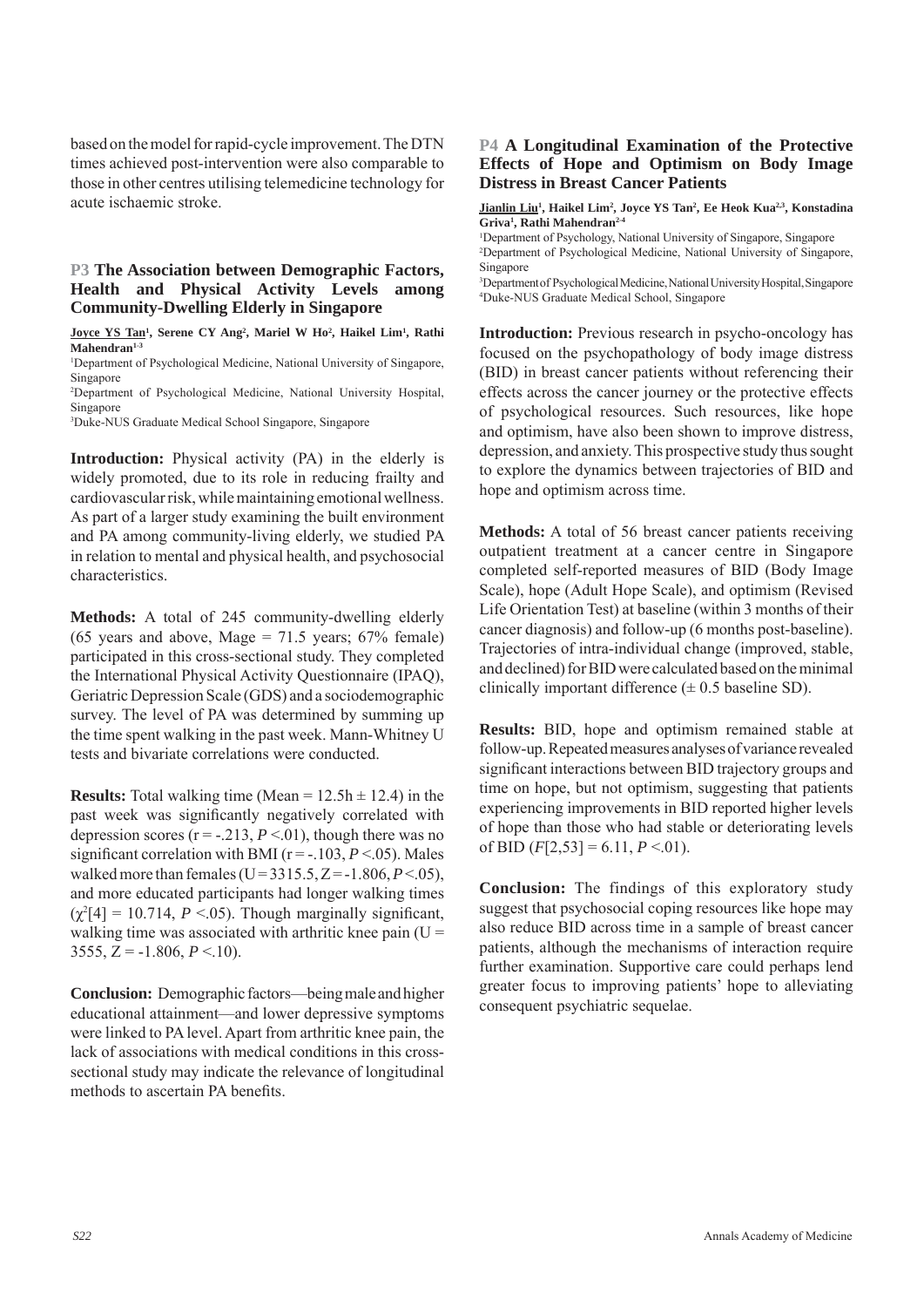based on the model for rapid-cycle improvement. The DTN times achieved post-intervention were also comparable to those in other centres utilising telemedicine technology for acute ischaemic stroke.

### P3 The Association between Demographic Factors, Health and Physical Activity Levels among Community-Dwelling Elderly in Singapore

**Joyce YS Tan[1], Serene CY Ang[2], Mariel W Ho[2], Haikel Lim[1], Rathi Mahendran[1-3]**

[1]Department of Psychological Medicine, National University of Singapore, Singapore
[2]Department of Psychological Medicine, National University Hospital, Singapore
[3]Duke-NUS Graduate Medical School Singapore, Singapore

**Introduction:** Physical activity (PA) in the elderly is widely promoted, due to its role in reducing frailty and cardiovascular risk, while maintaining emotional wellness. As part of a larger study examining the built environment and PA among community-living elderly, we studied PA in relation to mental and physical health, and psychosocial characteristics.

**Methods:** A total of 245 community-dwelling elderly (65 years and above, Mage = 71.5 years; 67% female) participated in this cross-sectional study. They completed the International Physical Activity Questionnaire (IPAQ), Geriatric Depression Scale (GDS) and a sociodemographic survey. The level of PA was determined by summing up the time spent walking in the past week. Mann-Whitney U tests and bivariate correlations were conducted.

**Results:** Total walking time (Mean = 12.5h ± 12.4) in the past week was significantly negatively correlated with depression scores (r = -.213, $P$ <.01), though there was no significant correlation with BMI (r = -.103, $P$ <.05). Males walked more than females (U = 3315.5, Z = -1.806, $P$ <.05), and more educated participants had longer walking times ($\chi^2[4]$ = 10.714, $P$ <.05). Though marginally significant, walking time was associated with arthritic knee pain (U = 3555, Z = -1.806, $P$ <.10).

**Conclusion:** Demographic factors—being male and higher educational attainment—and lower depressive symptoms were linked to PA level. Apart from arthritic knee pain, the lack of associations with medical conditions in this cross-sectional study may indicate the relevance of longitudinal methods to ascertain PA benefits.

### P4 A Longitudinal Examination of the Protective Effects of Hope and Optimism on Body Image Distress in Breast Cancer Patients

**Jianlin Liu[1], Haikel Lim[2], Joyce YS Tan[2], Ee Heok Kua[2,3], Konstadina Griva[1], Rathi Mahendran[2-4]**

[1]Department of Psychology, National University of Singapore, Singapore
[2]Department of Psychological Medicine, National University of Singapore, Singapore
[3]Department of Psychological Medicine, National University Hospital, Singapore
[4]Duke-NUS Graduate Medical School, Singapore

**Introduction:** Previous research in psycho-oncology has focused on the psychopathology of body image distress (BID) in breast cancer patients without referencing their effects across the cancer journey or the protective effects of psychological resources. Such resources, like hope and optimism, have also been shown to improve distress, depression, and anxiety. This prospective study thus sought to explore the dynamics between trajectories of BID and hope and optimism across time.

**Methods:** A total of 56 breast cancer patients receiving outpatient treatment at a cancer centre in Singapore completed self-reported measures of BID (Body Image Scale), hope (Adult Hope Scale), and optimism (Revised Life Orientation Test) at baseline (within 3 months of their cancer diagnosis) and follow-up (6 months post-baseline). Trajectories of intra-individual change (improved, stable, and declined) for BID were calculated based on the minimal clinically important difference (± 0.5 baseline SD).

**Results:** BID, hope and optimism remained stable at follow-up. Repeated measures analyses of variance revealed significant interactions between BID trajectory groups and time on hope, but not optimism, suggesting that patients experiencing improvements in BID reported higher levels of hope than those who had stable or deteriorating levels of BID ($F[2,53]$ = 6.11, $P$ <.01).

**Conclusion:** The findings of this exploratory study suggest that psychosocial coping resources like hope may also reduce BID across time in a sample of breast cancer patients, although the mechanisms of interaction require further examination. Supportive care could perhaps lend greater focus to improving patients' hope to alleviating consequent psychiatric sequelae.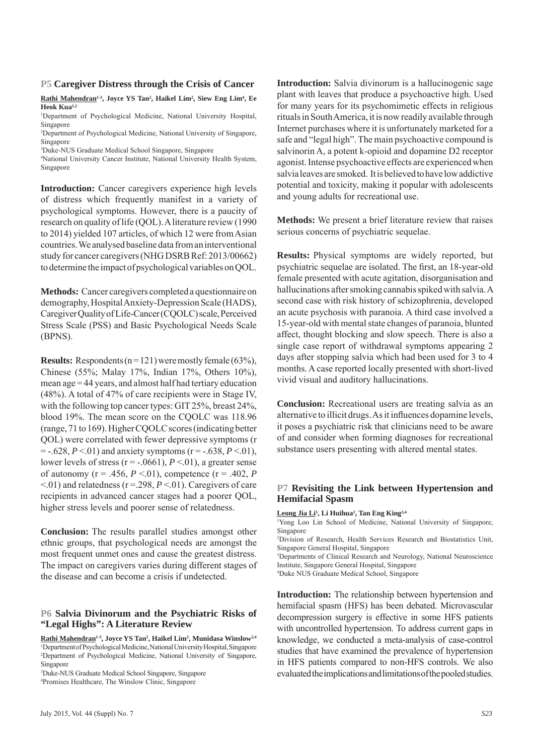## P5 Caregiver Distress through the Crisis of Cancer

**Rathi Mahendran[1-3], Joyce YS Tan[2], Haikel Lim[2], Siew Eng Lim[4], Ee Heok Kua[1,2]**

[1]Department of Psychological Medicine, National University Hospital, Singapore
[2]Department of Psychological Medicine, National University of Singapore, Singapore
[3]Duke-NUS Graduate Medical School Singapore, Singapore
[4]National University Cancer Institute, National University Health System, Singapore

**Introduction:** Cancer caregivers experience high levels of distress which frequently manifest in a variety of psychological symptoms. However, there is a paucity of research on quality of life (QOL). A literature review (1990 to 2014) yielded 107 articles, of which 12 were from Asian countries. We analysed baseline data from an interventional study for cancer caregivers (NHG DSRB Ref: 2013/00662) to determine the impact of psychological variables on QOL.

**Methods:** Cancer caregivers completed a questionnaire on demography, Hospital Anxiety-Depression Scale (HADS), Caregiver Quality of Life-Cancer (CQOLC) scale, Perceived Stress Scale (PSS) and Basic Psychological Needs Scale (BPNS).

**Results:** Respondents (n = 121) were mostly female (63%), Chinese (55%; Malay 17%, Indian 17%, Others 10%), mean age = 44 years, and almost half had tertiary education (48%). A total of 47% of care recipients were in Stage IV, with the following top cancer types: GIT 25%, breast 24%, blood 19%. The mean score on the CQOLC was 118.96 (range, 71 to 169). Higher CQOLC scores (indicating better QOL) were correlated with fewer depressive symptoms ($r = -.628$, $P < .01$) and anxiety symptoms ($r = -.638$, $P < .01$), lower levels of stress ($r = -.0661$), $P < .01$), a greater sense of autonomy ($r = .456$, $P < .01$), competence ($r = .402$, $P < .01$) and relatedness ($r = .298$, $P < .01$). Caregivers of care recipients in advanced cancer stages had a poorer QOL, higher stress levels and poorer sense of relatedness.

**Conclusion:** The results parallel studies amongst other ethnic groups, that psychological needs are amongst the most frequent unmet ones and cause the greatest distress. The impact on caregivers varies during different stages of the disease and can become a crisis if undetected.

## P6 Salvia Divinorum and the Psychiatric Risks of "Legal Highs": A Literature Review

**Rathi Mahendran[1-3], Joyce YS Tan[2], Haikel Lim[2], Munidasa Winslow[2,4]**

[1]Department of Psychological Medicine, National University Hospital, Singapore
[2]Department of Psychological Medicine, National University of Singapore, Singapore
[3]Duke-NUS Graduate Medical School Singapore, Singapore
[4]Promises Healthcare, The Winslow Clinic, Singapore

**Introduction:** Salvia divinorum is a hallucinogenic sage plant with leaves that produce a psychoactive high. Used for many years for its psychomimetic effects in religious rituals in South America, it is now readily available through Internet purchases where it is unfortunately marketed for a safe and "legal high". The main psychoactive compound is salvinorin A, a potent k-opioid and dopamine D2 receptor agonist. Intense psychoactive effects are experienced when salvia leaves are smoked. It is believed to have low addictive potential and toxicity, making it popular with adolescents and young adults for recreational use.

**Methods:** We present a brief literature review that raises serious concerns of psychiatric sequelae.

**Results:** Physical symptoms are widely reported, but psychiatric sequelae are isolated. The first, an 18-year-old female presented with acute agitation, disorganisation and hallucinations after smoking cannabis spiked with salvia. A second case with risk history of schizophrenia, developed an acute psychosis with paranoia. A third case involved a 15-year-old with mental state changes of paranoia, blunted affect, thought blocking and slow speech. There is also a single case report of withdrawal symptoms appearing 2 days after stopping salvia which had been used for 3 to 4 months. A case reported locally presented with short-lived vivid visual and auditory hallucinations.

**Conclusion:** Recreational users are treating salvia as an alternative to illicit drugs. As it influences dopamine levels, it poses a psychiatric risk that clinicians need to be aware of and consider when forming diagnoses for recreational substance users presenting with altered mental states.

## P7 Revisiting the Link between Hypertension and Hemifacial Spasm

**Leong Jia Li[1], Li Huihua[2], Tan Eng King[3,4]**

[1]Yong Loo Lin School of Medicine, National University of Singapore, Singapore
[2]Division of Research, Health Services Research and Biostatistics Unit, Singapore General Hospital, Singapore
[3]Departments of Clinical Research and Neurology, National Neuroscience Institute, Singapore General Hospital, Singapore
[4]Duke NUS Graduate Medical School, Singapore

**Introduction:** The relationship between hypertension and hemifacial spasm (HFS) has been debated. Microvascular decompression surgery is effective in some HFS patients with uncontrolled hypertension. To address current gaps in knowledge, we conducted a meta-analysis of case-control studies that have examined the prevalence of hypertension in HFS patients compared to non-HFS controls. We also evaluated the implications and limitations of the pooled studies.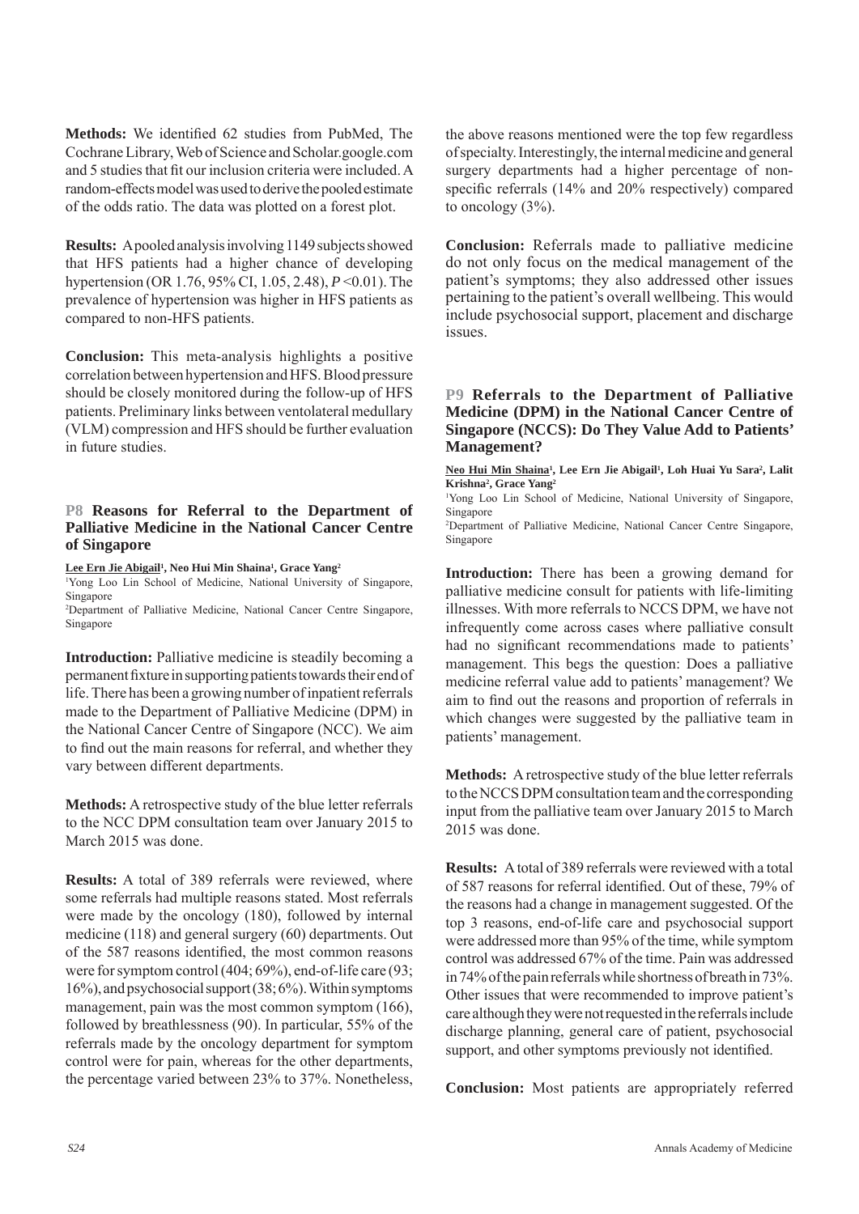**Methods:** We identified 62 studies from PubMed, The Cochrane Library, Web of Science and Scholar.google.com and 5 studies that fit our inclusion criteria were included. A random-effects model was used to derive the pooled estimate of the odds ratio. The data was plotted on a forest plot.

**Results:** A pooled analysis involving 1149 subjects showed that HFS patients had a higher chance of developing hypertension (OR 1.76, 95% CI, 1.05, 2.48), $P$ <0.01). The prevalence of hypertension was higher in HFS patients as compared to non-HFS patients.

**Conclusion:** This meta-analysis highlights a positive correlation between hypertension and HFS. Blood pressure should be closely monitored during the follow-up of HFS patients. Preliminary links between ventolateral medullary (VLM) compression and HFS should be further evaluation in future studies.

## P8 Reasons for Referral to the Department of Palliative Medicine in the National Cancer Centre of Singapore

**Lee Ern Jie Abigail**[1], **Neo Hui Min Shaina**[1], **Grace Yang**[2]

[1]Yong Loo Lin School of Medicine, National University of Singapore, Singapore

[2]Department of Palliative Medicine, National Cancer Centre Singapore, Singapore

**Introduction:** Palliative medicine is steadily becoming a permanent fixture in supporting patients towards their end of life. There has been a growing number of inpatient referrals made to the Department of Palliative Medicine (DPM) in the National Cancer Centre of Singapore (NCC). We aim to find out the main reasons for referral, and whether they vary between different departments.

**Methods:** A retrospective study of the blue letter referrals to the NCC DPM consultation team over January 2015 to March 2015 was done.

**Results:** A total of 389 referrals were reviewed, where some referrals had multiple reasons stated. Most referrals were made by the oncology (180), followed by internal medicine (118) and general surgery (60) departments. Out of the 587 reasons identified, the most common reasons were for symptom control (404; 69%), end-of-life care (93; 16%), and psychosocial support (38; 6%). Within symptoms management, pain was the most common symptom (166), followed by breathlessness (90). In particular, 55% of the referrals made by the oncology department for symptom control were for pain, whereas for the other departments, the percentage varied between 23% to 37%. Nonetheless, the above reasons mentioned were the top few regardless of specialty. Interestingly, the internal medicine and general surgery departments had a higher percentage of non-specific referrals (14% and 20% respectively) compared to oncology (3%).

**Conclusion:** Referrals made to palliative medicine do not only focus on the medical management of the patient's symptoms; they also addressed other issues pertaining to the patient's overall wellbeing. This would include psychosocial support, placement and discharge issues.

## P9 Referrals to the Department of Palliative Medicine (DPM) in the National Cancer Centre of Singapore (NCCS): Do They Value Add to Patients' Management?

**Neo Hui Min Shaina**[1], **Lee Ern Jie Abigail**[1], **Loh Huai Yu Sara**[2], **Lalit Krishna**[2], **Grace Yang**[2]

[1]Yong Loo Lin School of Medicine, National University of Singapore, Singapore

[2]Department of Palliative Medicine, National Cancer Centre Singapore, Singapore

**Introduction:** There has been a growing demand for palliative medicine consult for patients with life-limiting illnesses. With more referrals to NCCS DPM, we have not infrequently come across cases where palliative consult had no significant recommendations made to patients' management. This begs the question: Does a palliative medicine referral value add to patients' management? We aim to find out the reasons and proportion of referrals in which changes were suggested by the palliative team in patients' management.

**Methods:** A retrospective study of the blue letter referrals to the NCCS DPM consultation team and the corresponding input from the palliative team over January 2015 to March 2015 was done.

**Results:** A total of 389 referrals were reviewed with a total of 587 reasons for referral identified. Out of these, 79% of the reasons had a change in management suggested. Of the top 3 reasons, end-of-life care and psychosocial support were addressed more than 95% of the time, while symptom control was addressed 67% of the time. Pain was addressed in 74% of the pain referrals while shortness of breath in 73%. Other issues that were recommended to improve patient's care although they were not requested in the referrals include discharge planning, general care of patient, psychosocial support, and other symptoms previously not identified.

**Conclusion:** Most patients are appropriately referred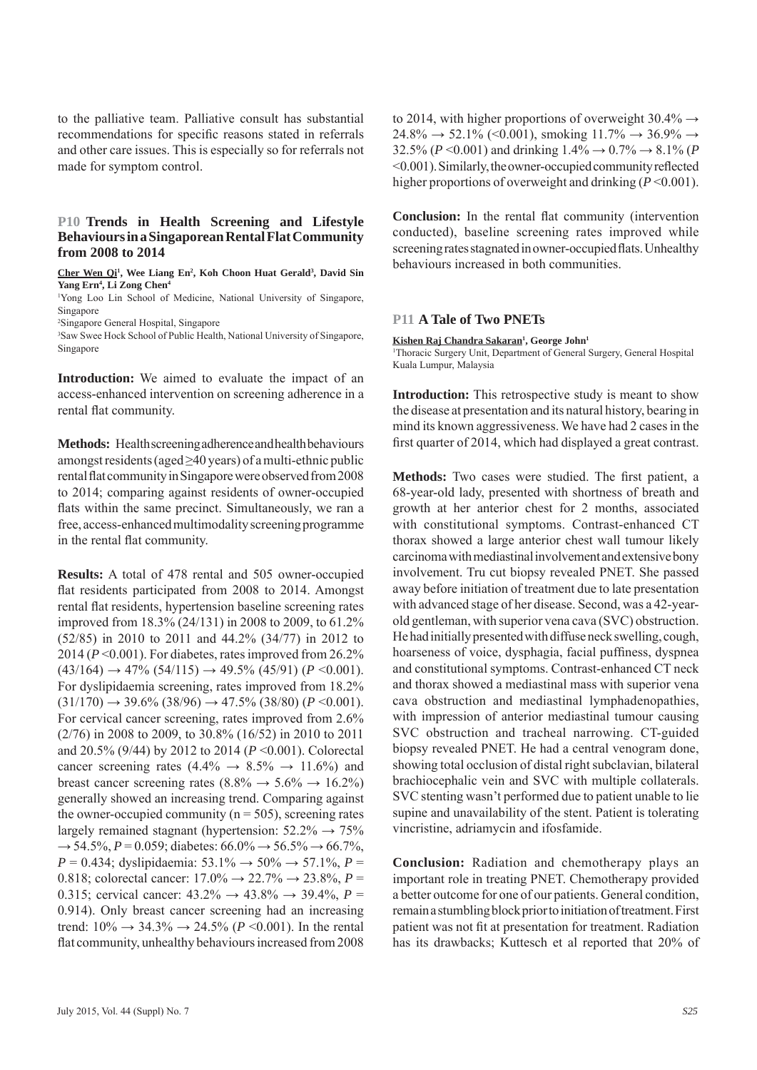to the palliative team. Palliative consult has substantial recommendations for specific reasons stated in referrals and other care issues. This is especially so for referrals not made for symptom control.

## P10 Trends in Health Screening and Lifestyle Behaviours in a Singaporean Rental Flat Community from 2008 to 2014

Cher Wen Qi[1], Wee Liang En[2], Koh Choon Huat Gerald[3], David Sin Yang Ern[4], Li Zong Chen[4]

[1]Yong Loo Lin School of Medicine, National University of Singapore, Singapore

[2]Singapore General Hospital, Singapore

[3]Saw Swee Hock School of Public Health, National University of Singapore, Singapore

**Introduction:** We aimed to evaluate the impact of an access-enhanced intervention on screening adherence in a rental flat community.

**Methods:** Health screening adherence and health behaviours amongst residents (aged ≥40 years) of a multi-ethnic public rental flat community in Singapore were observed from 2008 to 2014; comparing against residents of owner-occupied flats within the same precinct. Simultaneously, we ran a free, access-enhanced multimodality screening programme in the rental flat community.

**Results:** A total of 478 rental and 505 owner-occupied flat residents participated from 2008 to 2014. Amongst rental flat residents, hypertension baseline screening rates improved from 18.3% (24/131) in 2008 to 2009, to 61.2% (52/85) in 2010 to 2011 and 44.2% (34/77) in 2012 to 2014 ($P$ <0.001). For diabetes, rates improved from 26.2% (43/164) → 47% (54/115) → 49.5% (45/91) ($P$ <0.001). For dyslipidaemia screening, rates improved from 18.2% (31/170) → 39.6% (38/96) → 47.5% (38/80) ($P$ <0.001). For cervical cancer screening, rates improved from 2.6% (2/76) in 2008 to 2009, to 30.8% (16/52) in 2010 to 2011 and 20.5% (9/44) by 2012 to 2014 ($P$ <0.001). Colorectal cancer screening rates (4.4% → 8.5% → 11.6%) and breast cancer screening rates (8.8% → 5.6% → 16.2%) generally showed an increasing trend. Comparing against the owner-occupied community (n = 505), screening rates largely remained stagnant (hypertension: 52.2% → 75% → 54.5%, $P$ = 0.059; diabetes: 66.0% → 56.5% → 66.7%, $P$ = 0.434; dyslipidaemia: 53.1% → 50% → 57.1%, $P$ = 0.818; colorectal cancer: 17.0% → 22.7% → 23.8%, $P$ = 0.315; cervical cancer: 43.2% → 43.8% → 39.4%, $P$ = 0.914). Only breast cancer screening had an increasing trend: 10% → 34.3% → 24.5% ($P$ <0.001). In the rental flat community, unhealthy behaviours increased from 2008 to 2014, with higher proportions of overweight 30.4% → 24.8% → 52.1% (<0.001), smoking 11.7% → 36.9% → 32.5% ($P$ <0.001) and drinking 1.4% → 0.7% → 8.1% ($P$ <0.001). Similarly, the owner-occupied community reflected higher proportions of overweight and drinking ($P$ <0.001).

**Conclusion:** In the rental flat community (intervention conducted), baseline screening rates improved while screening rates stagnated in owner-occupied flats. Unhealthy behaviours increased in both communities.

## P11 A Tale of Two PNETs

Kishen Raj Chandra Sakaran[1], George John[1]

[1]Thoracic Surgery Unit, Department of General Surgery, General Hospital Kuala Lumpur, Malaysia

**Introduction:** This retrospective study is meant to show the disease at presentation and its natural history, bearing in mind its known aggressiveness. We have had 2 cases in the first quarter of 2014, which had displayed a great contrast.

**Methods:** Two cases were studied. The first patient, a 68-year-old lady, presented with shortness of breath and growth at her anterior chest for 2 months, associated with constitutional symptoms. Contrast-enhanced CT thorax showed a large anterior chest wall tumour likely carcinoma with mediastinal involvement and extensive bony involvement. Tru cut biopsy revealed PNET. She passed away before initiation of treatment due to late presentation with advanced stage of her disease. Second, was a 42-year-old gentleman, with superior vena cava (SVC) obstruction. He had initially presented with diffuse neck swelling, cough, hoarseness of voice, dysphagia, facial puffiness, dyspnea and constitutional symptoms. Contrast-enhanced CT neck and thorax showed a mediastinal mass with superior vena cava obstruction and mediastinal lymphadenopathies, with impression of anterior mediastinal tumour causing SVC obstruction and tracheal narrowing. CT-guided biopsy revealed PNET. He had a central venogram done, showing total occlusion of distal right subclavian, bilateral brachiocephalic vein and SVC with multiple collaterals. SVC stenting wasn't performed due to patient unable to lie supine and unavailability of the stent. Patient is tolerating vincristine, adriamycin and ifosfamide.

**Conclusion:** Radiation and chemotherapy plays an important role in treating PNET. Chemotherapy provided a better outcome for one of our patients. General condition, remain a stumbling block prior to initiation of treatment. First patient was not fit at presentation for treatment. Radiation has its drawbacks; Kuttesch et al reported that 20% of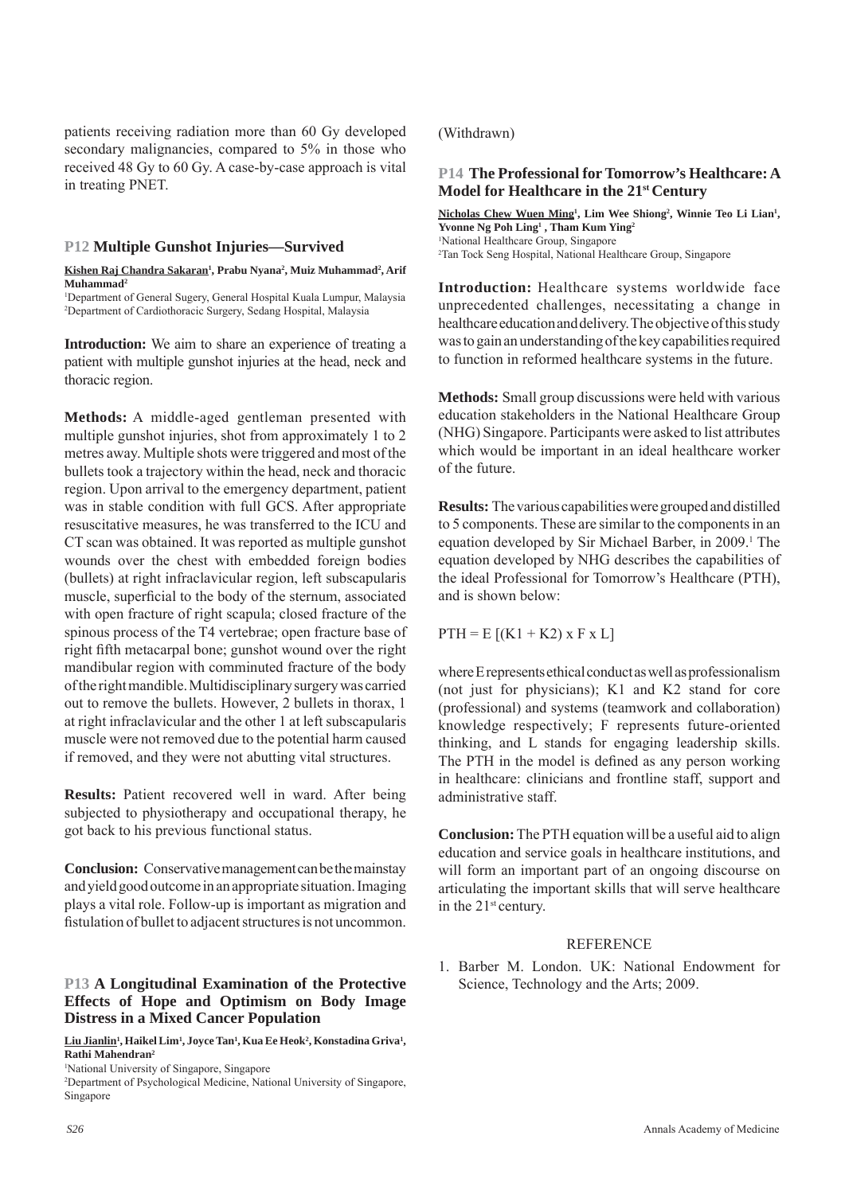patients receiving radiation more than 60 Gy developed secondary malignancies, compared to 5% in those who received 48 Gy to 60 Gy. A case-by-case approach is vital in treating PNET.

## P12 Multiple Gunshot Injuries—Survived

**Kishen Raj Chandra Sakaran[1], Prabu Nyana[2], Muiz Muhammad[2], Arif Muhammad[2]**

[1]Department of General Sugery, General Hospital Kuala Lumpur, Malaysia
[2]Department of Cardiothoracic Surgery, Sedang Hospital, Malaysia

**Introduction:** We aim to share an experience of treating a patient with multiple gunshot injuries at the head, neck and thoracic region.

**Methods:** A middle-aged gentleman presented with multiple gunshot injuries, shot from approximately 1 to 2 metres away. Multiple shots were triggered and most of the bullets took a trajectory within the head, neck and thoracic region. Upon arrival to the emergency department, patient was in stable condition with full GCS. After appropriate resuscitative measures, he was transferred to the ICU and CT scan was obtained. It was reported as multiple gunshot wounds over the chest with embedded foreign bodies (bullets) at right infraclavicular region, left subscapularis muscle, superficial to the body of the sternum, associated with open fracture of right scapula; closed fracture of the spinous process of the T4 vertebrae; open fracture base of right fifth metacarpal bone; gunshot wound over the right mandibular region with comminuted fracture of the body of the right mandible. Multidisciplinary surgery was carried out to remove the bullets. However, 2 bullets in thorax, 1 at right infraclavicular and the other 1 at left subscapularis muscle were not removed due to the potential harm caused if removed, and they were not abutting vital structures.

**Results:** Patient recovered well in ward. After being subjected to physiotherapy and occupational therapy, he got back to his previous functional status.

**Conclusion:** Conservative management can be the mainstay and yield good outcome in an appropriate situation. Imaging plays a vital role. Follow-up is important as migration and fistulation of bullet to adjacent structures is not uncommon.

## P13 A Longitudinal Examination of the Protective Effects of Hope and Optimism on Body Image Distress in a Mixed Cancer Population

**Liu Jianlin[1], Haikel Lim[1], Joyce Tan[1], Kua Ee Heok[2], Konstadina Griva[1], Rathi Mahendran[2]**

[1]National University of Singapore, Singapore
[2]Department of Psychological Medicine, National University of Singapore, Singapore

(Withdrawn)

## P14 The Professional for Tomorrow's Healthcare: A Model for Healthcare in the 21st Century

**Nicholas Chew Wuen Ming[1], Lim Wee Shiong[2], Winnie Teo Li Lian[1], Yvonne Ng Poh Ling[1], Tham Kum Ying[2]**

[1]National Healthcare Group, Singapore
[2]Tan Tock Seng Hospital, National Healthcare Group, Singapore

**Introduction:** Healthcare systems worldwide face unprecedented challenges, necessitating a change in healthcare education and delivery. The objective of this study was to gain an understanding of the key capabilities required to function in reformed healthcare systems in the future.

**Methods:** Small group discussions were held with various education stakeholders in the National Healthcare Group (NHG) Singapore. Participants were asked to list attributes which would be important in an ideal healthcare worker of the future.

**Results:** The various capabilities were grouped and distilled to 5 components. These are similar to the components in an equation developed by Sir Michael Barber, in 2009.[1] The equation developed by NHG describes the capabilities of the ideal Professional for Tomorrow's Healthcare (PTH), and is shown below:

$$PTH = E\,[(K1 + K2) \times F \times L]$$

where E represents ethical conduct as well as professionalism (not just for physicians); K1 and K2 stand for core (professional) and systems (teamwork and collaboration) knowledge respectively; F represents future-oriented thinking, and L stands for engaging leadership skills. The PTH in the model is defined as any person working in healthcare: clinicians and frontline staff, support and administrative staff.

**Conclusion:** The PTH equation will be a useful aid to align education and service goals in healthcare institutions, and will form an important part of an ongoing discourse on articulating the important skills that will serve healthcare in the 21st century.

### REFERENCE

1. Barber M. London. UK: National Endowment for Science, Technology and the Arts; 2009.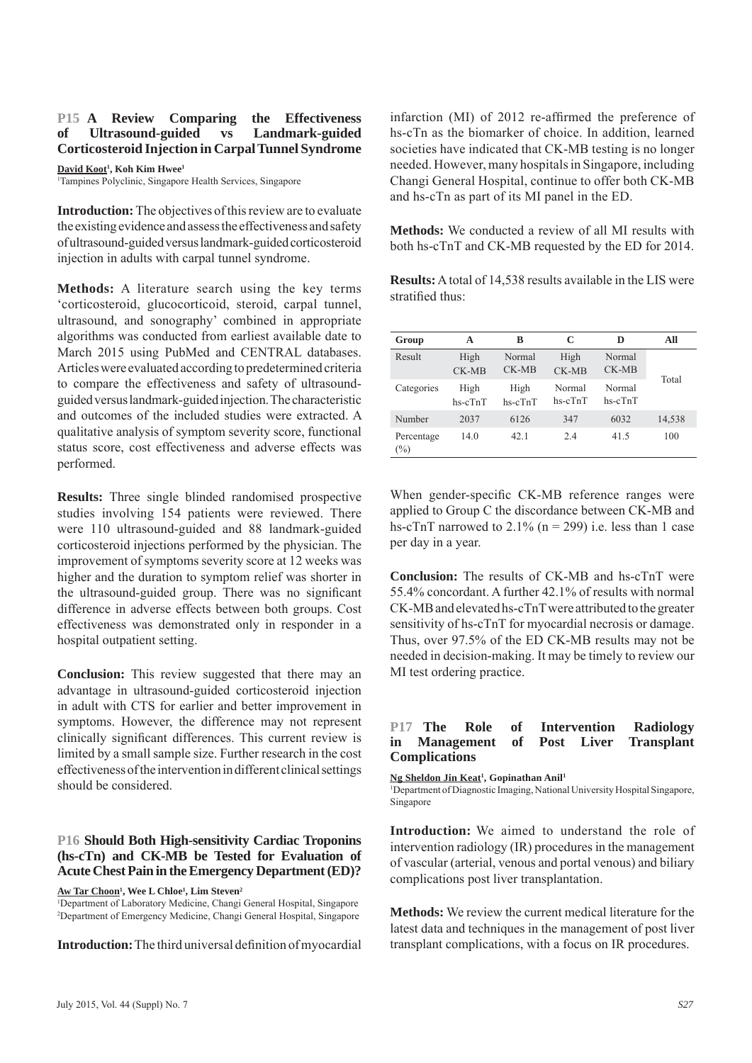### P15 A Review Comparing the Effectiveness of Ultrasound-guided vs Landmark-guided Corticosteroid Injection in Carpal Tunnel Syndrome

**David Koot[1], Koh Kim Hwee[1]**
[1]Tampines Polyclinic, Singapore Health Services, Singapore

**Introduction:** The objectives of this review are to evaluate the existing evidence and assess the effectiveness and safety of ultrasound-guided versus landmark-guided corticosteroid injection in adults with carpal tunnel syndrome.

**Methods:** A literature search using the key terms 'corticosteroid, glucocorticoid, steroid, carpal tunnel, ultrasound, and sonography' combined in appropriate algorithms was conducted from earliest available date to March 2015 using PubMed and CENTRAL databases. Articles were evaluated according to predetermined criteria to compare the effectiveness and safety of ultrasound-guided versus landmark-guided injection. The characteristic and outcomes of the included studies were extracted. A qualitative analysis of symptom severity score, functional status score, cost effectiveness and adverse effects was performed.

**Results:** Three single blinded randomised prospective studies involving 154 patients were reviewed. There were 110 ultrasound-guided and 88 landmark-guided corticosteroid injections performed by the physician. The improvement of symptoms severity score at 12 weeks was higher and the duration to symptom relief was shorter in the ultrasound-guided group. There was no significant difference in adverse effects between both groups. Cost effectiveness was demonstrated only in responder in a hospital outpatient setting.

**Conclusion:** This review suggested that there may an advantage in ultrasound-guided corticosteroid injection in adult with CTS for earlier and better improvement in symptoms. However, the difference may not represent clinically significant differences. This current review is limited by a small sample size. Further research in the cost effectiveness of the intervention in different clinical settings should be considered.

### P16 Should Both High-sensitivity Cardiac Troponins (hs-cTn) and CK-MB be Tested for Evaluation of Acute Chest Pain in the Emergency Department (ED)?

**Aw Tar Choon[1], Wee L Chloe[1], Lim Steven[2]**
[1]Department of Laboratory Medicine, Changi General Hospital, Singapore
[2]Department of Emergency Medicine, Changi General Hospital, Singapore

**Introduction:** The third universal definition of myocardial infarction (MI) of 2012 re-affirmed the preference of hs-cTn as the biomarker of choice. In addition, learned societies have indicated that CK-MB testing is no longer needed. However, many hospitals in Singapore, including Changi General Hospital, continue to offer both CK-MB and hs-cTn as part of its MI panel in the ED.

**Methods:** We conducted a review of all MI results with both hs-cTnT and CK-MB requested by the ED for 2014.

**Results:** A total of 14,538 results available in the LIS were stratified thus:

| Group | A | B | C | D | All |
|---|---|---|---|---|---|
| Result | High CK-MB | Normal CK-MB | High CK-MB | Normal CK-MB | Total |
| Categories | High hs-cTnT | High hs-cTnT | Normal hs-cTnT | Normal hs-cTnT | |
| Number | 2037 | 6126 | 347 | 6032 | 14,538 |
| Percentage (%) | 14.0 | 42.1 | 2.4 | 41.5 | 100 |

When gender-specific CK-MB reference ranges were applied to Group C the discordance between CK-MB and hs-cTnT narrowed to 2.1% (n = 299) i.e. less than 1 case per day in a year.

**Conclusion:** The results of CK-MB and hs-cTnT were 55.4% concordant. A further 42.1% of results with normal CK-MB and elevated hs-cTnT were attributed to the greater sensitivity of hs-cTnT for myocardial necrosis or damage. Thus, over 97.5% of the ED CK-MB results may not be needed in decision-making. It may be timely to review our MI test ordering practice.

### P17 The Role of Intervention Radiology in Management of Post Liver Transplant Complications

**Ng Sheldon Jin Keat[1], Gopinathan Anil[1]**
[1]Department of Diagnostic Imaging, National University Hospital Singapore, Singapore

**Introduction:** We aimed to understand the role of intervention radiology (IR) procedures in the management of vascular (arterial, venous and portal venous) and biliary complications post liver transplantation.

**Methods:** We review the current medical literature for the latest data and techniques in the management of post liver transplant complications, with a focus on IR procedures.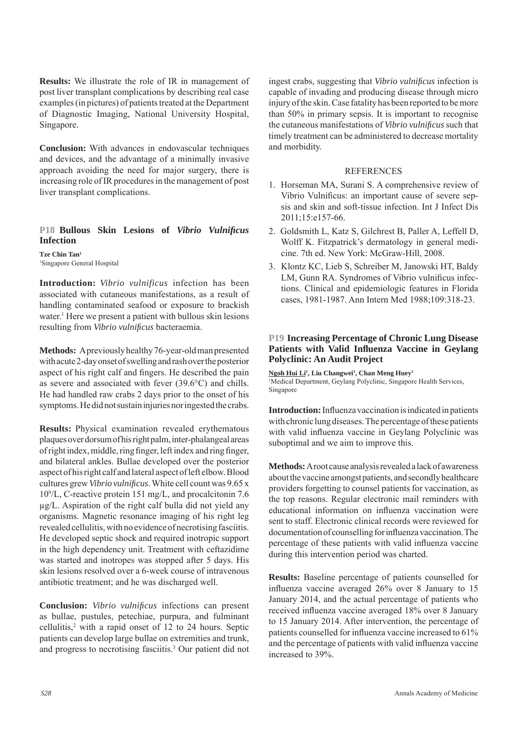**Results:** We illustrate the role of IR in management of post liver transplant complications by describing real case examples (in pictures) of patients treated at the Department of Diagnostic Imaging, National University Hospital, Singapore.

**Conclusion:** With advances in endovascular techniques and devices, and the advantage of a minimally invasive approach avoiding the need for major surgery, there is increasing role of IR procedures in the management of post liver transplant complications.

## P18 Bullous Skin Lesions of *Vibrio Vulnificus* Infection

**Tze Chin Tan**[1]
[1]Singapore General Hospital

**Introduction:** *Vibrio vulnificus* infection has been associated with cutaneous manifestations, as a result of handling contaminated seafood or exposure to brackish water.[1] Here we present a patient with bullous skin lesions resulting from *Vibrio vulnificus* bacteraemia.

**Methods:** A previously healthy 76-year-old man presented with acute 2-day onset of swelling and rash over the posterior aspect of his right calf and fingers. He described the pain as severe and associated with fever (39.6°C) and chills. He had handled raw crabs 2 days prior to the onset of his symptoms. He did not sustain injuries nor ingested the crabs.

**Results:** Physical examination revealed erythematous plaques over dorsum of his right palm, inter-phalangeal areas of right index, middle, ring finger, left index and ring finger, and bilateral ankles. Bullae developed over the posterior aspect of his right calf and lateral aspect of left elbow. Blood cultures grew *Vibrio vulnificus*. White cell count was 9.65 x $10^9$/L, C-reactive protein 151 mg/L, and procalcitonin 7.6 µg/L. Aspiration of the right calf bulla did not yield any organisms. Magnetic resonance imaging of his right leg revealed cellulitis, with no evidence of necrotising fasciitis. He developed septic shock and required inotropic support in the high dependency unit. Treatment with ceftazidime was started and inotropes was stopped after 5 days. His skin lesions resolved over a 6-week course of intravenous antibiotic treatment; and he was discharged well.

**Conclusion:** *Vibrio vulnificus* infections can present as bullae, pustules, petechiae, purpura, and fulminant cellulitis,[2] with a rapid onset of 12 to 24 hours. Septic patients can develop large bullae on extremities and trunk, and progress to necrotising fasciitis.[3] Our patient did not ingest crabs, suggesting that *Vibrio vulnificus* infection is capable of invading and producing disease through micro injury of the skin. Case fatality has been reported to be more than 50% in primary sepsis. It is important to recognise the cutaneous manifestations of *Vibrio vulnificus* such that timely treatment can be administered to decrease mortality and morbidity.

REFERENCES

1. Horseman MA, Surani S. A comprehensive review of Vibrio Vulnificus: an important cause of severe sepsis and skin and soft-tissue infection. Int J Infect Dis 2011;15:e157-66.
2. Goldsmith L, Katz S, Gilchrest B, Paller A, Leffell D, Wolff K. Fitzpatrick's dermatology in general medicine. 7th ed. New York: McGraw-Hill, 2008.
3. Klontz KC, Lieb S, Schreiber M, Janowski HT, Baldy LM, Gunn RA. Syndromes of Vibrio vulnificus infections. Clinical and epidemiologic features in Florida cases, 1981-1987. Ann Intern Med 1988;109:318-23.

## P19 Increasing Percentage of Chronic Lung Disease Patients with Valid Influenza Vaccine in Geylang Polyclinic: An Audit Project

**Ngoh Hui Li**[1], **Liu Changwei**[1], **Chan Meng Huey**[1]
[1]Medical Department, Geylang Polyclinic, Singapore Health Services, Singapore

**Introduction:** Influenza vaccination is indicated in patients with chronic lung diseases. The percentage of these patients with valid influenza vaccine in Geylang Polyclinic was suboptimal and we aim to improve this.

**Methods:** A root cause analysis revealed a lack of awareness about the vaccine amongst patients, and secondly healthcare providers forgetting to counsel patients for vaccination, as the top reasons. Regular electronic mail reminders with educational information on influenza vaccination were sent to staff. Electronic clinical records were reviewed for documentation of counselling for influenza vaccination. The percentage of these patients with valid influenza vaccine during this intervention period was charted.

**Results:** Baseline percentage of patients counselled for influenza vaccine averaged 26% over 8 January to 15 January 2014, and the actual percentage of patients who received influenza vaccine averaged 18% over 8 January to 15 January 2014. After intervention, the percentage of patients counselled for influenza vaccine increased to 61% and the percentage of patients with valid influenza vaccine increased to 39%.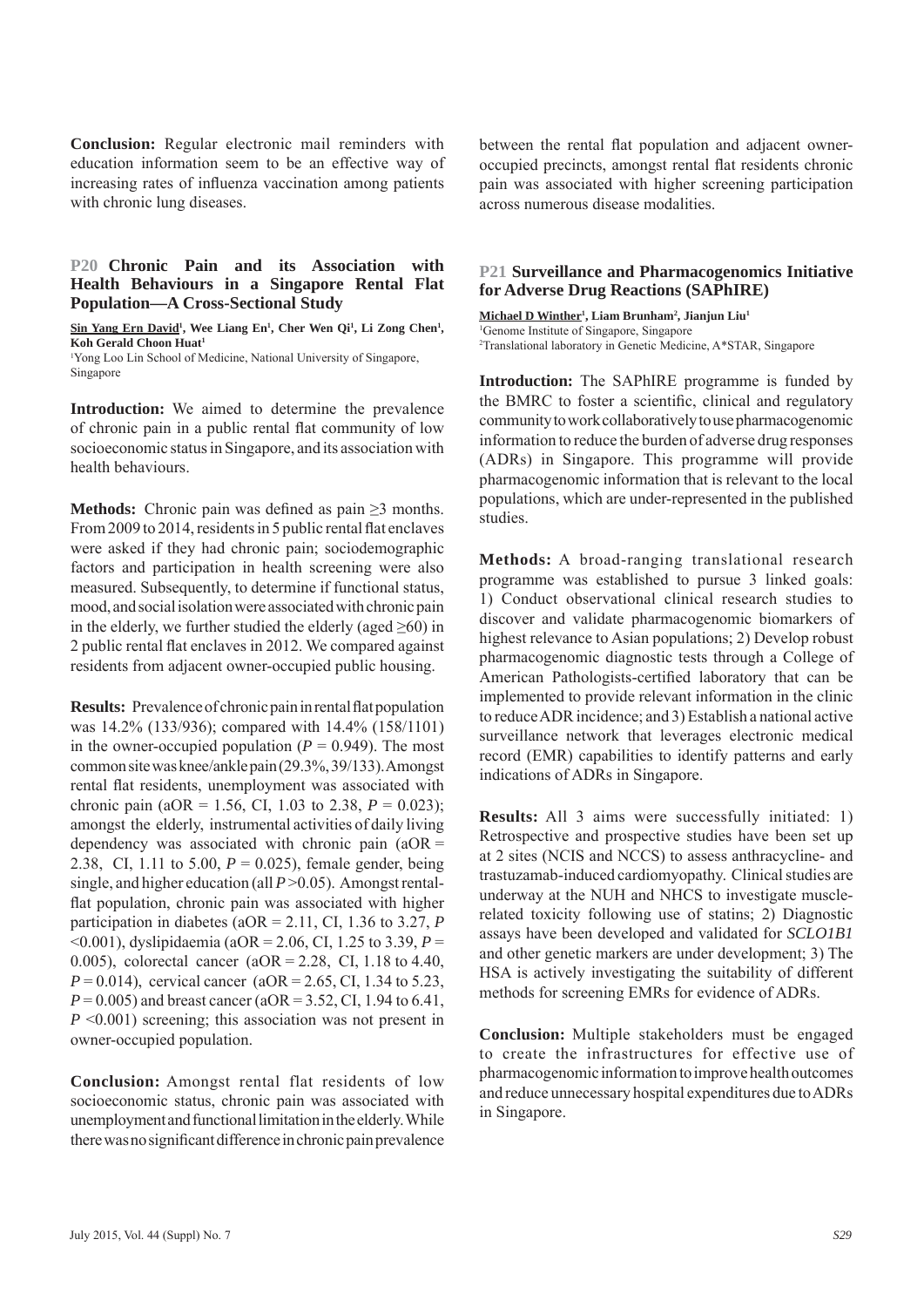**Conclusion:** Regular electronic mail reminders with education information seem to be an effective way of increasing rates of influenza vaccination among patients with chronic lung diseases.

## P20 Chronic Pain and its Association with Health Behaviours in a Singapore Rental Flat Population—A Cross-Sectional Study

Sin Yang Ern David[1], Wee Liang En[1], Cher Wen Qi[1], Li Zong Chen[1], Koh Gerald Choon Huat[1]

[1]Yong Loo Lin School of Medicine, National University of Singapore, Singapore

**Introduction:** We aimed to determine the prevalence of chronic pain in a public rental flat community of low socioeconomic status in Singapore, and its association with health behaviours.

**Methods:** Chronic pain was defined as pain ≥3 months. From 2009 to 2014, residents in 5 public rental flat enclaves were asked if they had chronic pain; sociodemographic factors and participation in health screening were also measured. Subsequently, to determine if functional status, mood, and social isolation were associated with chronic pain in the elderly, we further studied the elderly (aged ≥60) in 2 public rental flat enclaves in 2012. We compared against residents from adjacent owner-occupied public housing.

**Results:** Prevalence of chronic pain in rental flat population was 14.2% (133/936); compared with 14.4% (158/1101) in the owner-occupied population ($P$ = 0.949). The most common site was knee/ankle pain (29.3%, 39/133). Amongst rental flat residents, unemployment was associated with chronic pain (aOR = 1.56, CI, 1.03 to 2.38, $P$ = 0.023); amongst the elderly, instrumental activities of daily living dependency was associated with chronic pain (aOR = 2.38, CI, 1.11 to 5.00, $P$ = 0.025), female gender, being single, and higher education (all $P$ >0.05). Amongst rental-flat population, chronic pain was associated with higher participation in diabetes (aOR = 2.11, CI, 1.36 to 3.27, $P$ <0.001), dyslipidaemia (aOR = 2.06, CI, 1.25 to 3.39, $P$ = 0.005), colorectal cancer (aOR = 2.28, CI, 1.18 to 4.40, $P$ = 0.014), cervical cancer (aOR = 2.65, CI, 1.34 to 5.23, $P$ = 0.005) and breast cancer (aOR = 3.52, CI, 1.94 to 6.41, $P$ <0.001) screening; this association was not present in owner-occupied population.

**Conclusion:** Amongst rental flat residents of low socioeconomic status, chronic pain was associated with unemployment and functional limitation in the elderly. While there was no significant difference in chronic pain prevalence between the rental flat population and adjacent owner-occupied precincts, amongst rental flat residents chronic pain was associated with higher screening participation across numerous disease modalities.

## P21 Surveillance and Pharmacogenomics Initiative for Adverse Drug Reactions (SAPhIRE)

Michael D Winther[1], Liam Brunham[2], Jianjun Liu[1]

[1]Genome Institute of Singapore, Singapore

[2]Translational laboratory in Genetic Medicine, A*STAR, Singapore

**Introduction:** The SAPhIRE programme is funded by the BMRC to foster a scientific, clinical and regulatory community to work collaboratively to use pharmacogenomic information to reduce the burden of adverse drug responses (ADRs) in Singapore. This programme will provide pharmacogenomic information that is relevant to the local populations, which are under-represented in the published studies.

**Methods:** A broad-ranging translational research programme was established to pursue 3 linked goals: 1) Conduct observational clinical research studies to discover and validate pharmacogenomic biomarkers of highest relevance to Asian populations; 2) Develop robust pharmacogenomic diagnostic tests through a College of American Pathologists-certified laboratory that can be implemented to provide relevant information in the clinic to reduce ADR incidence; and 3) Establish a national active surveillance network that leverages electronic medical record (EMR) capabilities to identify patterns and early indications of ADRs in Singapore.

**Results:** All 3 aims were successfully initiated: 1) Retrospective and prospective studies have been set up at 2 sites (NCIS and NCCS) to assess anthracycline- and trastuzamab-induced cardiomyopathy. Clinical studies are underway at the NUH and NHCS to investigate muscle-related toxicity following use of statins; 2) Diagnostic assays have been developed and validated for *SCLO1B1* and other genetic markers are under development; 3) The HSA is actively investigating the suitability of different methods for screening EMRs for evidence of ADRs.

**Conclusion:** Multiple stakeholders must be engaged to create the infrastructures for effective use of pharmacogenomic information to improve health outcomes and reduce unnecessary hospital expenditures due to ADRs in Singapore.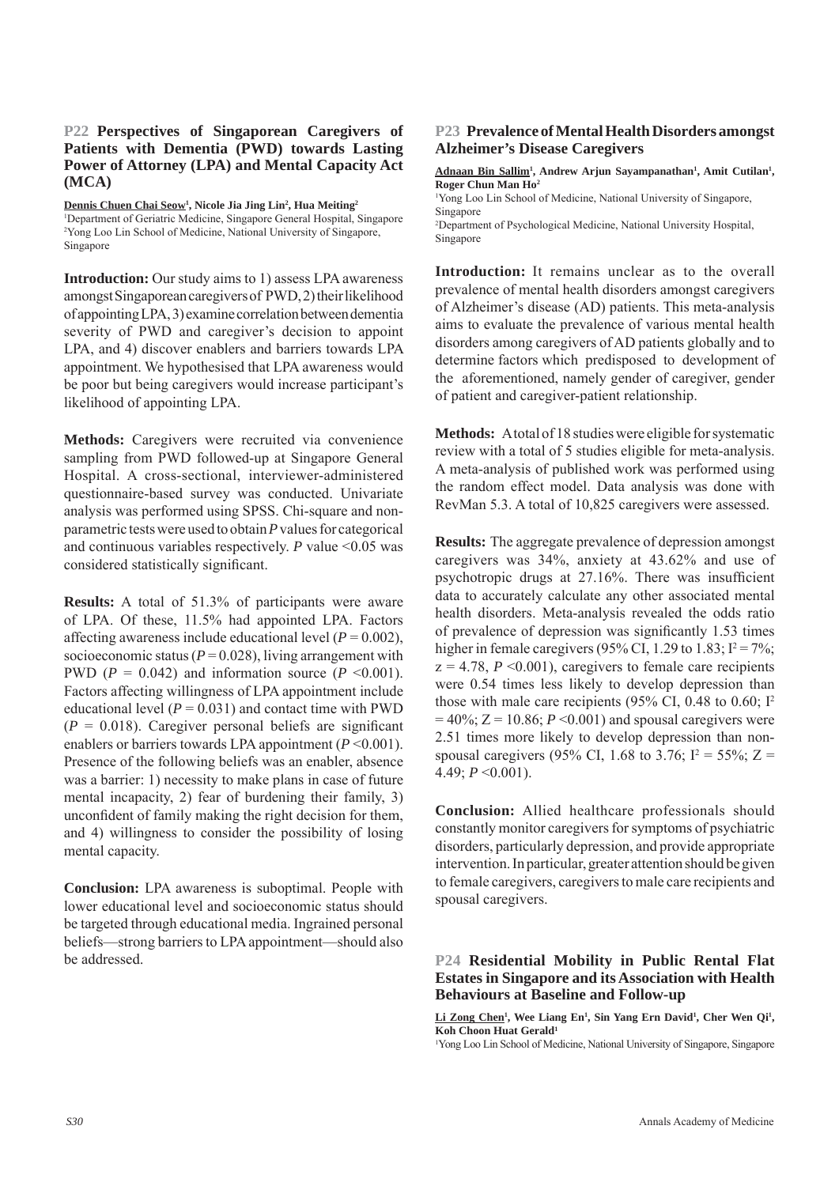## P22 Perspectives of Singaporean Caregivers of Patients with Dementia (PWD) towards Lasting Power of Attorney (LPA) and Mental Capacity Act (MCA)

**Dennis Chuen Chai Seow[1], Nicole Jia Jing Lin[2], Hua Meiting[2]**

[1]Department of Geriatric Medicine, Singapore General Hospital, Singapore
[2]Yong Loo Lin School of Medicine, National University of Singapore, Singapore

**Introduction:** Our study aims to 1) assess LPA awareness amongst Singaporean caregivers of PWD, 2) their likelihood of appointing LPA, 3) examine correlation between dementia severity of PWD and caregiver's decision to appoint LPA, and 4) discover enablers and barriers towards LPA appointment. We hypothesised that LPA awareness would be poor but being caregivers would increase participant's likelihood of appointing LPA.

**Methods:** Caregivers were recruited via convenience sampling from PWD followed-up at Singapore General Hospital. A cross-sectional, interviewer-administered questionnaire-based survey was conducted. Univariate analysis was performed using SPSS. Chi-square and non-parametric tests were used to obtain *P* values for categorical and continuous variables respectively. *P* value <0.05 was considered statistically significant.

**Results:** A total of 51.3% of participants were aware of LPA. Of these, 11.5% had appointed LPA. Factors affecting awareness include educational level ($P = 0.002$), socioeconomic status ($P = 0.028$), living arrangement with PWD ($P = 0.042$) and information source ($P < 0.001$). Factors affecting willingness of LPA appointment include educational level ($P = 0.031$) and contact time with PWD ($P = 0.018$). Caregiver personal beliefs are significant enablers or barriers towards LPA appointment ($P < 0.001$). Presence of the following beliefs was an enabler, absence was a barrier: 1) necessity to make plans in case of future mental incapacity, 2) fear of burdening their family, 3) unconfident of family making the right decision for them, and 4) willingness to consider the possibility of losing mental capacity.

**Conclusion:** LPA awareness is suboptimal. People with lower educational level and socioeconomic status should be targeted through educational media. Ingrained personal beliefs—strong barriers to LPA appointment—should also be addressed.

## P23 Prevalence of Mental Health Disorders amongst Alzheimer's Disease Caregivers

**Adnaan Bin Sallim[1], Andrew Arjun Sayampanathan[1], Amit Cutilan[1], Roger Chun Man Ho[2]**

[1]Yong Loo Lin School of Medicine, National University of Singapore, Singapore
[2]Department of Psychological Medicine, National University Hospital, Singapore

**Introduction:** It remains unclear as to the overall prevalence of mental health disorders amongst caregivers of Alzheimer's disease (AD) patients. This meta-analysis aims to evaluate the prevalence of various mental health disorders among caregivers of AD patients globally and to determine factors which predisposed to development of the aforementioned, namely gender of caregiver, gender of patient and caregiver-patient relationship.

**Methods:** A total of 18 studies were eligible for systematic review with a total of 5 studies eligible for meta-analysis. A meta-analysis of published work was performed using the random effect model. Data analysis was done with RevMan 5.3. A total of 10,825 caregivers were assessed.

**Results:** The aggregate prevalence of depression amongst caregivers was 34%, anxiety at 43.62% and use of psychotropic drugs at 27.16%. There was insufficient data to accurately calculate any other associated mental health disorders. Meta-analysis revealed the odds ratio of prevalence of depression was significantly 1.53 times higher in female caregivers (95% CI, 1.29 to 1.83; $I^2 = 7\%$; $z = 4.78$, $P < 0.001$), caregivers to female care recipients were 0.54 times less likely to develop depression than those with male care recipients (95% CI, 0.48 to 0.60; $I^2 = 40\%$; $Z = 10.86$; $P < 0.001$) and spousal caregivers were 2.51 times more likely to develop depression than non-spousal caregivers (95% CI, 1.68 to 3.76; $I^2 = 55\%$; $Z = 4.49$; $P < 0.001$).

**Conclusion:** Allied healthcare professionals should constantly monitor caregivers for symptoms of psychiatric disorders, particularly depression, and provide appropriate intervention. In particular, greater attention should be given to female caregivers, caregivers to male care recipients and spousal caregivers.

## P24 Residential Mobility in Public Rental Flat Estates in Singapore and its Association with Health Behaviours at Baseline and Follow-up

**Li Zong Chen[1], Wee Liang En[1], Sin Yang Ern David[1], Cher Wen Qi[1], Koh Choon Huat Gerald[1]**

[1]Yong Loo Lin School of Medicine, National University of Singapore, Singapore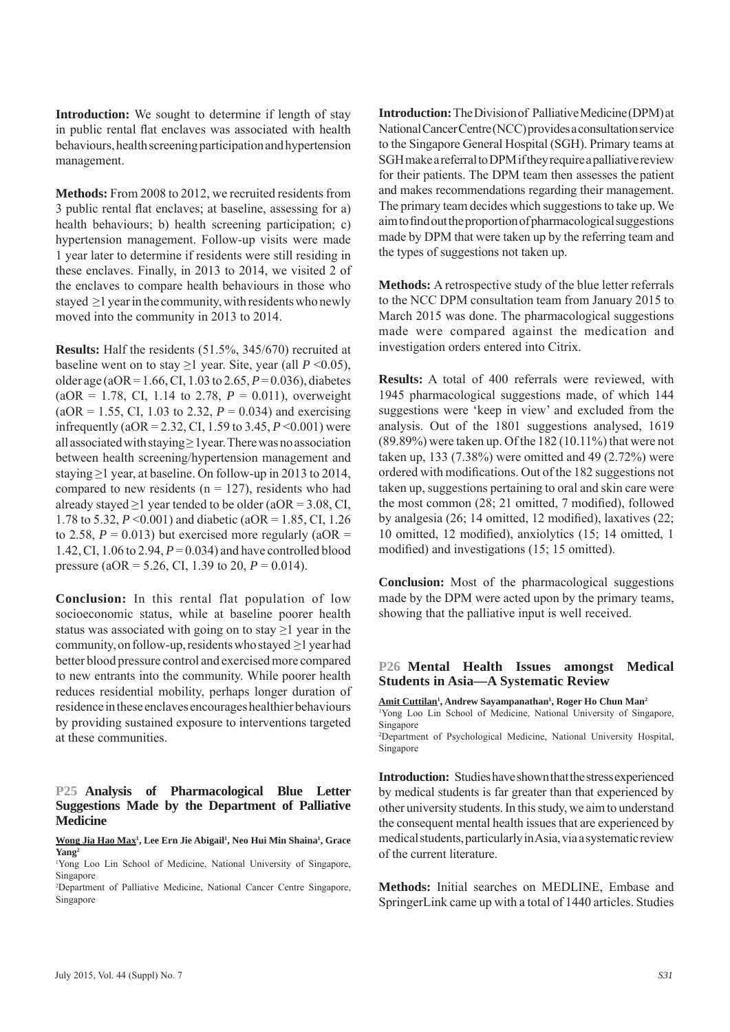**Introduction:** We sought to determine if length of stay in public rental flat enclaves was associated with health behaviours, health screening participation and hypertension management.

**Methods:** From 2008 to 2012, we recruited residents from 3 public rental flat enclaves; at baseline, assessing for a) health behaviours; b) health screening participation; c) hypertension management. Follow-up visits were made 1 year later to determine if residents were still residing in these enclaves. Finally, in 2013 to 2014, we visited 2 of the enclaves to compare health behaviours in those who stayed ≥1 year in the community, with residents who newly moved into the community in 2013 to 2014.

**Results:** Half the residents (51.5%, 345/670) recruited at baseline went on to stay ≥1 year. Site, year (all $P$ <0.05), older age (aOR = 1.66, CI, 1.03 to 2.65, $P$ = 0.036), diabetes (aOR = 1.78, CI, 1.14 to 2.78, $P$ = 0.011), overweight (aOR = 1.55, CI, 1.03 to 2.32, $P$ = 0.034) and exercising infrequently (aOR = 2.32, CI, 1.59 to 3.45, $P$ <0.001) were all associated with staying ≥1 year. There was no association between health screening/hypertension management and staying ≥1 year, at baseline. On follow-up in 2013 to 2014, compared to new residents (n = 127), residents who had already stayed ≥1 year tended to be older (aOR = 3.08, CI, 1.78 to 5.32, $P$ <0.001) and diabetic (aOR = 1.85, CI, 1.26 to 2.58, $P$ = 0.013) but exercised more regularly (aOR = 1.42, CI, 1.06 to 2.94, $P$ = 0.034) and have controlled blood pressure (aOR = 5.26, CI, 1.39 to 20, $P$ = 0.014).

**Conclusion:** In this rental flat population of low socioeconomic status, while at baseline poorer health status was associated with going on to stay ≥1 year in the community, on follow-up, residents who stayed ≥1 year had better blood pressure control and exercised more compared to new entrants into the community. While poorer health reduces residential mobility, perhaps longer duration of residence in these enclaves encourages healthier behaviours by providing sustained exposure to interventions targeted at these communities.

## P25 Analysis of Pharmacological Blue Letter Suggestions Made by the Department of Palliative Medicine

Wong Jia Hao Max[1], Lee Ern Jie Abigail[1], Neo Hui Min Shaina[1], Grace Yang[2]

[1]Yong Loo Lin School of Medicine, National University of Singapore, Singapore

[2]Department of Palliative Medicine, National Cancer Centre Singapore, Singapore

**Introduction:** The Division of Palliative Medicine (DPM) at National Cancer Centre (NCC) provides a consultation service to the Singapore General Hospital (SGH). Primary teams at SGH make a referral to DPM if they require a palliative review for their patients. The DPM team then assesses the patient and makes recommendations regarding their management. The primary team decides which suggestions to take up. We aim to find out the proportion of pharmacological suggestions made by DPM that were taken up by the referring team and the types of suggestions not taken up.

**Methods:** A retrospective study of the blue letter referrals to the NCC DPM consultation team from January 2015 to March 2015 was done. The pharmacological suggestions made were compared against the medication and investigation orders entered into Citrix.

**Results:** A total of 400 referrals were reviewed, with 1945 pharmacological suggestions made, of which 144 suggestions were 'keep in view' and excluded from the analysis. Out of the 1801 suggestions analysed, 1619 (89.89%) were taken up. Of the 182 (10.11%) that were not taken up, 133 (7.38%) were omitted and 49 (2.72%) were ordered with modifications. Out of the 182 suggestions not taken up, suggestions pertaining to oral and skin care were the most common (28; 21 omitted, 7 modified), followed by analgesia (26; 14 omitted, 12 modified), laxatives (22; 10 omitted, 12 modified), anxiolytics (15; 14 omitted, 1 modified) and investigations (15; 15 omitted).

**Conclusion:** Most of the pharmacological suggestions made by the DPM were acted upon by the primary teams, showing that the palliative input is well received.

## P26 Mental Health Issues amongst Medical Students in Asia—A Systematic Review

Amit Cuttilan[1], Andrew Sayampanathan[1], Roger Ho Chun Man[2]

[1]Yong Loo Lin School of Medicine, National University of Singapore, Singapore

[2]Department of Psychological Medicine, National University Hospital, Singapore

**Introduction:** Studies have shown that the stress experienced by medical students is far greater than that experienced by other university students. In this study, we aim to understand the consequent mental health issues that are experienced by medical students, particularly in Asia, via a systematic review of the current literature.

**Methods:** Initial searches on MEDLINE, Embase and SpringerLink came up with a total of 1440 articles. Studies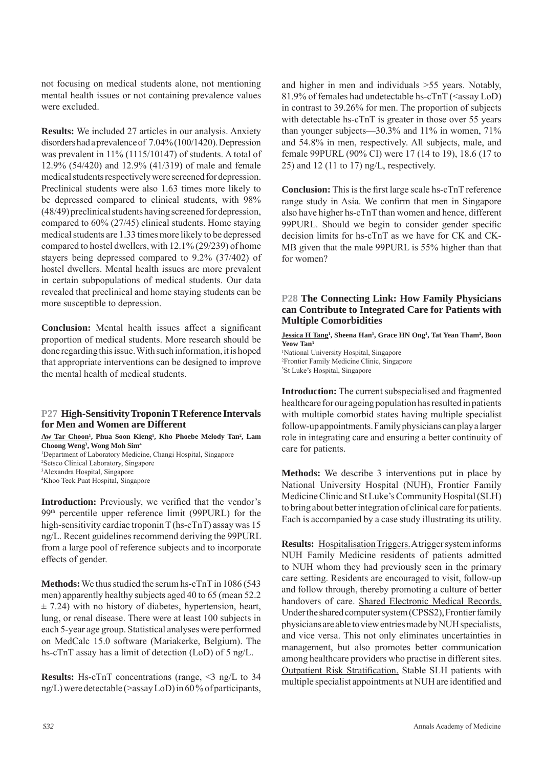not focusing on medical students alone, not mentioning mental health issues or not containing prevalence values were excluded.

**Results:** We included 27 articles in our analysis. Anxiety disorders had a prevalence of 7.04% (100/1420). Depression was prevalent in 11% (1115/10147) of students. A total of 12.9% (54/420) and 12.9% (41/319) of male and female medical students respectively were screened for depression. Preclinical students were also 1.63 times more likely to be depressed compared to clinical students, with 98% (48/49) preclinical students having screened for depression, compared to 60% (27/45) clinical students. Home staying medical students are 1.33 times more likely to be depressed compared to hostel dwellers, with 12.1% (29/239) of home stayers being depressed compared to 9.2% (37/402) of hostel dwellers. Mental health issues are more prevalent in certain subpopulations of medical students. Our data revealed that preclinical and home staying students can be more susceptible to depression.

**Conclusion:** Mental health issues affect a significant proportion of medical students. More research should be done regarding this issue. With such information, it is hoped that appropriate interventions can be designed to improve the mental health of medical students.

### P27 High-Sensitivity Troponin T Reference Intervals for Men and Women are Different

Aw Tar Choon[1], Phua Soon Kieng[1], Kho Phoebe Melody Tan[2], Lam Choong Weng[3], Wong Moh Sim[4]

[1]Department of Laboratory Medicine, Changi Hospital, Singapore
[2]Setsco Clinical Laboratory, Singapore
[3]Alexandra Hospital, Singapore
[4]Khoo Teck Puat Hospital, Singapore

**Introduction:** Previously, we verified that the vendor's 99$^{th}$ percentile upper reference limit (99PURL) for the high-sensitivity cardiac troponin T (hs-cTnT) assay was 15 ng/L. Recent guidelines recommend deriving the 99PURL from a large pool of reference subjects and to incorporate effects of gender.

**Methods:** We thus studied the serum hs-cTnT in 1086 (543 men) apparently healthy subjects aged 40 to 65 (mean 52.2 $\pm$ 7.24) with no history of diabetes, hypertension, heart, lung, or renal disease. There were at least 100 subjects in each 5-year age group. Statistical analyses were performed on MedCalc 15.0 software (Mariakerke, Belgium). The hs-cTnT assay has a limit of detection (LoD) of 5 ng/L.

**Results:** Hs-cTnT concentrations (range, <3 ng/L to 34 ng/L) were detectable (>assay LoD) in 60% of participants, and higher in men and individuals >55 years. Notably, 81.9% of females had undetectable hs-cTnT (<assay LoD) in contrast to 39.26% for men. The proportion of subjects with detectable hs-cTnT is greater in those over 55 years than younger subjects—30.3% and 11% in women, 71% and 54.8% in men, respectively. All subjects, male, and female 99PURL (90% CI) were 17 (14 to 19), 18.6 (17 to 25) and 12 (11 to 17) ng/L, respectively.

**Conclusion:** This is the first large scale hs-cTnT reference range study in Asia. We confirm that men in Singapore also have higher hs-cTnT than women and hence, different 99PURL. Should we begin to consider gender specific decision limits for hs-cTnT as we have for CK and CK-MB given that the male 99PURL is 55% higher than that for women?

### P28 The Connecting Link: How Family Physicians can Contribute to Integrated Care for Patients with Multiple Comorbidities

Jessica H Tang[1], Sheena Han[1], Grace HN Ong[1], Tat Yean Tham[2], Boon Yeow Tan[3]

[1]National University Hospital, Singapore
[2]Frontier Family Medicine Clinic, Singapore
[3]St Luke's Hospital, Singapore

**Introduction:** The current subspecialised and fragmented healthcare for our ageing population has resulted in patients with multiple comorbid states having multiple specialist follow-up appointments. Family physicians can play a larger role in integrating care and ensuring a better continuity of care for patients.

**Methods:** We describe 3 interventions put in place by National University Hospital (NUH), Frontier Family Medicine Clinic and St Luke's Community Hospital (SLH) to bring about better integration of clinical care for patients. Each is accompanied by a case study illustrating its utility.

**Results:** Hospitalisation Triggers. A trigger system informs NUH Family Medicine residents of patients admitted to NUH whom they had previously seen in the primary care setting. Residents are encouraged to visit, follow-up and follow through, thereby promoting a culture of better handovers of care. Shared Electronic Medical Records. Under the shared computer system (CPSS2), Frontier family physicians are able to view entries made by NUH specialists, and vice versa. This not only eliminates uncertainties in management, but also promotes better communication among healthcare providers who practise in different sites. Outpatient Risk Stratification. Stable SLH patients with multiple specialist appointments at NUH are identified and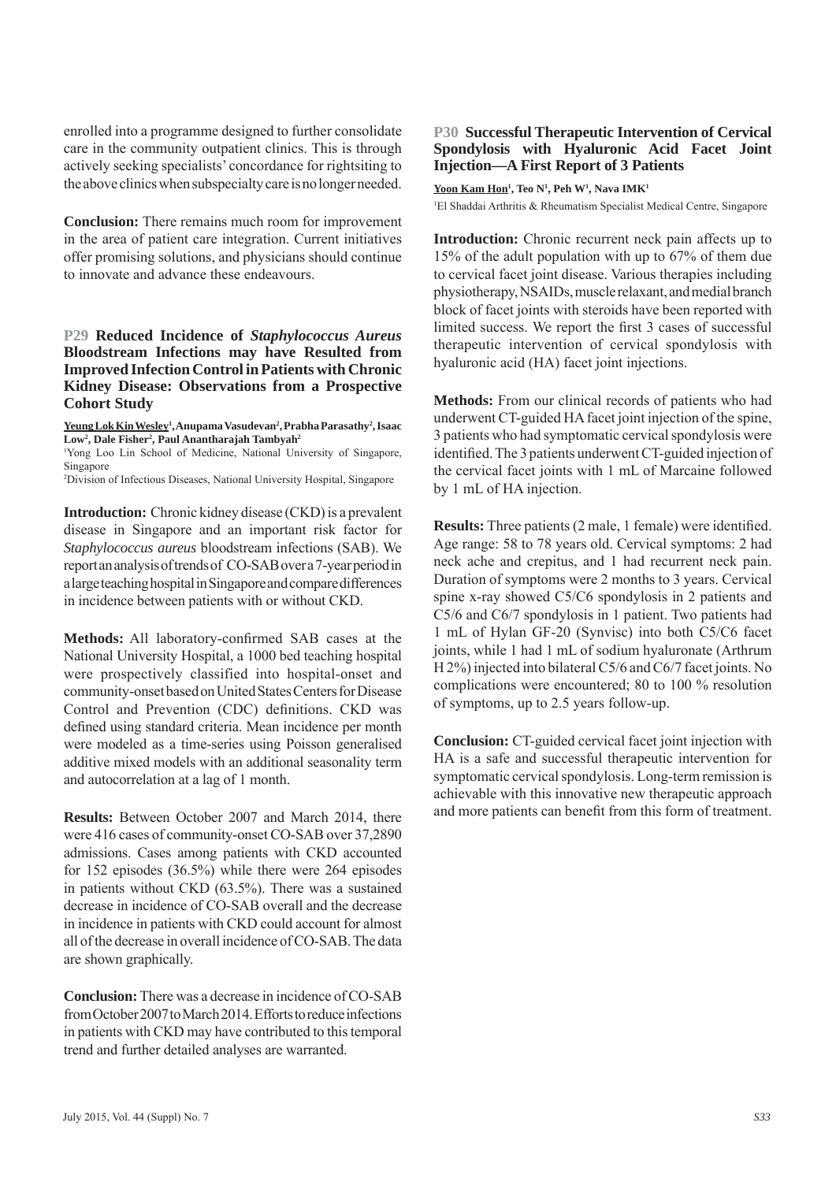enrolled into a programme designed to further consolidate care in the community outpatient clinics. This is through actively seeking specialists' concordance for rightsiting to the above clinics when subspecialty care is no longer needed.

**Conclusion:** There remains much room for improvement in the area of patient care integration. Current initiatives offer promising solutions, and physicians should continue to innovate and advance these endeavours.

### P29 Reduced Incidence of *Staphylococcus Aureus* Bloodstream Infections may have Resulted from Improved Infection Control in Patients with Chronic Kidney Disease: Observations from a Prospective Cohort Study

**Yeung Lok Kin Wesley[1], Anupama Vasudevan[2], Prabha Parasathy[2], Isaac Low[2], Dale Fisher[2], Paul Anantharajah Tambyah[2]**

[1]Yong Loo Lin School of Medicine, National University of Singapore, Singapore

[2]Division of Infectious Diseases, National University Hospital, Singapore

**Introduction:** Chronic kidney disease (CKD) is a prevalent disease in Singapore and an important risk factor for *Staphylococcus aureus* bloodstream infections (SAB). We report an analysis of trends of CO-SAB over a 7-year period in a large teaching hospital in Singapore and compare differences in incidence between patients with or without CKD.

**Methods:** All laboratory-confirmed SAB cases at the National University Hospital, a 1000 bed teaching hospital were prospectively classified into hospital-onset and community-onset based on United States Centers for Disease Control and Prevention (CDC) definitions. CKD was defined using standard criteria. Mean incidence per month were modeled as a time-series using Poisson generalised additive mixed models with an additional seasonality term and autocorrelation at a lag of 1 month.

**Results:** Between October 2007 and March 2014, there were 416 cases of community-onset CO-SAB over 37,2890 admissions. Cases among patients with CKD accounted for 152 episodes (36.5%) while there were 264 episodes in patients without CKD (63.5%). There was a sustained decrease in incidence of CO-SAB overall and the decrease in incidence in patients with CKD could account for almost all of the decrease in overall incidence of CO-SAB. The data are shown graphically.

**Conclusion:** There was a decrease in incidence of CO-SAB from October 2007 to March 2014. Efforts to reduce infections in patients with CKD may have contributed to this temporal trend and further detailed analyses are warranted.

### P30 Successful Therapeutic Intervention of Cervical Spondylosis with Hyaluronic Acid Facet Joint Injection—A First Report of 3 Patients

**Yoon Kam Hon[1], Teo N[1], Peh W[1], Nava IMK[1]**

[1]El Shaddai Arthritis & Rheumatism Specialist Medical Centre, Singapore

**Introduction:** Chronic recurrent neck pain affects up to 15% of the adult population with up to 67% of them due to cervical facet joint disease. Various therapies including physiotherapy, NSAIDs, muscle relaxant, and medial branch block of facet joints with steroids have been reported with limited success. We report the first 3 cases of successful therapeutic intervention of cervical spondylosis with hyaluronic acid (HA) facet joint injections.

**Methods:** From our clinical records of patients who had underwent CT-guided HA facet joint injection of the spine, 3 patients who had symptomatic cervical spondylosis were identified. The 3 patients underwent CT-guided injection of the cervical facet joints with 1 mL of Marcaine followed by 1 mL of HA injection.

**Results:** Three patients (2 male, 1 female) were identified. Age range: 58 to 78 years old. Cervical symptoms: 2 had neck ache and crepitus, and 1 had recurrent neck pain. Duration of symptoms were 2 months to 3 years. Cervical spine x-ray showed C5/C6 spondylosis in 2 patients and C5/6 and C6/7 spondylosis in 1 patient. Two patients had 1 mL of Hylan GF-20 (Synvisc) into both C5/C6 facet joints, while 1 had 1 mL of sodium hyaluronate (Arthrum H 2%) injected into bilateral C5/6 and C6/7 facet joints. No complications were encountered; 80 to 100 % resolution of symptoms, up to 2.5 years follow-up.

**Conclusion:** CT-guided cervical facet joint injection with HA is a safe and successful therapeutic intervention for symptomatic cervical spondylosis. Long-term remission is achievable with this innovative new therapeutic approach and more patients can benefit from this form of treatment.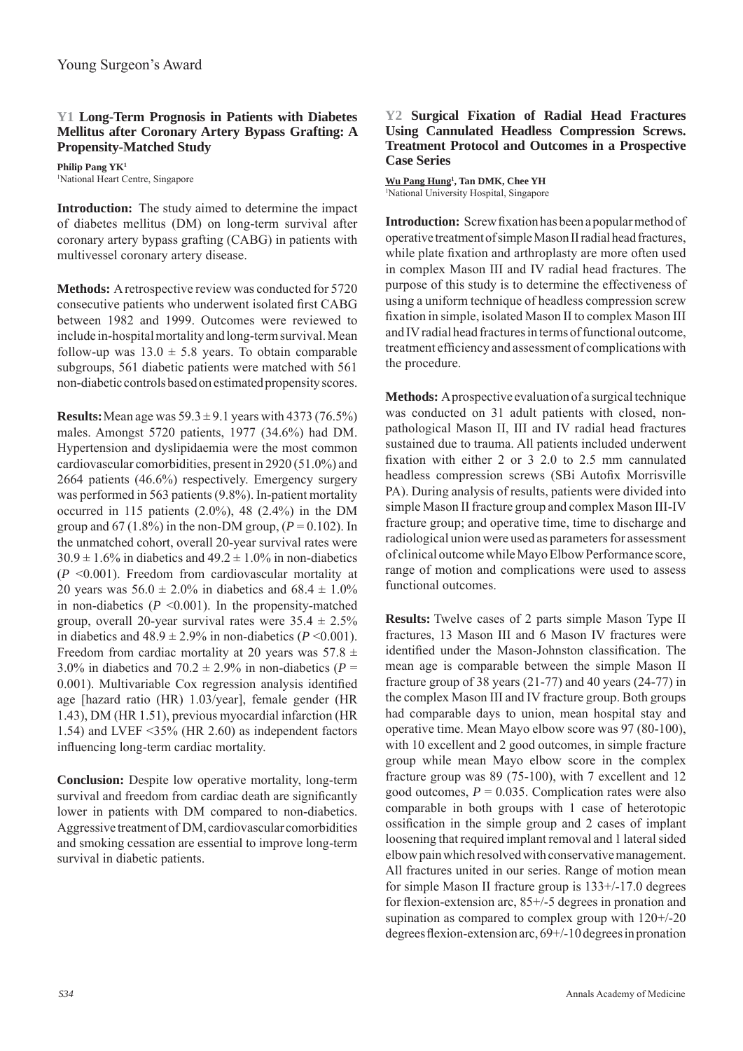# Young Surgeon's Award

## Y1 Long-Term Prognosis in Patients with Diabetes Mellitus after Coronary Artery Bypass Grafting: A Propensity-Matched Study

**Philip Pang YK**[1]

[1]National Heart Centre, Singapore

**Introduction:** The study aimed to determine the impact of diabetes mellitus (DM) on long-term survival after coronary artery bypass grafting (CABG) in patients with multivessel coronary artery disease.

**Methods:** A retrospective review was conducted for 5720 consecutive patients who underwent isolated first CABG between 1982 and 1999. Outcomes were reviewed to include in-hospital mortality and long-term survival. Mean follow-up was $13.0 \pm 5.8$ years. To obtain comparable subgroups, 561 diabetic patients were matched with 561 non-diabetic controls based on estimated propensity scores.

**Results:** Mean age was $59.3 \pm 9.1$ years with 4373 (76.5%) males. Amongst 5720 patients, 1977 (34.6%) had DM. Hypertension and dyslipidaemia were the most common cardiovascular comorbidities, present in 2920 (51.0%) and 2664 patients (46.6%) respectively. Emergency surgery was performed in 563 patients (9.8%). In-patient mortality occurred in 115 patients (2.0%), 48 (2.4%) in the DM group and 67 (1.8%) in the non-DM group, ($P = 0.102$). In the unmatched cohort, overall 20-year survival rates were $30.9 \pm 1.6\%$ in diabetics and $49.2 \pm 1.0\%$ in non-diabetics ($P < 0.001$). Freedom from cardiovascular mortality at 20 years was $56.0 \pm 2.0\%$ in diabetics and $68.4 \pm 1.0\%$ in non-diabetics ($P < 0.001$). In the propensity-matched group, overall 20-year survival rates were $35.4 \pm 2.5\%$ in diabetics and $48.9 \pm 2.9\%$ in non-diabetics ($P < 0.001$). Freedom from cardiac mortality at 20 years was $57.8 \pm 3.0\%$ in diabetics and $70.2 \pm 2.9\%$ in non-diabetics ($P = 0.001$). Multivariable Cox regression analysis identified age [hazard ratio (HR) 1.03/year], female gender (HR 1.43), DM (HR 1.51), previous myocardial infarction (HR 1.54) and LVEF <35% (HR 2.60) as independent factors influencing long-term cardiac mortality.

**Conclusion:** Despite low operative mortality, long-term survival and freedom from cardiac death are significantly lower in patients with DM compared to non-diabetics. Aggressive treatment of DM, cardiovascular comorbidities and smoking cessation are essential to improve long-term survival in diabetic patients.

## Y2 Surgical Fixation of Radial Head Fractures Using Cannulated Headless Compression Screws. Treatment Protocol and Outcomes in a Prospective Case Series

**Wu Pang Hung**[1]**, Tan DMK, Chee YH**

[1]National University Hospital, Singapore

**Introduction:** Screw fixation has been a popular method of operative treatment of simple Mason II radial head fractures, while plate fixation and arthroplasty are more often used in complex Mason III and IV radial head fractures. The purpose of this study is to determine the effectiveness of using a uniform technique of headless compression screw fixation in simple, isolated Mason II to complex Mason III and IV radial head fractures in terms of functional outcome, treatment efficiency and assessment of complications with the procedure.

**Methods:** A prospective evaluation of a surgical technique was conducted on 31 adult patients with closed, non-pathological Mason II, III and IV radial head fractures sustained due to trauma. All patients included underwent fixation with either 2 or 3 2.0 to 2.5 mm cannulated headless compression screws (SBi Autofix Morrisville PA). During analysis of results, patients were divided into simple Mason II fracture group and complex Mason III-IV fracture group; and operative time, time to discharge and radiological union were used as parameters for assessment of clinical outcome while Mayo Elbow Performance score, range of motion and complications were used to assess functional outcomes.

**Results:** Twelve cases of 2 parts simple Mason Type II fractures, 13 Mason III and 6 Mason IV fractures were identified under the Mason-Johnston classification. The mean age is comparable between the simple Mason II fracture group of 38 years (21-77) and 40 years (24-77) in the complex Mason III and IV fracture group. Both groups had comparable days to union, mean hospital stay and operative time. Mean Mayo elbow score was 97 (80-100), with 10 excellent and 2 good outcomes, in simple fracture group while mean Mayo elbow score in the complex fracture group was 89 (75-100), with 7 excellent and 12 good outcomes, $P = 0.035$. Complication rates were also comparable in both groups with 1 case of heterotopic ossification in the simple group and 2 cases of implant loosening that required implant removal and 1 lateral sided elbow pain which resolved with conservative management. All fractures united in our series. Range of motion mean for simple Mason II fracture group is 133+/-17.0 degrees for flexion-extension arc, 85+/-5 degrees in pronation and supination as compared to complex group with 120+/-20 degrees flexion-extension arc, 69+/-10 degrees in pronation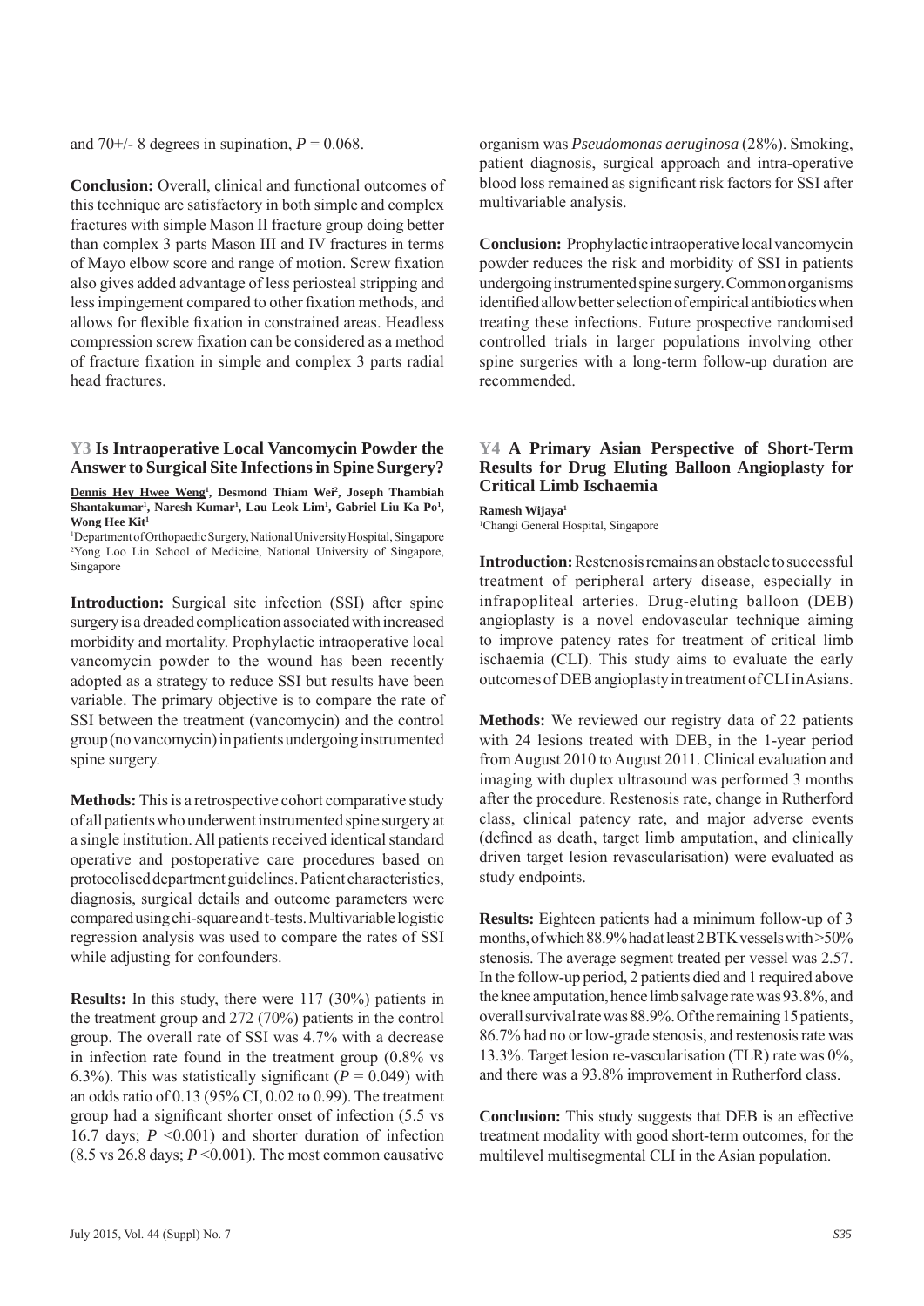and 70+/- 8 degrees in supination, $P = 0.068$.

**Conclusion:** Overall, clinical and functional outcomes of this technique are satisfactory in both simple and complex fractures with simple Mason II fracture group doing better than complex 3 parts Mason III and IV fractures in terms of Mayo elbow score and range of motion. Screw fixation also gives added advantage of less periosteal stripping and less impingement compared to other fixation methods, and allows for flexible fixation in constrained areas. Headless compression screw fixation can be considered as a method of fracture fixation in simple and complex 3 parts radial head fractures.

## Y3 Is Intraoperative Local Vancomycin Powder the Answer to Surgical Site Infections in Spine Surgery?

**Dennis Hey Hwee Weng[1], Desmond Thiam Wei[2], Joseph Thambiah Shantakumar[1], Naresh Kumar[1], Lau Leok Lim[1], Gabriel Liu Ka Po[1], Wong Hee Kit[1]**

[1]Department of Orthopaedic Surgery, National University Hospital, Singapore
[2]Yong Loo Lin School of Medicine, National University of Singapore, Singapore

**Introduction:** Surgical site infection (SSI) after spine surgery is a dreaded complication associated with increased morbidity and mortality. Prophylactic intraoperative local vancomycin powder to the wound has been recently adopted as a strategy to reduce SSI but results have been variable. The primary objective is to compare the rate of SSI between the treatment (vancomycin) and the control group (no vancomycin) in patients undergoing instrumented spine surgery.

**Methods:** This is a retrospective cohort comparative study of all patients who underwent instrumented spine surgery at a single institution. All patients received identical standard operative and postoperative care procedures based on protocolised department guidelines. Patient characteristics, diagnosis, surgical details and outcome parameters were compared using chi-square and t-tests. Multivariable logistic regression analysis was used to compare the rates of SSI while adjusting for confounders.

**Results:** In this study, there were 117 (30%) patients in the treatment group and 272 (70%) patients in the control group. The overall rate of SSI was 4.7% with a decrease in infection rate found in the treatment group (0.8% vs 6.3%). This was statistically significant ($P = 0.049$) with an odds ratio of 0.13 (95% CI, 0.02 to 0.99). The treatment group had a significant shorter onset of infection (5.5 vs 16.7 days; $P < 0.001$) and shorter duration of infection (8.5 vs 26.8 days; $P < 0.001$). The most common causative organism was *Pseudomonas aeruginosa* (28%). Smoking, patient diagnosis, surgical approach and intra-operative blood loss remained as significant risk factors for SSI after multivariable analysis.

**Conclusion:** Prophylactic intraoperative local vancomycin powder reduces the risk and morbidity of SSI in patients undergoing instrumented spine surgery. Common organisms identified allow better selection of empirical antibiotics when treating these infections. Future prospective randomised controlled trials in larger populations involving other spine surgeries with a long-term follow-up duration are recommended.

## Y4 A Primary Asian Perspective of Short-Term Results for Drug Eluting Balloon Angioplasty for Critical Limb Ischaemia

**Ramesh Wijaya[1]**

[1]Changi General Hospital, Singapore

**Introduction:** Restenosis remains an obstacle to successful treatment of peripheral artery disease, especially in infrapopliteal arteries. Drug-eluting balloon (DEB) angioplasty is a novel endovascular technique aiming to improve patency rates for treatment of critical limb ischaemia (CLI). This study aims to evaluate the early outcomes of DEB angioplasty in treatment of CLI in Asians.

**Methods:** We reviewed our registry data of 22 patients with 24 lesions treated with DEB, in the 1-year period from August 2010 to August 2011. Clinical evaluation and imaging with duplex ultrasound was performed 3 months after the procedure. Restenosis rate, change in Rutherford class, clinical patency rate, and major adverse events (defined as death, target limb amputation, and clinically driven target lesion revascularisation) were evaluated as study endpoints.

**Results:** Eighteen patients had a minimum follow-up of 3 months, of which 88.9% had at least 2 BTK vessels with >50% stenosis. The average segment treated per vessel was 2.57. In the follow-up period, 2 patients died and 1 required above the knee amputation, hence limb salvage rate was 93.8%, and overall survival rate was 88.9%. Of the remaining 15 patients, 86.7% had no or low-grade stenosis, and restenosis rate was 13.3%. Target lesion re-vascularisation (TLR) rate was 0%, and there was a 93.8% improvement in Rutherford class.

**Conclusion:** This study suggests that DEB is an effective treatment modality with good short-term outcomes, for the multilevel multisegmental CLI in the Asian population.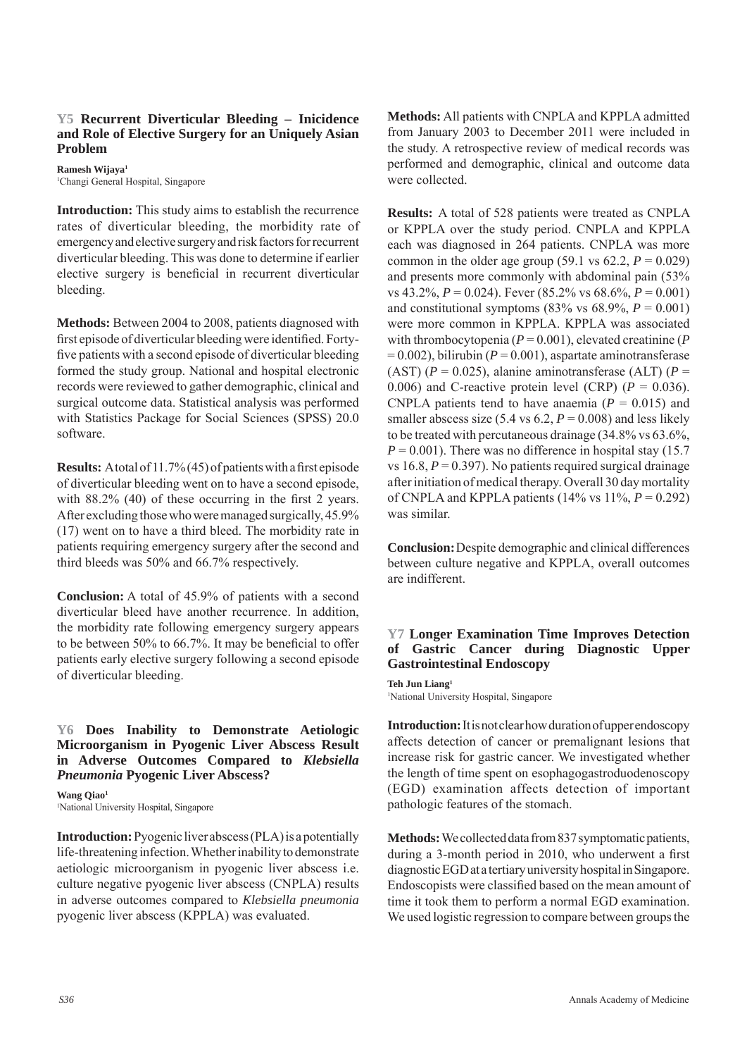### Y5 Recurrent Diverticular Bleeding – Inicidence and Role of Elective Surgery for an Uniquely Asian Problem

**Ramesh Wijaya**[1]
[1]Changi General Hospital, Singapore

**Introduction:** This study aims to establish the recurrence rates of diverticular bleeding, the morbidity rate of emergency and elective surgery and risk factors for recurrent diverticular bleeding. This was done to determine if earlier elective surgery is beneficial in recurrent diverticular bleeding.

**Methods:** Between 2004 to 2008, patients diagnosed with first episode of diverticular bleeding were identified. Forty-five patients with a second episode of diverticular bleeding formed the study group. National and hospital electronic records were reviewed to gather demographic, clinical and surgical outcome data. Statistical analysis was performed with Statistics Package for Social Sciences (SPSS) 20.0 software.

**Results:** A total of 11.7% (45) of patients with a first episode of diverticular bleeding went on to have a second episode, with 88.2% (40) of these occurring in the first 2 years. After excluding those who were managed surgically, 45.9% (17) went on to have a third bleed. The morbidity rate in patients requiring emergency surgery after the second and third bleeds was 50% and 66.7% respectively.

**Conclusion:** A total of 45.9% of patients with a second diverticular bleed have another recurrence. In addition, the morbidity rate following emergency surgery appears to be between 50% to 66.7%. It may be beneficial to offer patients early elective surgery following a second episode of diverticular bleeding.

### Y6 Does Inability to Demonstrate Aetiologic Microorganism in Pyogenic Liver Abscess Result in Adverse Outcomes Compared to *Klebsiella Pneumonia* Pyogenic Liver Abscess?

**Wang Qiao**[1]
[1]National University Hospital, Singapore

**Introduction:** Pyogenic liver abscess (PLA) is a potentially life-threatening infection. Whether inability to demonstrate aetiologic microorganism in pyogenic liver abscess i.e. culture negative pyogenic liver abscess (CNPLA) results in adverse outcomes compared to *Klebsiella pneumonia* pyogenic liver abscess (KPPLA) was evaluated.

**Methods:** All patients with CNPLA and KPPLA admitted from January 2003 to December 2011 were included in the study. A retrospective review of medical records was performed and demographic, clinical and outcome data were collected.

**Results:** A total of 528 patients were treated as CNPLA or KPPLA over the study period. CNPLA and KPPLA each was diagnosed in 264 patients. CNPLA was more common in the older age group (59.1 vs 62.2, $P = 0.029$) and presents more commonly with abdominal pain (53% vs 43.2%, $P = 0.024$). Fever (85.2% vs 68.6%, $P = 0.001$) and constitutional symptoms (83% vs 68.9%, $P = 0.001$) were more common in KPPLA. KPPLA was associated with thrombocytopenia ($P = 0.001$), elevated creatinine ($P = 0.002$), bilirubin ($P = 0.001$), aspartate aminotransferase (AST) ($P = 0.025$), alanine aminotransferase (ALT) ($P = 0.006$) and C-reactive protein level (CRP) ($P = 0.036$). CNPLA patients tend to have anaemia ($P = 0.015$) and smaller abscess size (5.4 vs 6.2, $P = 0.008$) and less likely to be treated with percutaneous drainage (34.8% vs 63.6%, $P = 0.001$). There was no difference in hospital stay (15.7 vs 16.8, $P = 0.397$). No patients required surgical drainage after initiation of medical therapy. Overall 30 day mortality of CNPLA and KPPLA patients (14% vs 11%, $P = 0.292$) was similar.

**Conclusion:** Despite demographic and clinical differences between culture negative and KPPLA, overall outcomes are indifferent.

### Y7 Longer Examination Time Improves Detection of Gastric Cancer during Diagnostic Upper Gastrointestinal Endoscopy

**Teh Jun Liang**[1]
[1]National University Hospital, Singapore

**Introduction:** It is not clear how duration of upper endoscopy affects detection of cancer or premalignant lesions that increase risk for gastric cancer. We investigated whether the length of time spent on esophagogastroduodenoscopy (EGD) examination affects detection of important pathologic features of the stomach.

**Methods:** We collected data from 837 symptomatic patients, during a 3-month period in 2010, who underwent a first diagnostic EGD at a tertiary university hospital in Singapore. Endoscopists were classified based on the mean amount of time it took them to perform a normal EGD examination. We used logistic regression to compare between groups the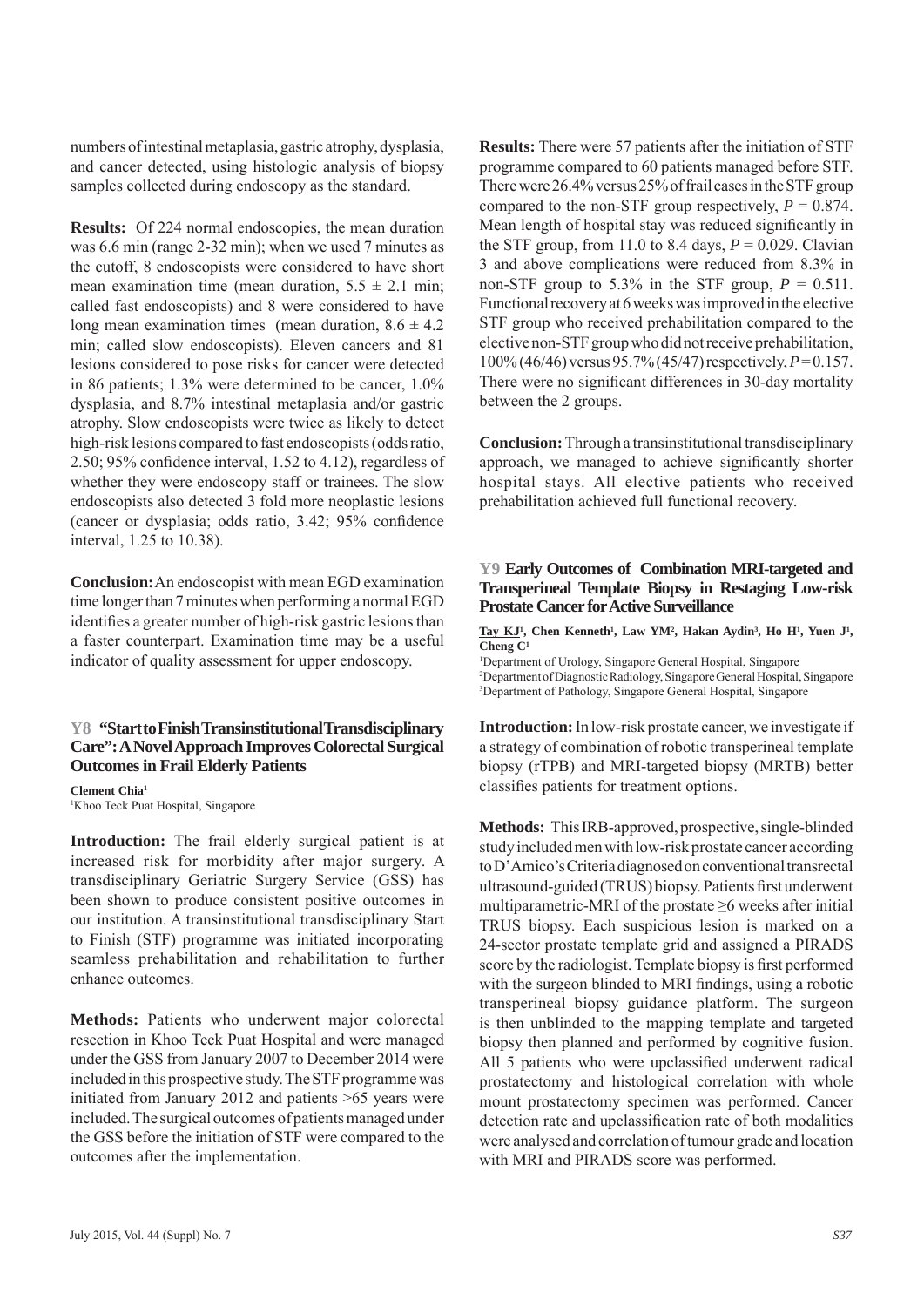numbers of intestinal metaplasia, gastric atrophy, dysplasia, and cancer detected, using histologic analysis of biopsy samples collected during endoscopy as the standard.

**Results:** Of 224 normal endoscopies, the mean duration was 6.6 min (range 2-32 min); when we used 7 minutes as the cutoff, 8 endoscopists were considered to have short mean examination time (mean duration, $5.5 \pm 2.1$ min; called fast endoscopists) and 8 were considered to have long mean examination times (mean duration, $8.6 \pm 4.2$ min; called slow endoscopists). Eleven cancers and 81 lesions considered to pose risks for cancer were detected in 86 patients; 1.3% were determined to be cancer, 1.0% dysplasia, and 8.7% intestinal metaplasia and/or gastric atrophy. Slow endoscopists were twice as likely to detect high-risk lesions compared to fast endoscopists (odds ratio, 2.50; 95% confidence interval, 1.52 to 4.12), regardless of whether they were endoscopy staff or trainees. The slow endoscopists also detected 3 fold more neoplastic lesions (cancer or dysplasia; odds ratio, 3.42; 95% confidence interval, 1.25 to 10.38).

**Conclusion:** An endoscopist with mean EGD examination time longer than 7 minutes when performing a normal EGD identifies a greater number of high-risk gastric lesions than a faster counterpart. Examination time may be a useful indicator of quality assessment for upper endoscopy.

### Y8 "Start to Finish Transinstitutional Transdisciplinary Care": A Novel Approach Improves Colorectal Surgical Outcomes in Frail Elderly Patients

**Clement Chia**[1]

[1]Khoo Teck Puat Hospital, Singapore

**Introduction:** The frail elderly surgical patient is at increased risk for morbidity after major surgery. A transdisciplinary Geriatric Surgery Service (GSS) has been shown to produce consistent positive outcomes in our institution. A transinstitutional transdisciplinary Start to Finish (STF) programme was initiated incorporating seamless prehabilitation and rehabilitation to further enhance outcomes.

**Methods:** Patients who underwent major colorectal resection in Khoo Teck Puat Hospital and were managed under the GSS from January 2007 to December 2014 were included in this prospective study. The STF programme was initiated from January 2012 and patients >65 years were included. The surgical outcomes of patients managed under the GSS before the initiation of STF were compared to the outcomes after the implementation.

**Results:** There were 57 patients after the initiation of STF programme compared to 60 patients managed before STF. There were 26.4% versus 25% of frail cases in the STF group compared to the non-STF group respectively, $P = 0.874$. Mean length of hospital stay was reduced significantly in the STF group, from 11.0 to 8.4 days, $P = 0.029$. Clavian 3 and above complications were reduced from 8.3% in non-STF group to 5.3% in the STF group, $P = 0.511$. Functional recovery at 6 weeks was improved in the elective STF group who received prehabilitation compared to the elective non-STF group who did not receive prehabilitation, 100% (46/46) versus 95.7% (45/47) respectively, $P = 0.157$. There were no significant differences in 30-day mortality between the 2 groups.

**Conclusion:** Through a transinstitutional transdisciplinary approach, we managed to achieve significantly shorter hospital stays. All elective patients who received prehabilitation achieved full functional recovery.

### Y9 Early Outcomes of Combination MRI-targeted and Transperineal Template Biopsy in Restaging Low-risk Prostate Cancer for Active Surveillance

**Tay KJ**[1], **Chen Kenneth**[1], **Law YM**[2], **Hakan Aydin**[3], **Ho H**[1], **Yuen J**[1], **Cheng C**[1]

[1]Department of Urology, Singapore General Hospital, Singapore
[2]Department of Diagnostic Radiology, Singapore General Hospital, Singapore
[3]Department of Pathology, Singapore General Hospital, Singapore

**Introduction:** In low-risk prostate cancer, we investigate if a strategy of combination of robotic transperineal template biopsy (rTPB) and MRI-targeted biopsy (MRTB) better classifies patients for treatment options.

**Methods:** This IRB-approved, prospective, single-blinded study included men with low-risk prostate cancer according to D'Amico's Criteria diagnosed on conventional transrectal ultrasound-guided (TRUS) biopsy. Patients first underwent multiparametric-MRI of the prostate ≥6 weeks after initial TRUS biopsy. Each suspicious lesion is marked on a 24-sector prostate template grid and assigned a PIRADS score by the radiologist. Template biopsy is first performed with the surgeon blinded to MRI findings, using a robotic transperineal biopsy guidance platform. The surgeon is then unblinded to the mapping template and targeted biopsy then planned and performed by cognitive fusion. All 5 patients who were upclassified underwent radical prostatectomy and histological correlation with whole mount prostatectomy specimen was performed. Cancer detection rate and upclassification rate of both modalities were analysed and correlation of tumour grade and location with MRI and PIRADS score was performed.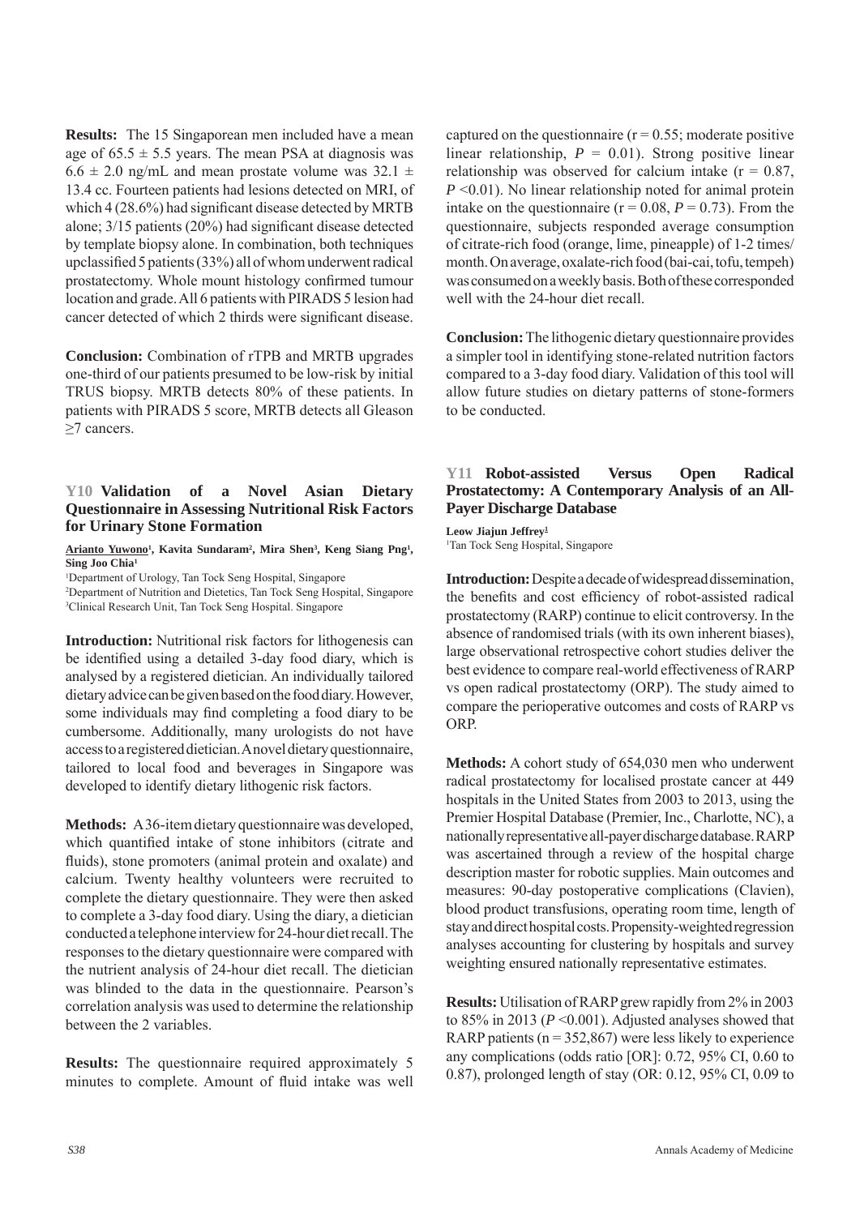**Results:** The 15 Singaporean men included have a mean age of 65.5 ± 5.5 years. The mean PSA at diagnosis was 6.6 ± 2.0 ng/mL and mean prostate volume was 32.1 ± 13.4 cc. Fourteen patients had lesions detected on MRI, of which 4 (28.6%) had significant disease detected by MRTB alone; 3/15 patients (20%) had significant disease detected by template biopsy alone. In combination, both techniques upclassified 5 patients (33%) all of whom underwent radical prostatectomy. Whole mount histology confirmed tumour location and grade. All 6 patients with PIRADS 5 lesion had cancer detected of which 2 thirds were significant disease.

**Conclusion:** Combination of rTPB and MRTB upgrades one-third of our patients presumed to be low-risk by initial TRUS biopsy. MRTB detects 80% of these patients. In patients with PIRADS 5 score, MRTB detects all Gleason ≥7 cancers.

### Y10 Validation of a Novel Asian Dietary Questionnaire in Assessing Nutritional Risk Factors for Urinary Stone Formation

**Arianto Yuwono[1], Kavita Sundaram[2], Mira Shen[3], Keng Siang Png[1], Sing Joo Chia[1]**

[1]Department of Urology, Tan Tock Seng Hospital, Singapore
[2]Department of Nutrition and Dietetics, Tan Tock Seng Hospital, Singapore
[3]Clinical Research Unit, Tan Tock Seng Hospital. Singapore

**Introduction:** Nutritional risk factors for lithogenesis can be identified using a detailed 3-day food diary, which is analysed by a registered dietician. An individually tailored dietary advice can be given based on the food diary. However, some individuals may find completing a food diary to be cumbersome. Additionally, many urologists do not have access to a registered dietician. A novel dietary questionnaire, tailored to local food and beverages in Singapore was developed to identify dietary lithogenic risk factors.

**Methods:** A 36-item dietary questionnaire was developed, which quantified intake of stone inhibitors (citrate and fluids), stone promoters (animal protein and oxalate) and calcium. Twenty healthy volunteers were recruited to complete the dietary questionnaire. They were then asked to complete a 3-day food diary. Using the diary, a dietician conducted a telephone interview for 24-hour diet recall. The responses to the dietary questionnaire were compared with the nutrient analysis of 24-hour diet recall. The dietician was blinded to the data in the questionnaire. Pearson's correlation analysis was used to determine the relationship between the 2 variables.

**Results:** The questionnaire required approximately 5 minutes to complete. Amount of fluid intake was well captured on the questionnaire ($r = 0.55$; moderate positive linear relationship, $P = 0.01$). Strong positive linear relationship was observed for calcium intake ($r = 0.87$, $P < 0.01$). No linear relationship noted for animal protein intake on the questionnaire ($r = 0.08$, $P = 0.73$). From the questionnaire, subjects responded average consumption of citrate-rich food (orange, lime, pineapple) of 1-2 times/month. On average, oxalate-rich food (bai-cai, tofu, tempeh) was consumed on a weekly basis. Both of these corresponded well with the 24-hour diet recall.

**Conclusion:** The lithogenic dietary questionnaire provides a simpler tool in identifying stone-related nutrition factors compared to a 3-day food diary. Validation of this tool will allow future studies on dietary patterns of stone-formers to be conducted.

### Y11 Robot-assisted Versus Open Radical Prostatectomy: A Contemporary Analysis of an All-Payer Discharge Database

**Leow Jiajun Jeffrey[1]**
[1]Tan Tock Seng Hospital, Singapore

**Introduction:** Despite a decade of widespread dissemination, the benefits and cost efficiency of robot-assisted radical prostatectomy (RARP) continue to elicit controversy. In the absence of randomised trials (with its own inherent biases), large observational retrospective cohort studies deliver the best evidence to compare real-world effectiveness of RARP vs open radical prostatectomy (ORP). The study aimed to compare the perioperative outcomes and costs of RARP vs ORP.

**Methods:** A cohort study of 654,030 men who underwent radical prostatectomy for localised prostate cancer at 449 hospitals in the United States from 2003 to 2013, using the Premier Hospital Database (Premier, Inc., Charlotte, NC), a nationally representative all-payer discharge database. RARP was ascertained through a review of the hospital charge description master for robotic supplies. Main outcomes and measures: 90-day postoperative complications (Clavien), blood product transfusions, operating room time, length of stay and direct hospital costs. Propensity-weighted regression analyses accounting for clustering by hospitals and survey weighting ensured nationally representative estimates.

**Results:** Utilisation of RARP grew rapidly from 2% in 2003 to 85% in 2013 ($P < 0.001$). Adjusted analyses showed that RARP patients (n = 352,867) were less likely to experience any complications (odds ratio [OR]: 0.72, 95% CI, 0.60 to 0.87), prolonged length of stay (OR: 0.12, 95% CI, 0.09 to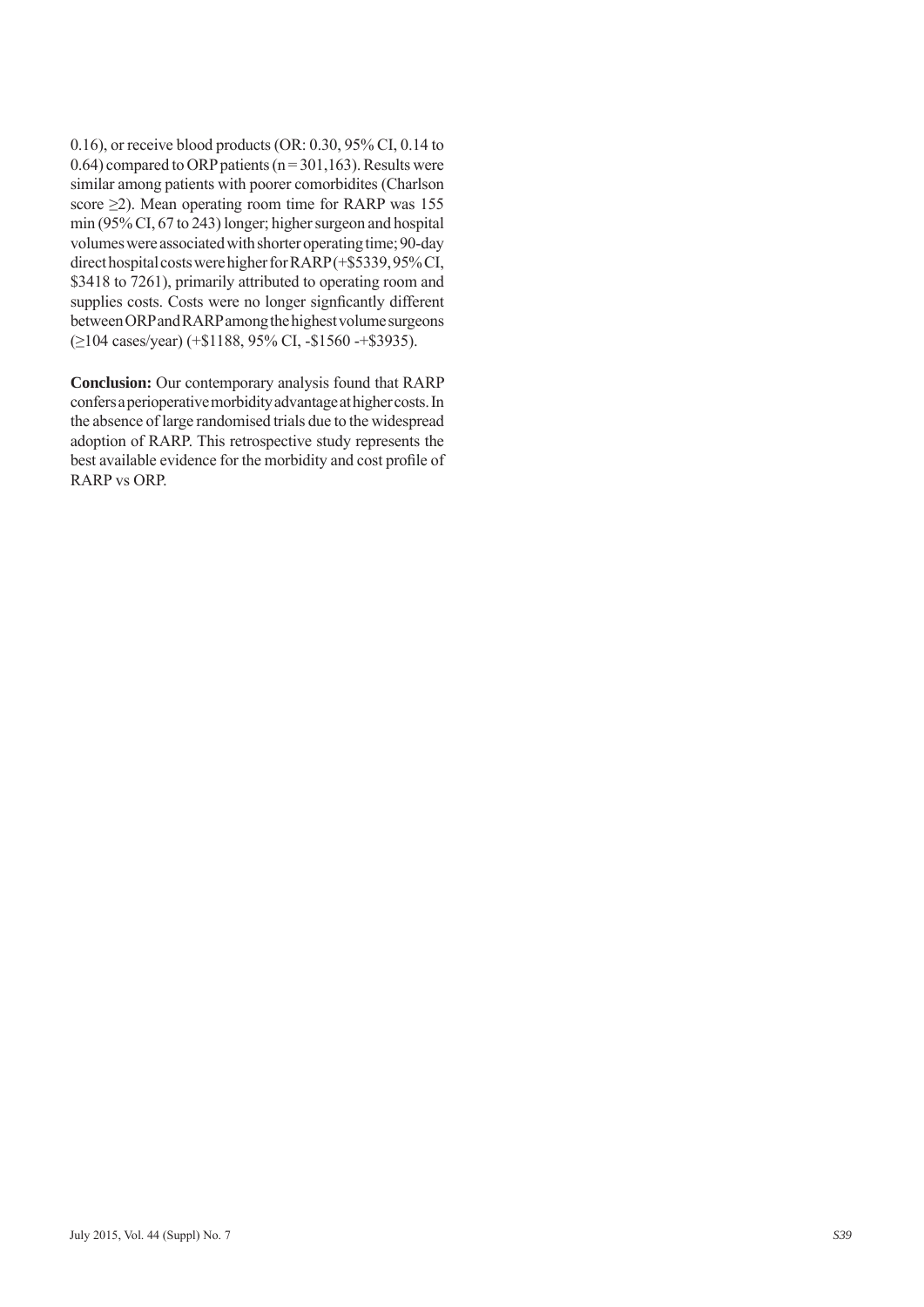0.16), or receive blood products (OR: 0.30, 95% CI, 0.14 to 0.64) compared to ORP patients (n = 301,163). Results were similar among patients with poorer comorbidites (Charlson score ≥2). Mean operating room time for RARP was 155 min (95% CI, 67 to 243) longer; higher surgeon and hospital volumes were associated with shorter operating time; 90-day direct hospital costs were higher for RARP (+$5339, 95% CI, $3418 to 7261), primarily attributed to operating room and supplies costs. Costs were no longer signficantly different between ORP and RARP among the highest volume surgeons (≥104 cases/year) (+$1188, 95% CI, -$1560 -+$3935).

**Conclusion:** Our contemporary analysis found that RARP confers a perioperative morbidity advantage at higher costs. In the absence of large randomised trials due to the widespread adoption of RARP. This retrospective study represents the best available evidence for the morbidity and cost profile of RARP vs ORP.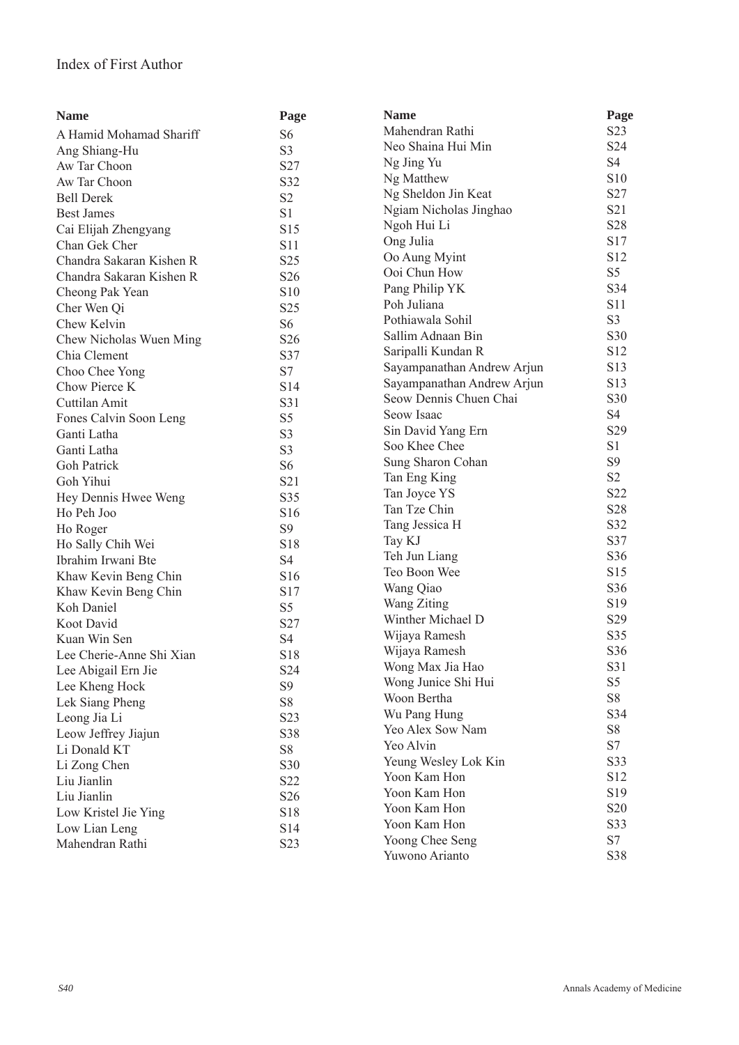# Index of First Author

| Name | Page |
|---|---|
| A Hamid Mohamad Shariff | S6 |
| Ang Shiang-Hu | S3 |
| Aw Tar Choon | S27 |
| Aw Tar Choon | S32 |
| Bell Derek | S2 |
| Best James | S1 |
| Cai Elijah Zhengyang | S15 |
| Chan Gek Cher | S11 |
| Chandra Sakaran Kishen R | S25 |
| Chandra Sakaran Kishen R | S26 |
| Cheong Pak Yean | S10 |
| Cher Wen Qi | S25 |
| Chew Kelvin | S6 |
| Chew Nicholas Wuen Ming | S26 |
| Chia Clement | S37 |
| Choo Chee Yong | S7 |
| Chow Pierce K | S14 |
| Cuttilan Amit | S31 |
| Fones Calvin Soon Leng | S5 |
| Ganti Latha | S3 |
| Ganti Latha | S3 |
| Goh Patrick | S6 |
| Goh Yihui | S21 |
| Hey Dennis Hwee Weng | S35 |
| Ho Peh Joo | S16 |
| Ho Roger | S9 |
| Ho Sally Chih Wei | S18 |
| Ibrahim Irwani Bte | S4 |
| Khaw Kevin Beng Chin | S16 |
| Khaw Kevin Beng Chin | S17 |
| Koh Daniel | S5 |
| Koot David | S27 |
| Kuan Win Sen | S4 |
| Lee Cherie-Anne Shi Xian | S18 |
| Lee Abigail Ern Jie | S24 |
| Lee Kheng Hock | S9 |
| Lek Siang Pheng | S8 |
| Leong Jia Li | S23 |
| Leow Jeffrey Jiajun | S38 |
| Li Donald KT | S8 |
| Li Zong Chen | S30 |
| Liu Jianlin | S22 |
| Liu Jianlin | S26 |
| Low Kristel Jie Ying | S18 |
| Low Lian Leng | S14 |
| Mahendran Rathi | S23 |
| Mahendran Rathi | S23 |
| Neo Shaina Hui Min | S24 |
| Ng Jing Yu | S4 |
| Ng Matthew | S10 |
| Ng Sheldon Jin Keat | S27 |
| Ngiam Nicholas Jinghao | S21 |
| Ngoh Hui Li | S28 |
| Ong Julia | S17 |
| Oo Aung Myint | S12 |
| Ooi Chun How | S5 |
| Pang Philip YK | S34 |
| Poh Juliana | S11 |
| Pothiawala Sohil | S3 |
| Sallim Adnaan Bin | S30 |
| Saripalli Kundan R | S12 |
| Sayampanathan Andrew Arjun | S13 |
| Sayampanathan Andrew Arjun | S13 |
| Seow Dennis Chuen Chai | S30 |
| Seow Isaac | S4 |
| Sin David Yang Ern | S29 |
| Soo Khee Chee | S1 |
| Sung Sharon Cohan | S9 |
| Tan Eng King | S2 |
| Tan Joyce YS | S22 |
| Tan Tze Chin | S28 |
| Tang Jessica H | S32 |
| Tay KJ | S37 |
| Teh Jun Liang | S36 |
| Teo Boon Wee | S15 |
| Wang Qiao | S36 |
| Wang Ziting | S19 |
| Winther Michael D | S29 |
| Wijaya Ramesh | S35 |
| Wijaya Ramesh | S36 |
| Wong Max Jia Hao | S31 |
| Wong Junice Shi Hui | S5 |
| Woon Bertha | S8 |
| Wu Pang Hung | S34 |
| Yeo Alex Sow Nam | S8 |
| Yeo Alvin | S7 |
| Yeung Wesley Lok Kin | S33 |
| Yoon Kam Hon | S12 |
| Yoon Kam Hon | S19 |
| Yoon Kam Hon | S20 |
| Yoon Kam Hon | S33 |
| Yoong Chee Seng | S7 |
| Yuwono Arianto | S38 |